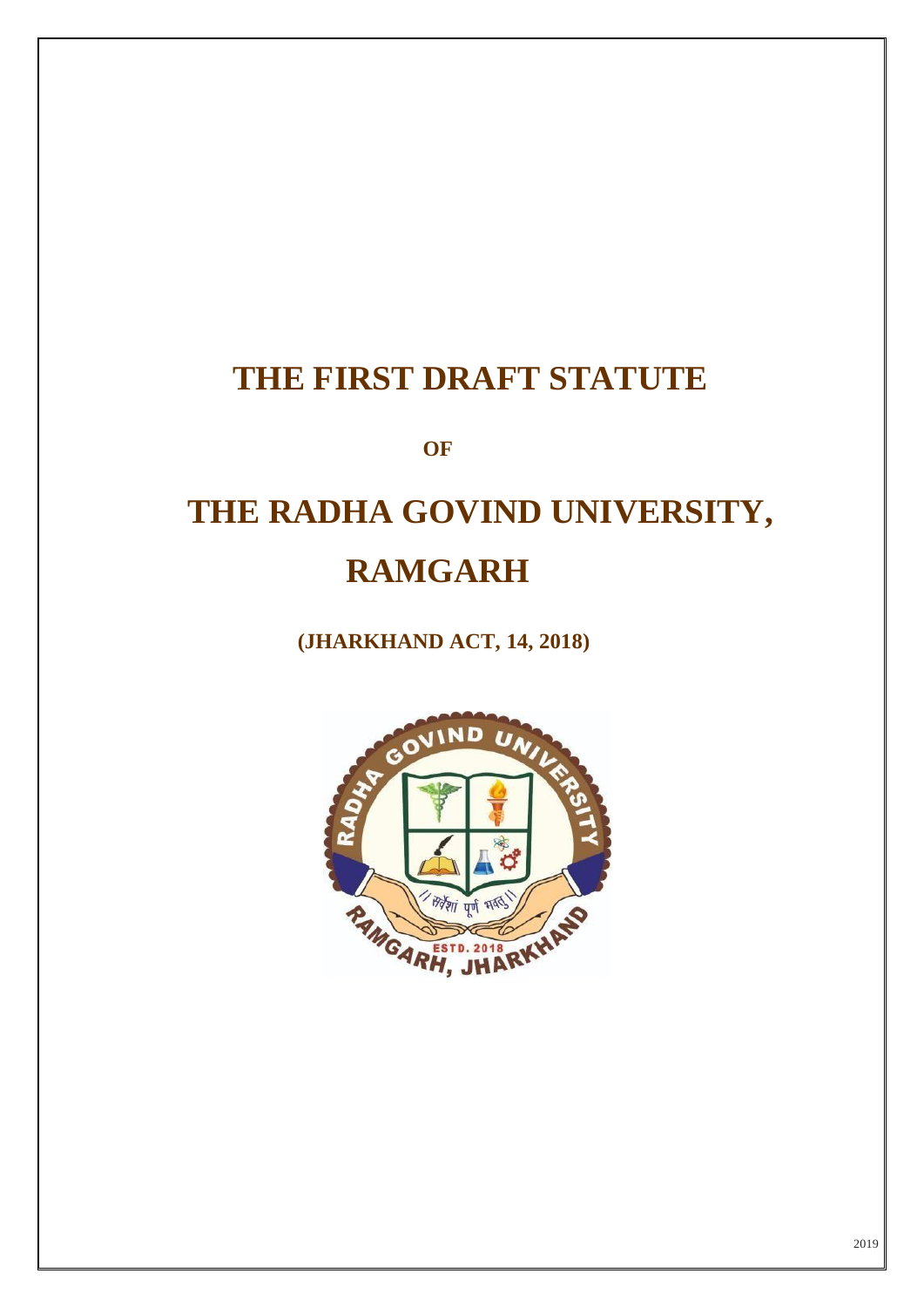# THE FIRST DRAFT STATUTE

**OF**

# THE RADHA GOVIND UNIVERSITY, RAMGARH

**(JHARKHAND ACT, 14, 2018)**

2019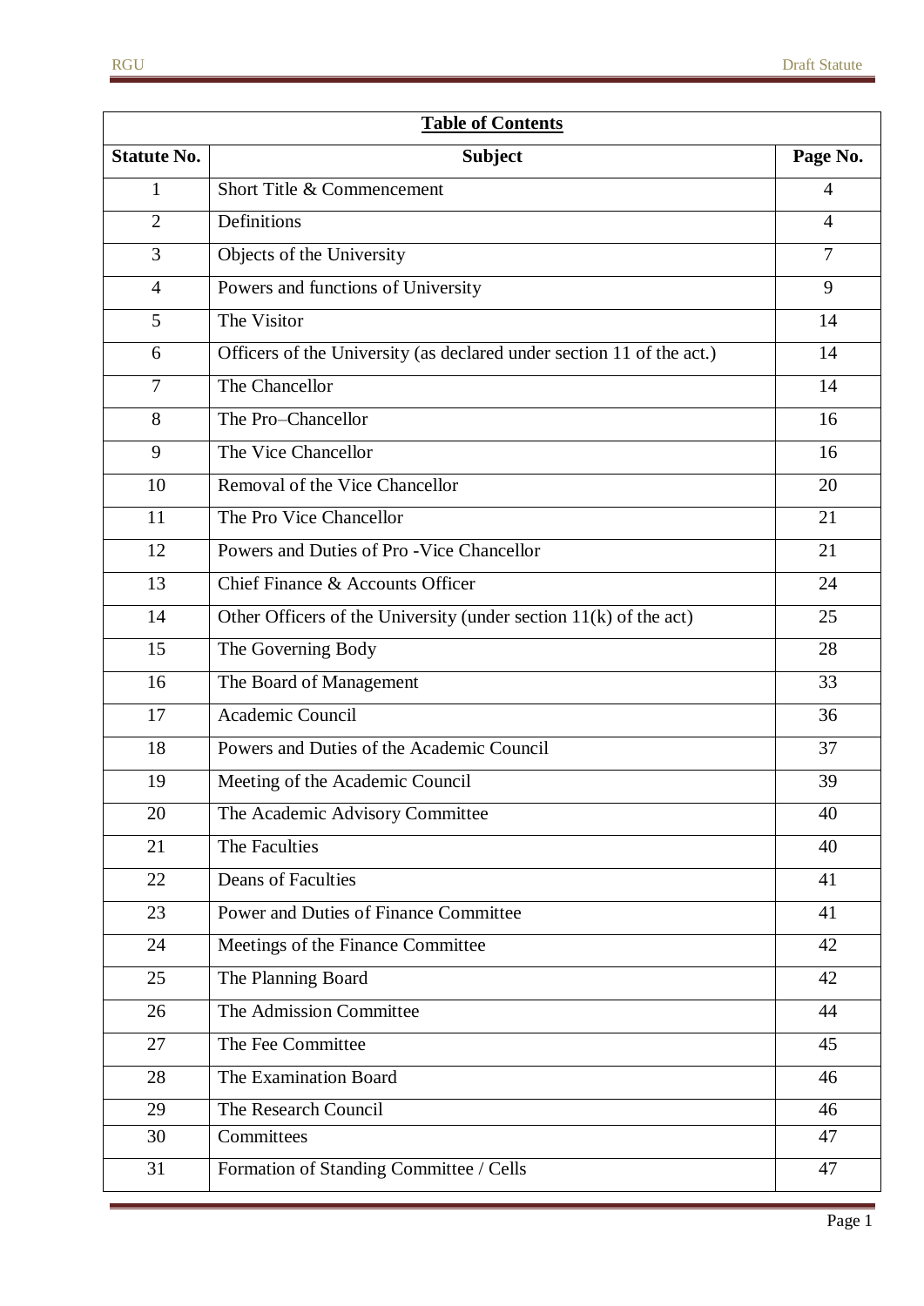| **Table of Contents** | | |
|---|---|---|
| **Statute No.** | **Subject** | **Page No.** |
| 1 | Short Title & Commencement | 4 |
| 2 | Definitions | 4 |
| 3 | Objects of the University | 7 |
| 4 | Powers and functions of University | 9 |
| 5 | The Visitor | 14 |
| 6 | Officers of the University (as declared under section 11 of the act.) | 14 |
| 7 | The Chancellor | 14 |
| 8 | The Pro–Chancellor | 16 |
| 9 | The Vice Chancellor | 16 |
| 10 | Removal of the Vice Chancellor | 20 |
| 11 | The Pro Vice Chancellor | 21 |
| 12 | Powers and Duties of Pro -Vice Chancellor | 21 |
| 13 | Chief Finance & Accounts Officer | 24 |
| 14 | Other Officers of the University (under section 11(k) of the act) | 25 |
| 15 | The Governing Body | 28 |
| 16 | The Board of Management | 33 |
| 17 | Academic Council | 36 |
| 18 | Powers and Duties of the Academic Council | 37 |
| 19 | Meeting of the Academic Council | 39 |
| 20 | The Academic Advisory Committee | 40 |
| 21 | The Faculties | 40 |
| 22 | Deans of Faculties | 41 |
| 23 | Power and Duties of Finance Committee | 41 |
| 24 | Meetings of the Finance Committee | 42 |
| 25 | The Planning Board | 42 |
| 26 | The Admission Committee | 44 |
| 27 | The Fee Committee | 45 |
| 28 | The Examination Board | 46 |
| 29 | The Research Council | 46 |
| 30 | Committees | 47 |
| 31 | Formation of Standing Committee / Cells | 47 |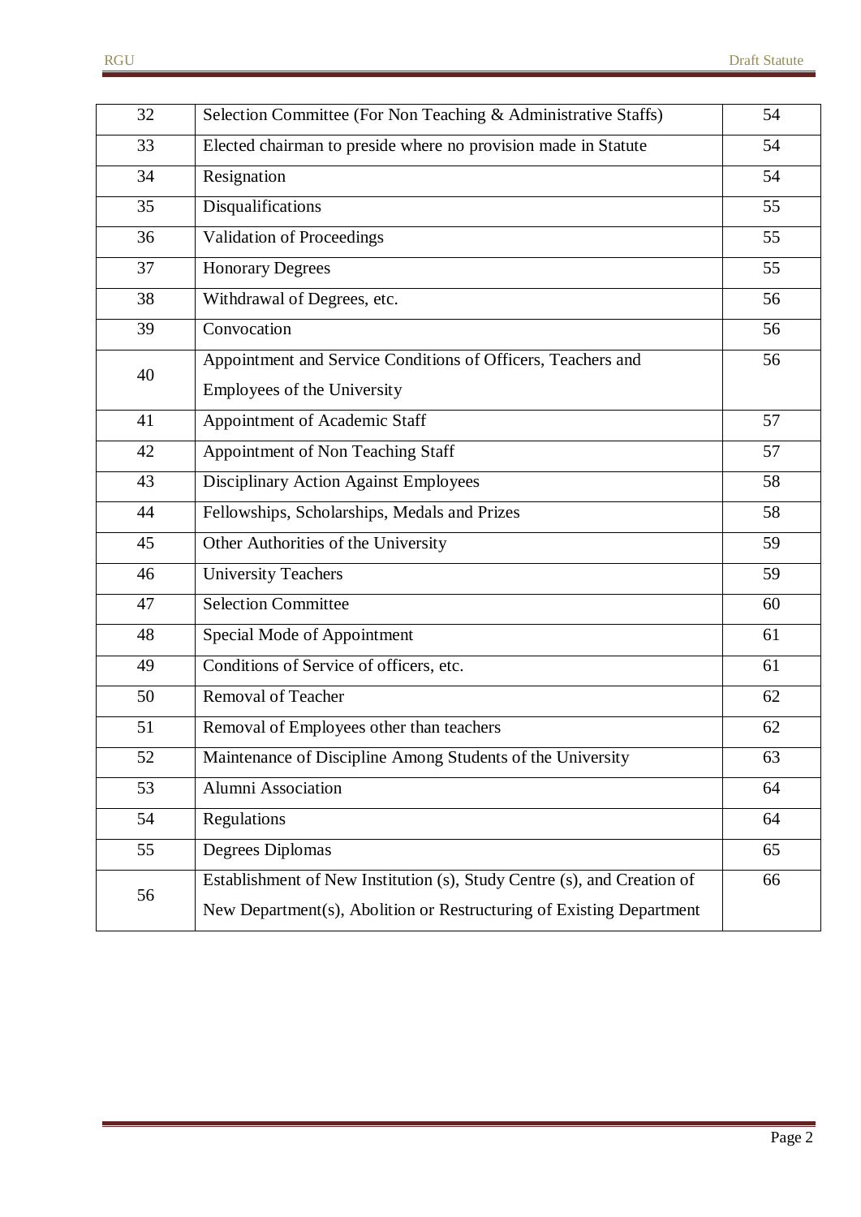| 32 | Selection Committee (For Non Teaching & Administrative Staffs) | 54 |
|---|---|---|
| 33 | Elected chairman to preside where no provision made in Statute | 54 |
| 34 | Resignation | 54 |
| 35 | Disqualifications | 55 |
| 36 | Validation of Proceedings | 55 |
| 37 | Honorary Degrees | 55 |
| 38 | Withdrawal of Degrees, etc. | 56 |
| 39 | Convocation | 56 |
| 40 | Appointment and Service Conditions of Officers, Teachers and Employees of the University | 56 |
| 41 | Appointment of Academic Staff | 57 |
| 42 | Appointment of Non Teaching Staff | 57 |
| 43 | Disciplinary Action Against Employees | 58 |
| 44 | Fellowships, Scholarships, Medals and Prizes | 58 |
| 45 | Other Authorities of the University | 59 |
| 46 | University Teachers | 59 |
| 47 | Selection Committee | 60 |
| 48 | Special Mode of Appointment | 61 |
| 49 | Conditions of Service of officers, etc. | 61 |
| 50 | Removal of Teacher | 62 |
| 51 | Removal of Employees other than teachers | 62 |
| 52 | Maintenance of Discipline Among Students of the University | 63 |
| 53 | Alumni Association | 64 |
| 54 | Regulations | 64 |
| 55 | Degrees Diplomas | 65 |
| 56 | Establishment of New Institution (s), Study Centre (s), and Creation of New Department(s), Abolition or Restructuring of Existing Department | 66 |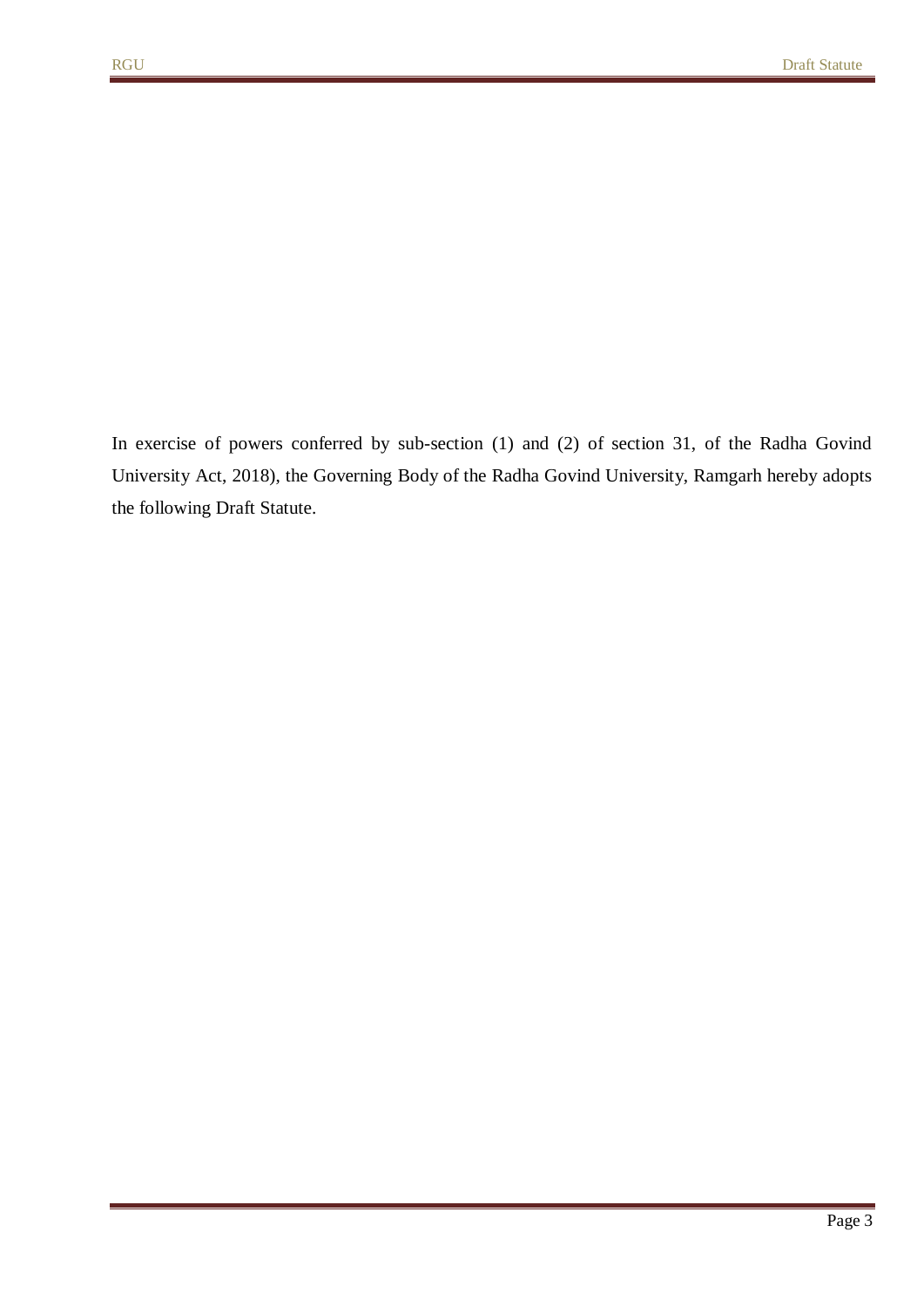In exercise of powers conferred by sub-section (1) and (2) of section 31, of the Radha Govind University Act, 2018), the Governing Body of the Radha Govind University, Ramgarh hereby adopts the following Draft Statute.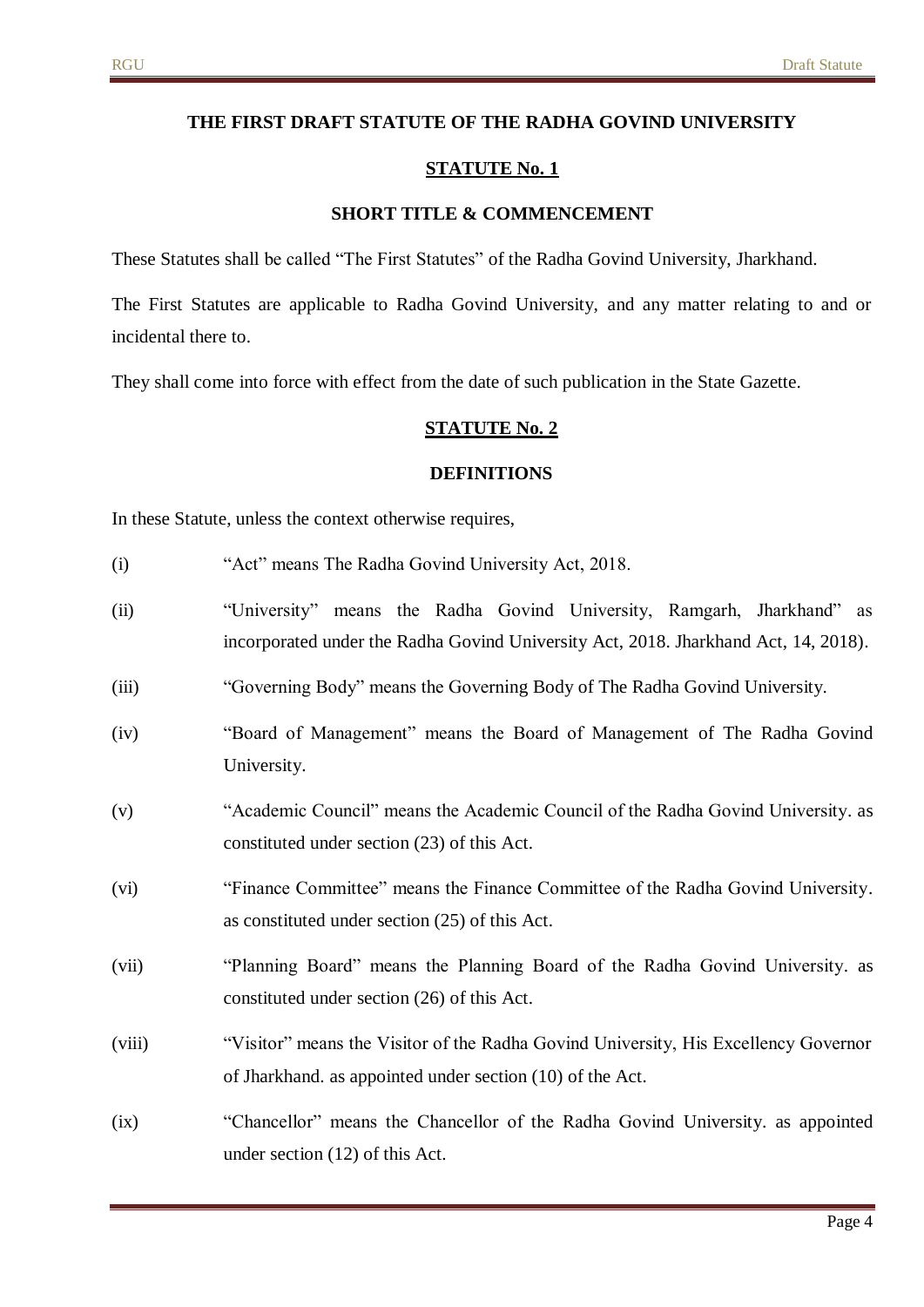**THE FIRST DRAFT STATUTE OF THE RADHA GOVIND UNIVERSITY**

## STATUTE No. 1

### SHORT TITLE & COMMENCEMENT

These Statutes shall be called "The First Statutes" of the Radha Govind University, Jharkhand.

The First Statutes are applicable to Radha Govind University, and any matter relating to and or incidental there to.

They shall come into force with effect from the date of such publication in the State Gazette.

## STATUTE No. 2

### DEFINITIONS

In these Statute, unless the context otherwise requires,

(i) "Act" means The Radha Govind University Act, 2018.

(ii) "University" means the Radha Govind University, Ramgarh, Jharkhand" as incorporated under the Radha Govind University Act, 2018. Jharkhand Act, 14, 2018).

(iii) "Governing Body" means the Governing Body of The Radha Govind University.

(iv) "Board of Management" means the Board of Management of The Radha Govind University.

(v) "Academic Council" means the Academic Council of the Radha Govind University. as constituted under section (23) of this Act.

(vi) "Finance Committee" means the Finance Committee of the Radha Govind University. as constituted under section (25) of this Act.

(vii) "Planning Board" means the Planning Board of the Radha Govind University. as constituted under section (26) of this Act.

(viii) "Visitor" means the Visitor of the Radha Govind University, His Excellency Governor of Jharkhand. as appointed under section (10) of the Act.

(ix) "Chancellor" means the Chancellor of the Radha Govind University. as appointed under section (12) of this Act.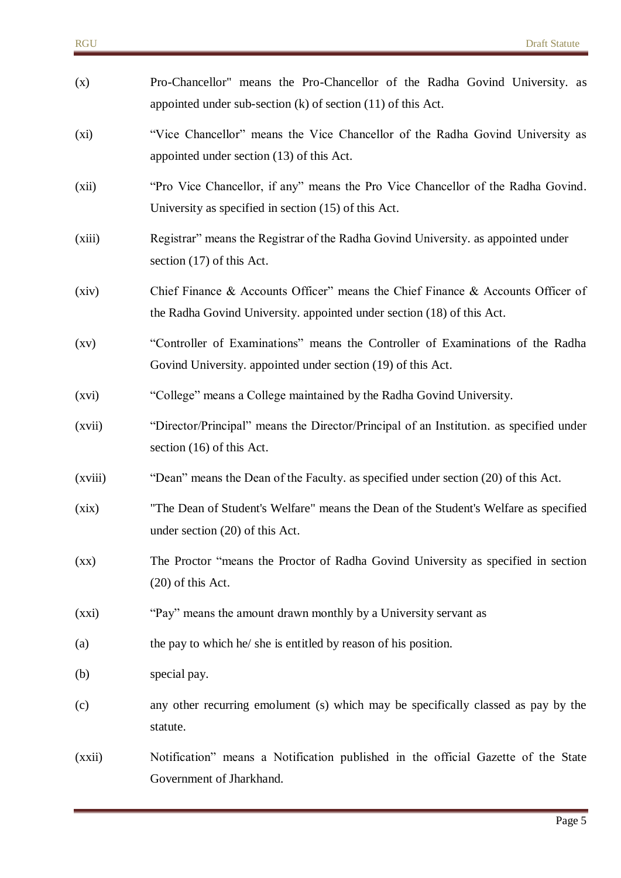(x) Pro-Chancellor" means the Pro-Chancellor of the Radha Govind University. as appointed under sub-section (k) of section (11) of this Act.

(xi) "Vice Chancellor" means the Vice Chancellor of the Radha Govind University as appointed under section (13) of this Act.

(xii) "Pro Vice Chancellor, if any" means the Pro Vice Chancellor of the Radha Govind. University as specified in section (15) of this Act.

(xiii) Registrar" means the Registrar of the Radha Govind University. as appointed under section (17) of this Act.

(xiv) Chief Finance & Accounts Officer" means the Chief Finance & Accounts Officer of the Radha Govind University. appointed under section (18) of this Act.

(xv) "Controller of Examinations" means the Controller of Examinations of the Radha Govind University. appointed under section (19) of this Act.

(xvi) "College" means a College maintained by the Radha Govind University.

(xvii) "Director/Principal" means the Director/Principal of an Institution. as specified under section (16) of this Act.

(xviii) "Dean" means the Dean of the Faculty. as specified under section (20) of this Act.

(xix) "The Dean of Student's Welfare" means the Dean of the Student's Welfare as specified under section (20) of this Act.

(xx) The Proctor "means the Proctor of Radha Govind University as specified in section (20) of this Act.

(xxi) "Pay" means the amount drawn monthly by a University servant as

(a) the pay to which he/ she is entitled by reason of his position.

(b) special pay.

(c) any other recurring emolument (s) which may be specifically classed as pay by the statute.

(xxii) Notification" means a Notification published in the official Gazette of the State Government of Jharkhand.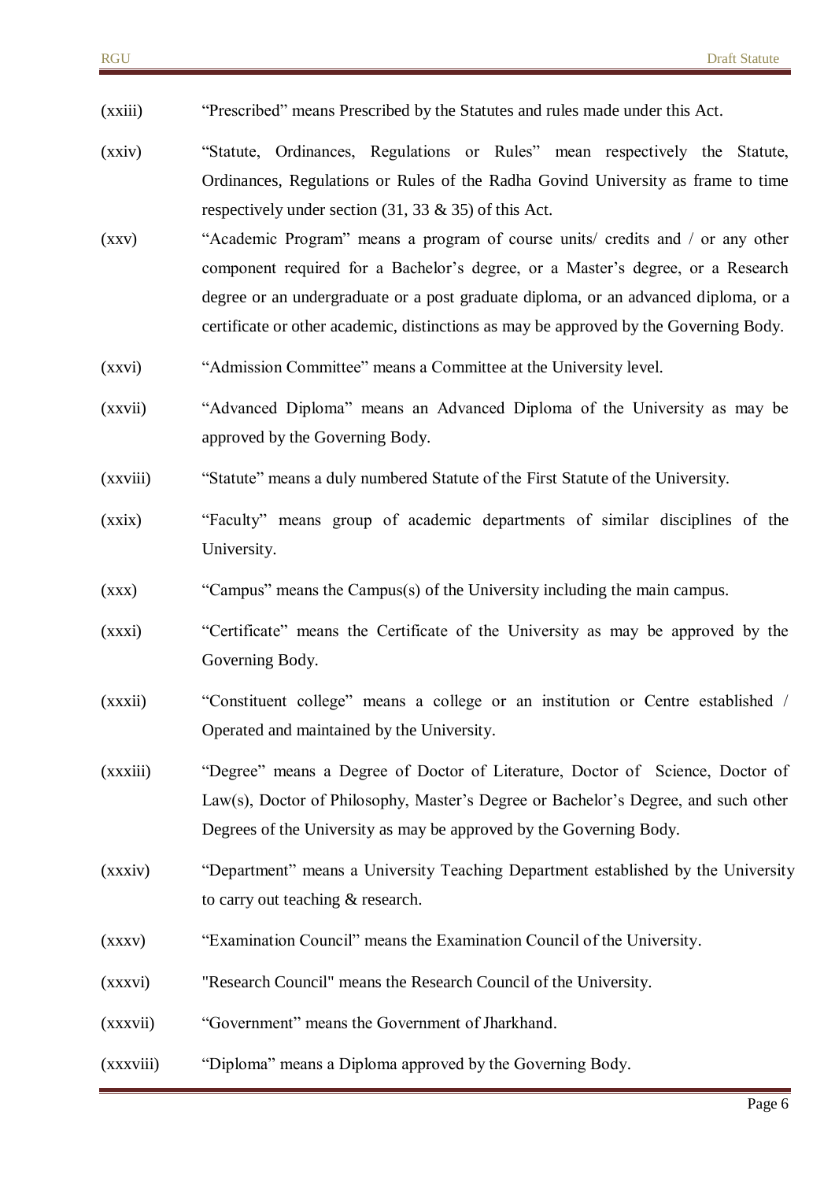(xxiii) “Prescribed” means Prescribed by the Statutes and rules made under this Act.

(xxiv) “Statute, Ordinances, Regulations or Rules” mean respectively the Statute, Ordinances, Regulations or Rules of the Radha Govind University as frame to time respectively under section (31, 33 & 35) of this Act.

(xxv) “Academic Program” means a program of course units/ credits and / or any other component required for a Bachelor’s degree, or a Master’s degree, or a Research degree or an undergraduate or a post graduate diploma, or an advanced diploma, or a certificate or other academic, distinctions as may be approved by the Governing Body.

(xxvi) “Admission Committee” means a Committee at the University level.

(xxvii) “Advanced Diploma” means an Advanced Diploma of the University as may be approved by the Governing Body.

(xxviii) “Statute” means a duly numbered Statute of the First Statute of the University.

(xxix) “Faculty” means group of academic departments of similar disciplines of the University.

(xxx) “Campus” means the Campus(s) of the University including the main campus.

(xxxi) “Certificate” means the Certificate of the University as may be approved by the Governing Body.

(xxxii) “Constituent college” means a college or an institution or Centre established / Operated and maintained by the University.

(xxxiii) “Degree” means a Degree of Doctor of Literature, Doctor of Science, Doctor of Law(s), Doctor of Philosophy, Master’s Degree or Bachelor’s Degree, and such other Degrees of the University as may be approved by the Governing Body.

(xxxiv) “Department” means a University Teaching Department established by the University to carry out teaching & research.

(xxxv) “Examination Council” means the Examination Council of the University.

(xxxvi) "Research Council" means the Research Council of the University.

(xxxvii) “Government” means the Government of Jharkhand.

(xxxviii) “Diploma” means a Diploma approved by the Governing Body.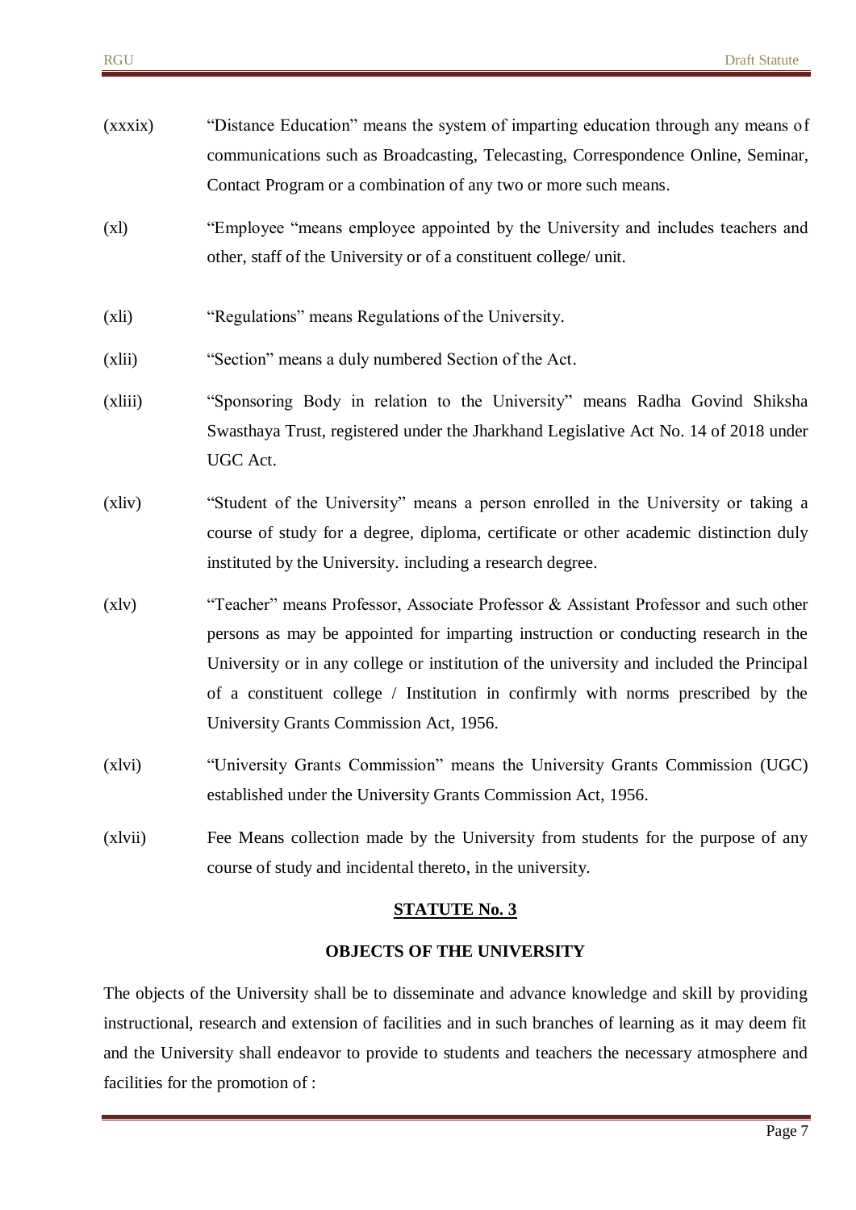(xxxix) “Distance Education” means the system of imparting education through any means of communications such as Broadcasting, Telecasting, Correspondence Online, Seminar, Contact Program or a combination of any two or more such means.

(xl) “Employee “means employee appointed by the University and includes teachers and other, staff of the University or of a constituent college/ unit.

(xli) “Regulations” means Regulations of the University.

(xlii) “Section” means a duly numbered Section of the Act.

(xliii) “Sponsoring Body in relation to the University” means Radha Govind Shiksha Swasthaya Trust, registered under the Jharkhand Legislative Act No. 14 of 2018 under UGC Act.

(xliv) “Student of the University” means a person enrolled in the University or taking a course of study for a degree, diploma, certificate or other academic distinction duly instituted by the University. including a research degree.

(xlv) “Teacher” means Professor, Associate Professor & Assistant Professor and such other persons as may be appointed for imparting instruction or conducting research in the University or in any college or institution of the university and included the Principal of a constituent college / Institution in confirmly with norms prescribed by the University Grants Commission Act, 1956.

(xlvi) “University Grants Commission” means the University Grants Commission (UGC) established under the University Grants Commission Act, 1956.

(xlvii) Fee Means collection made by the University from students for the purpose of any course of study and incidental thereto, in the university.

## STATUTE No. 3

### OBJECTS OF THE UNIVERSITY

The objects of the University shall be to disseminate and advance knowledge and skill by providing instructional, research and extension of facilities and in such branches of learning as it may deem fit and the University shall endeavor to provide to students and teachers the necessary atmosphere and facilities for the promotion of :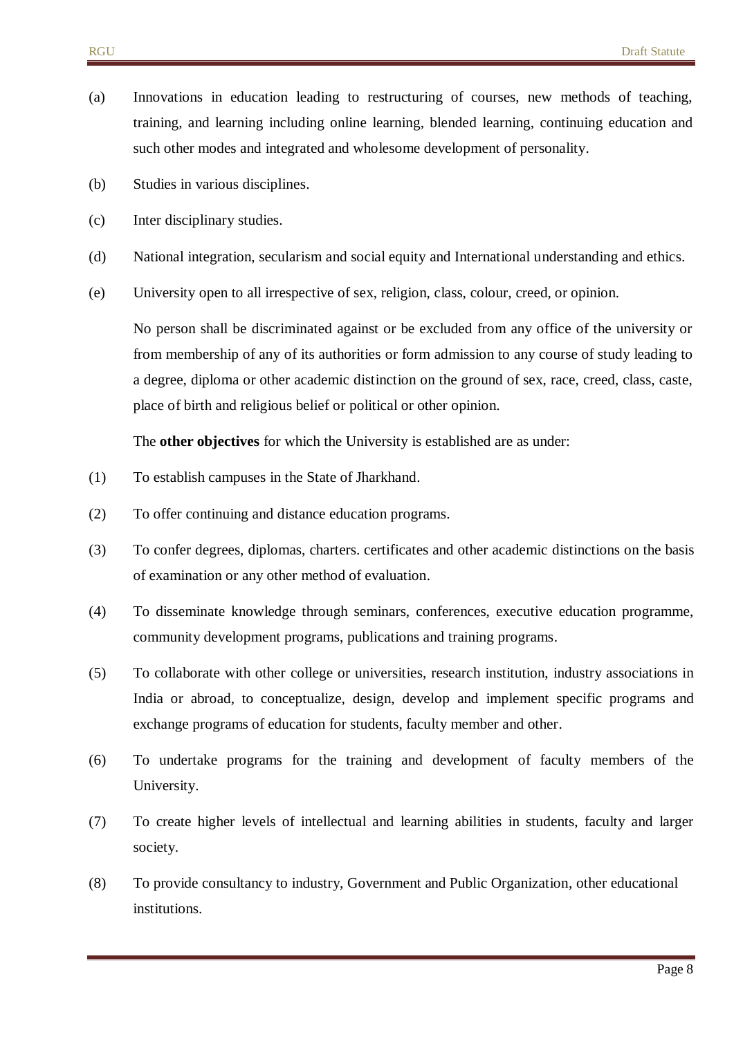(a) Innovations in education leading to restructuring of courses, new methods of teaching, training, and learning including online learning, blended learning, continuing education and such other modes and integrated and wholesome development of personality.

(b) Studies in various disciplines.

(c) Inter disciplinary studies.

(d) National integration, secularism and social equity and International understanding and ethics.

(e) University open to all irrespective of sex, religion, class, colour, creed, or opinion.

No person shall be discriminated against or be excluded from any office of the university or from membership of any of its authorities or form admission to any course of study leading to a degree, diploma or other academic distinction on the ground of sex, race, creed, class, caste, place of birth and religious belief or political or other opinion.

The **other objectives** for which the University is established are as under:

(1) To establish campuses in the State of Jharkhand.

(2) To offer continuing and distance education programs.

(3) To confer degrees, diplomas, charters. certificates and other academic distinctions on the basis of examination or any other method of evaluation.

(4) To disseminate knowledge through seminars, conferences, executive education programme, community development programs, publications and training programs.

(5) To collaborate with other college or universities, research institution, industry associations in India or abroad, to conceptualize, design, develop and implement specific programs and exchange programs of education for students, faculty member and other.

(6) To undertake programs for the training and development of faculty members of the University.

(7) To create higher levels of intellectual and learning abilities in students, faculty and larger society.

(8) To provide consultancy to industry, Government and Public Organization, other educational institutions.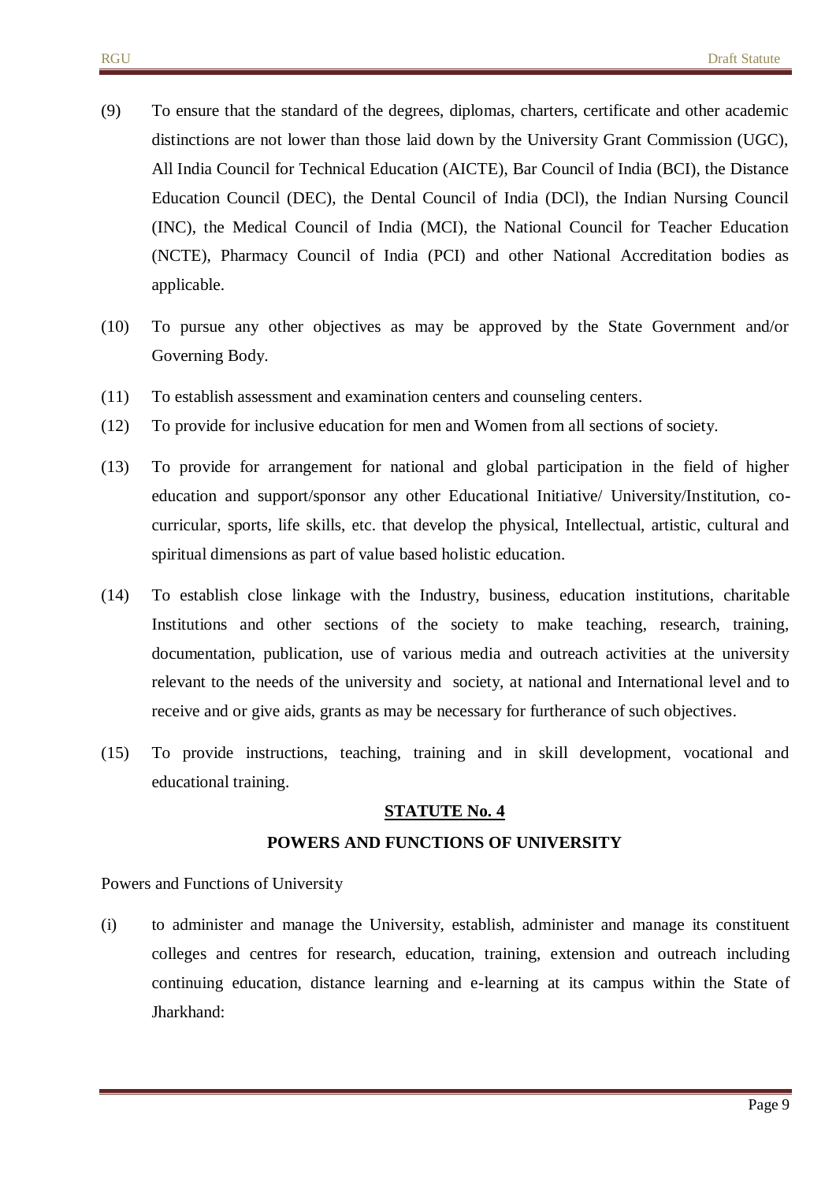(9) To ensure that the standard of the degrees, diplomas, charters, certificate and other academic distinctions are not lower than those laid down by the University Grant Commission (UGC), All India Council for Technical Education (AICTE), Bar Council of India (BCI), the Distance Education Council (DEC), the Dental Council of India (DCl), the Indian Nursing Council (INC), the Medical Council of India (MCI), the National Council for Teacher Education (NCTE), Pharmacy Council of India (PCI) and other National Accreditation bodies as applicable.

(10) To pursue any other objectives as may be approved by the State Government and/or Governing Body.

(11) To establish assessment and examination centers and counseling centers.

(12) To provide for inclusive education for men and Women from all sections of society.

(13) To provide for arrangement for national and global participation in the field of higher education and support/sponsor any other Educational Initiative/ University/Institution, co-curricular, sports, life skills, etc. that develop the physical, Intellectual, artistic, cultural and spiritual dimensions as part of value based holistic education.

(14) To establish close linkage with the Industry, business, education institutions, charitable Institutions and other sections of the society to make teaching, research, training, documentation, publication, use of various media and outreach activities at the university relevant to the needs of the university and society, at national and International level and to receive and or give aids, grants as may be necessary for furtherance of such objectives.

(15) To provide instructions, teaching, training and in skill development, vocational and educational training.

## STATUTE No. 4

## POWERS AND FUNCTIONS OF UNIVERSITY

Powers and Functions of University

(i) to administer and manage the University, establish, administer and manage its constituent colleges and centres for research, education, training, extension and outreach including continuing education, distance learning and e-learning at its campus within the State of Jharkhand: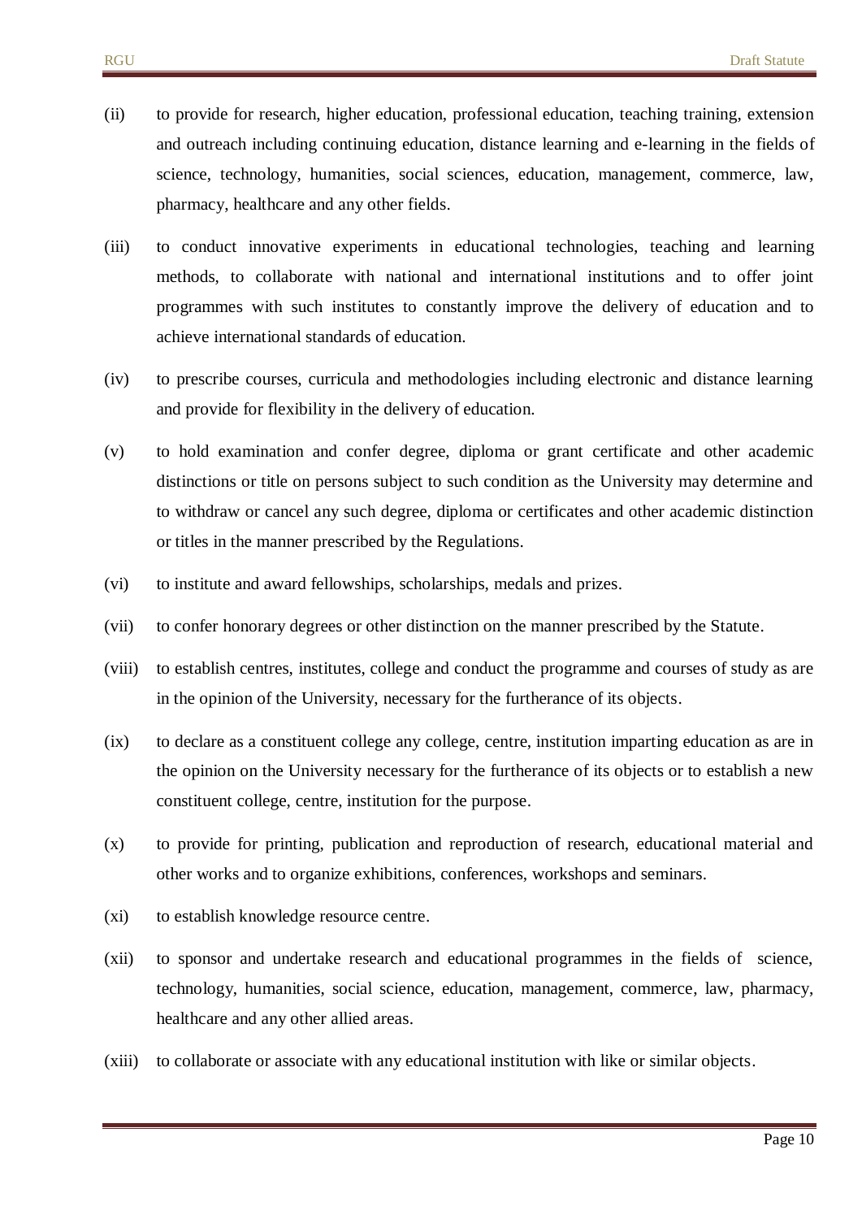(ii) to provide for research, higher education, professional education, teaching training, extension and outreach including continuing education, distance learning and e-learning in the fields of science, technology, humanities, social sciences, education, management, commerce, law, pharmacy, healthcare and any other fields.

(iii) to conduct innovative experiments in educational technologies, teaching and learning methods, to collaborate with national and international institutions and to offer joint programmes with such institutes to constantly improve the delivery of education and to achieve international standards of education.

(iv) to prescribe courses, curricula and methodologies including electronic and distance learning and provide for flexibility in the delivery of education.

(v) to hold examination and confer degree, diploma or grant certificate and other academic distinctions or title on persons subject to such condition as the University may determine and to withdraw or cancel any such degree, diploma or certificates and other academic distinction or titles in the manner prescribed by the Regulations.

(vi) to institute and award fellowships, scholarships, medals and prizes.

(vii) to confer honorary degrees or other distinction on the manner prescribed by the Statute.

(viii) to establish centres, institutes, college and conduct the programme and courses of study as are in the opinion of the University, necessary for the furtherance of its objects.

(ix) to declare as a constituent college any college, centre, institution imparting education as are in the opinion on the University necessary for the furtherance of its objects or to establish a new constituent college, centre, institution for the purpose.

(x) to provide for printing, publication and reproduction of research, educational material and other works and to organize exhibitions, conferences, workshops and seminars.

(xi) to establish knowledge resource centre.

(xii) to sponsor and undertake research and educational programmes in the fields of science, technology, humanities, social science, education, management, commerce, law, pharmacy, healthcare and any other allied areas.

(xiii) to collaborate or associate with any educational institution with like or similar objects.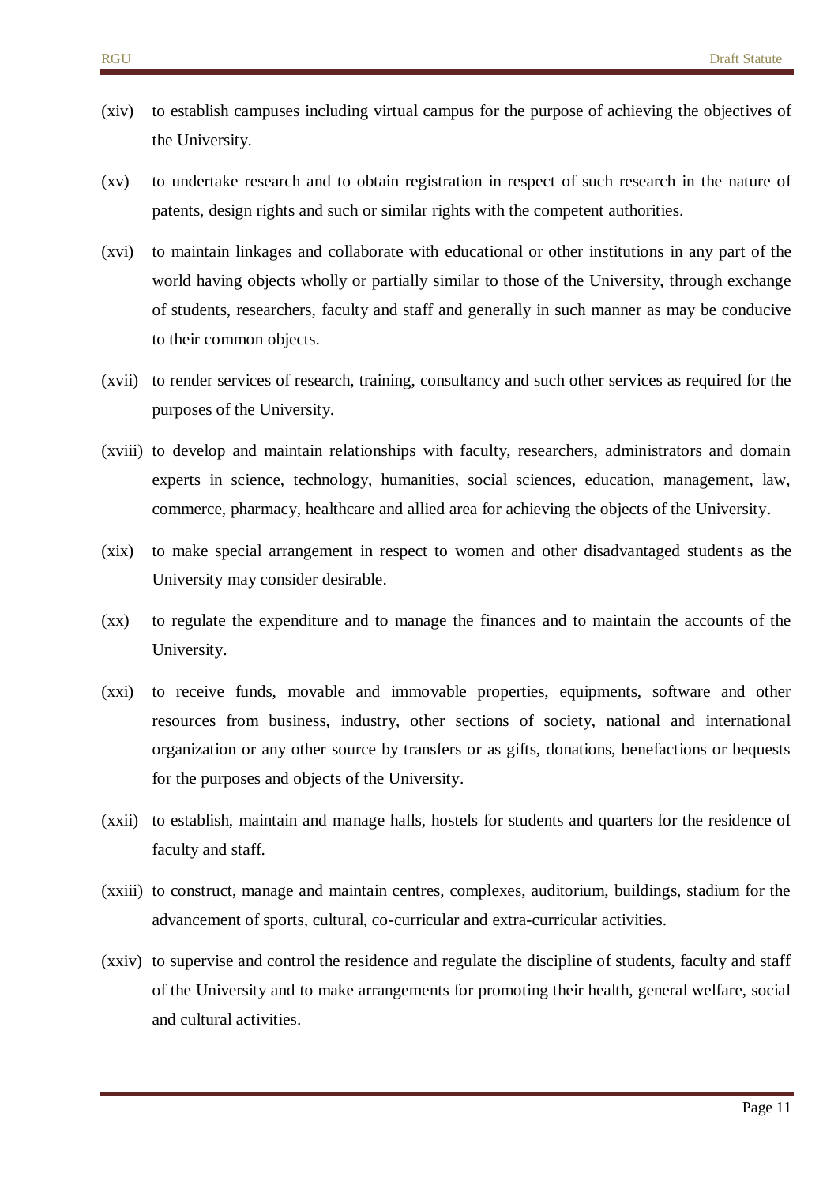(xiv) to establish campuses including virtual campus for the purpose of achieving the objectives of the University.

(xv) to undertake research and to obtain registration in respect of such research in the nature of patents, design rights and such or similar rights with the competent authorities.

(xvi) to maintain linkages and collaborate with educational or other institutions in any part of the world having objects wholly or partially similar to those of the University, through exchange of students, researchers, faculty and staff and generally in such manner as may be conducive to their common objects.

(xvii) to render services of research, training, consultancy and such other services as required for the purposes of the University.

(xviii) to develop and maintain relationships with faculty, researchers, administrators and domain experts in science, technology, humanities, social sciences, education, management, law, commerce, pharmacy, healthcare and allied area for achieving the objects of the University.

(xix) to make special arrangement in respect to women and other disadvantaged students as the University may consider desirable.

(xx) to regulate the expenditure and to manage the finances and to maintain the accounts of the University.

(xxi) to receive funds, movable and immovable properties, equipments, software and other resources from business, industry, other sections of society, national and international organization or any other source by transfers or as gifts, donations, benefactions or bequests for the purposes and objects of the University.

(xxii) to establish, maintain and manage halls, hostels for students and quarters for the residence of faculty and staff.

(xxiii) to construct, manage and maintain centres, complexes, auditorium, buildings, stadium for the advancement of sports, cultural, co-curricular and extra-curricular activities.

(xxiv) to supervise and control the residence and regulate the discipline of students, faculty and staff of the University and to make arrangements for promoting their health, general welfare, social and cultural activities.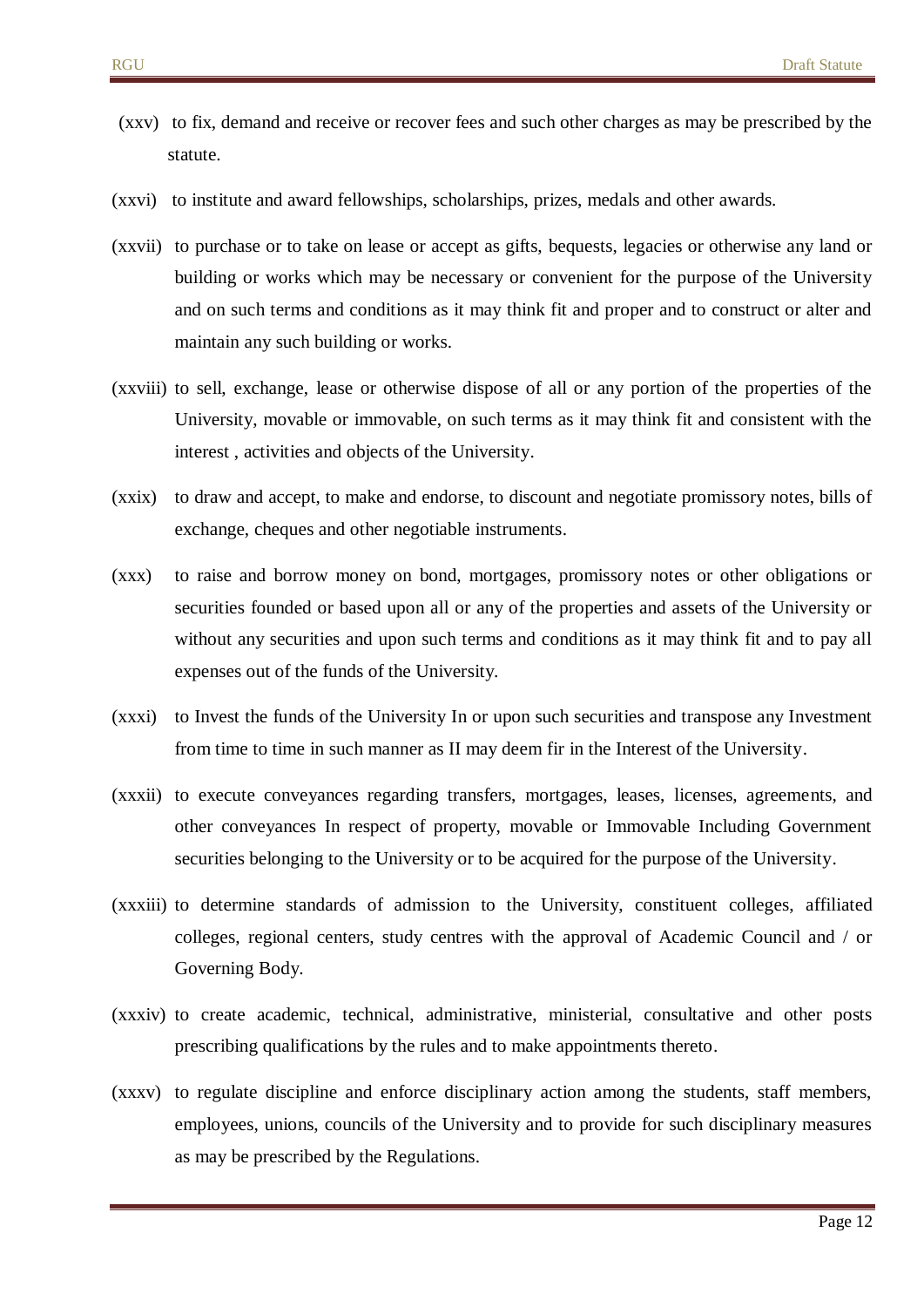(xxv) to fix, demand and receive or recover fees and such other charges as may be prescribed by the statute.

(xxvi) to institute and award fellowships, scholarships, prizes, medals and other awards.

(xxvii) to purchase or to take on lease or accept as gifts, bequests, legacies or otherwise any land or building or works which may be necessary or convenient for the purpose of the University and on such terms and conditions as it may think fit and proper and to construct or alter and maintain any such building or works.

(xxviii) to sell, exchange, lease or otherwise dispose of all or any portion of the properties of the University, movable or immovable, on such terms as it may think fit and consistent with the interest , activities and objects of the University.

(xxix) to draw and accept, to make and endorse, to discount and negotiate promissory notes, bills of exchange, cheques and other negotiable instruments.

(xxx) to raise and borrow money on bond, mortgages, promissory notes or other obligations or securities founded or based upon all or any of the properties and assets of the University or without any securities and upon such terms and conditions as it may think fit and to pay all expenses out of the funds of the University.

(xxxi) to Invest the funds of the University In or upon such securities and transpose any Investment from time to time in such manner as II may deem fir in the Interest of the University.

(xxxii) to execute conveyances regarding transfers, mortgages, leases, licenses, agreements, and other conveyances In respect of property, movable or Immovable Including Government securities belonging to the University or to be acquired for the purpose of the University.

(xxxiii) to determine standards of admission to the University, constituent colleges, affiliated colleges, regional centers, study centres with the approval of Academic Council and / or Governing Body.

(xxxiv) to create academic, technical, administrative, ministerial, consultative and other posts prescribing qualifications by the rules and to make appointments thereto.

(xxxv) to regulate discipline and enforce disciplinary action among the students, staff members, employees, unions, councils of the University and to provide for such disciplinary measures as may be prescribed by the Regulations.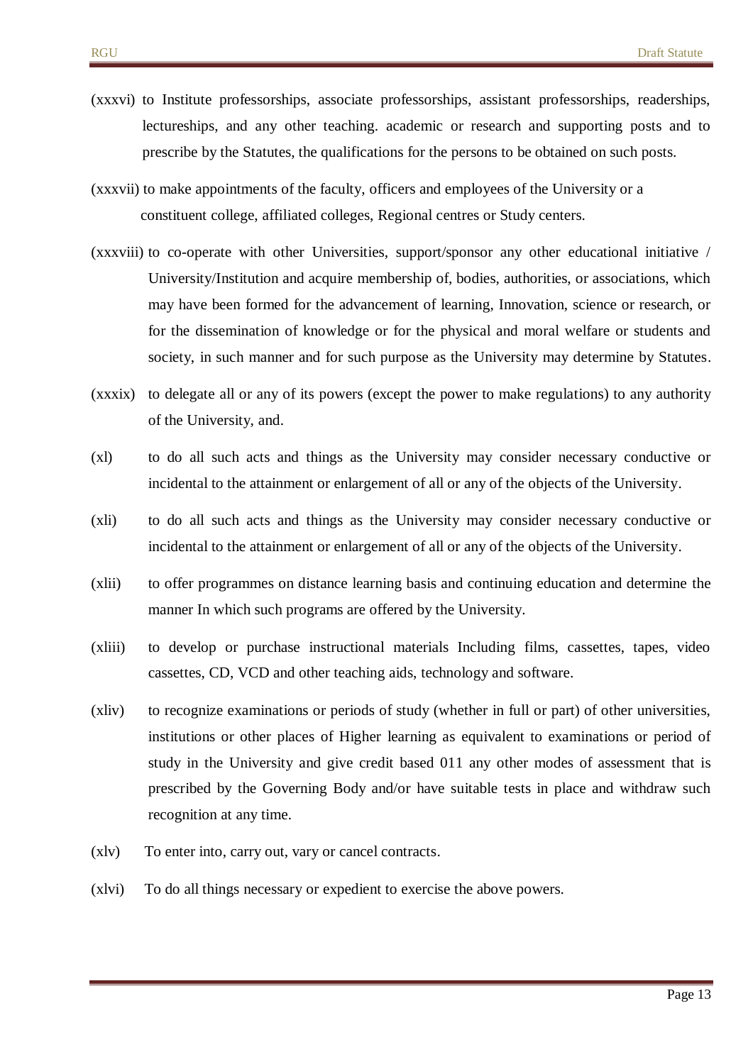(xxxvi) to Institute professorships, associate professorships, assistant professorships, readerships, lectureships, and any other teaching. academic or research and supporting posts and to prescribe by the Statutes, the qualifications for the persons to be obtained on such posts.

(xxxvii) to make appointments of the faculty, officers and employees of the University or a constituent college, affiliated colleges, Regional centres or Study centers.

(xxxviii) to co-operate with other Universities, support/sponsor any other educational initiative / University/Institution and acquire membership of, bodies, authorities, or associations, which may have been formed for the advancement of learning, Innovation, science or research, or for the dissemination of knowledge or for the physical and moral welfare or students and society, in such manner and for such purpose as the University may determine by Statutes.

(xxxix) to delegate all or any of its powers (except the power to make regulations) to any authority of the University, and.

(xl) to do all such acts and things as the University may consider necessary conductive or incidental to the attainment or enlargement of all or any of the objects of the University.

(xli) to do all such acts and things as the University may consider necessary conductive or incidental to the attainment or enlargement of all or any of the objects of the University.

(xlii) to offer programmes on distance learning basis and continuing education and determine the manner In which such programs are offered by the University.

(xliii) to develop or purchase instructional materials Including films, cassettes, tapes, video cassettes, CD, VCD and other teaching aids, technology and software.

(xliv) to recognize examinations or periods of study (whether in full or part) of other universities, institutions or other places of Higher learning as equivalent to examinations or period of study in the University and give credit based 011 any other modes of assessment that is prescribed by the Governing Body and/or have suitable tests in place and withdraw such recognition at any time.

(xlv) To enter into, carry out, vary or cancel contracts.

(xlvi) To do all things necessary or expedient to exercise the above powers.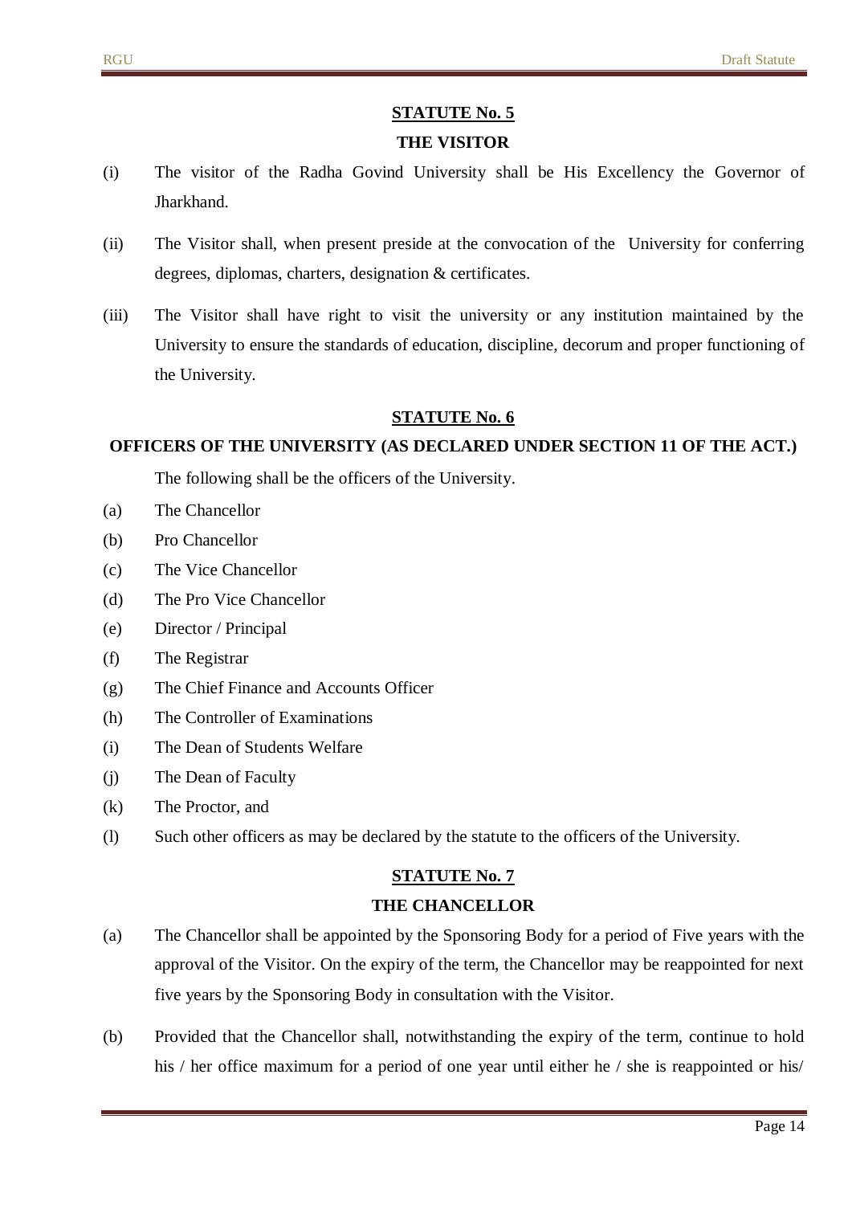## STATUTE No. 5

### THE VISITOR

(i) The visitor of the Radha Govind University shall be His Excellency the Governor of Jharkhand.

(ii) The Visitor shall, when present preside at the convocation of the University for conferring degrees, diplomas, charters, designation & certificates.

(iii) The Visitor shall have right to visit the university or any institution maintained by the University to ensure the standards of education, discipline, decorum and proper functioning of the University.

## STATUTE No. 6

### OFFICERS OF THE UNIVERSITY (AS DECLARED UNDER SECTION 11 OF THE ACT.)

The following shall be the officers of the University.

(a) The Chancellor

(b) Pro Chancellor

(c) The Vice Chancellor

(d) The Pro Vice Chancellor

(e) Director / Principal

(f) The Registrar

(g) The Chief Finance and Accounts Officer

(h) The Controller of Examinations

(i) The Dean of Students Welfare

(j) The Dean of Faculty

(k) The Proctor, and

(l) Such other officers as may be declared by the statute to the officers of the University.

## STATUTE No. 7

### THE CHANCELLOR

(a) The Chancellor shall be appointed by the Sponsoring Body for a period of Five years with the approval of the Visitor. On the expiry of the term, the Chancellor may be reappointed for next five years by the Sponsoring Body in consultation with the Visitor.

(b) Provided that the Chancellor shall, notwithstanding the expiry of the term, continue to hold his / her office maximum for a period of one year until either he / she is reappointed or his/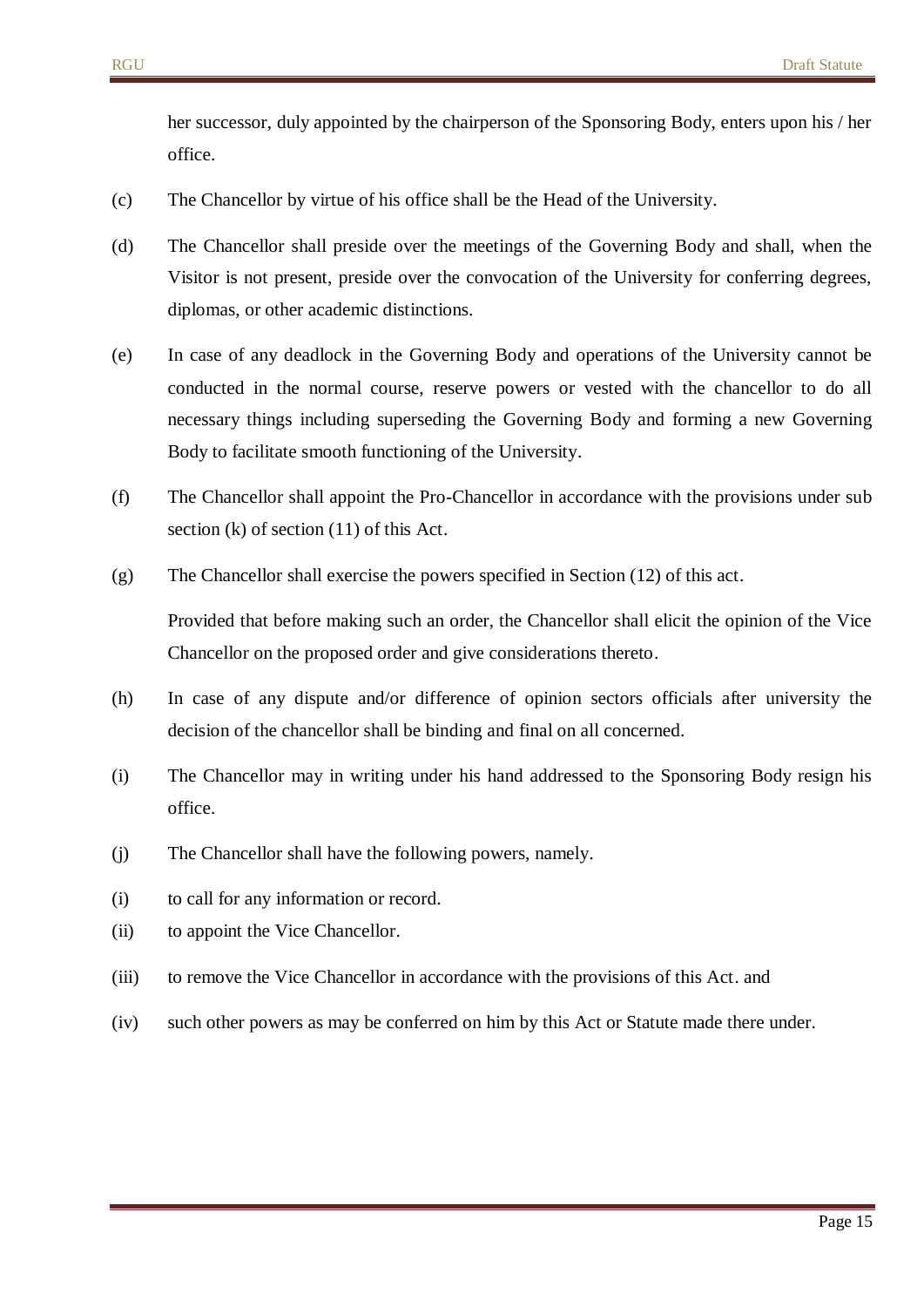her successor, duly appointed by the chairperson of the Sponsoring Body, enters upon his / her office.

(c) The Chancellor by virtue of his office shall be the Head of the University.

(d) The Chancellor shall preside over the meetings of the Governing Body and shall, when the Visitor is not present, preside over the convocation of the University for conferring degrees, diplomas, or other academic distinctions.

(e) In case of any deadlock in the Governing Body and operations of the University cannot be conducted in the normal course, reserve powers or vested with the chancellor to do all necessary things including superseding the Governing Body and forming a new Governing Body to facilitate smooth functioning of the University.

(f) The Chancellor shall appoint the Pro-Chancellor in accordance with the provisions under sub section (k) of section (11) of this Act.

(g) The Chancellor shall exercise the powers specified in Section (12) of this act.

Provided that before making such an order, the Chancellor shall elicit the opinion of the Vice Chancellor on the proposed order and give considerations thereto.

(h) In case of any dispute and/or difference of opinion sectors officials after university the decision of the chancellor shall be binding and final on all concerned.

(i) The Chancellor may in writing under his hand addressed to the Sponsoring Body resign his office.

(j) The Chancellor shall have the following powers, namely.

(i) to call for any information or record.

(ii) to appoint the Vice Chancellor.

(iii) to remove the Vice Chancellor in accordance with the provisions of this Act. and

(iv) such other powers as may be conferred on him by this Act or Statute made there under.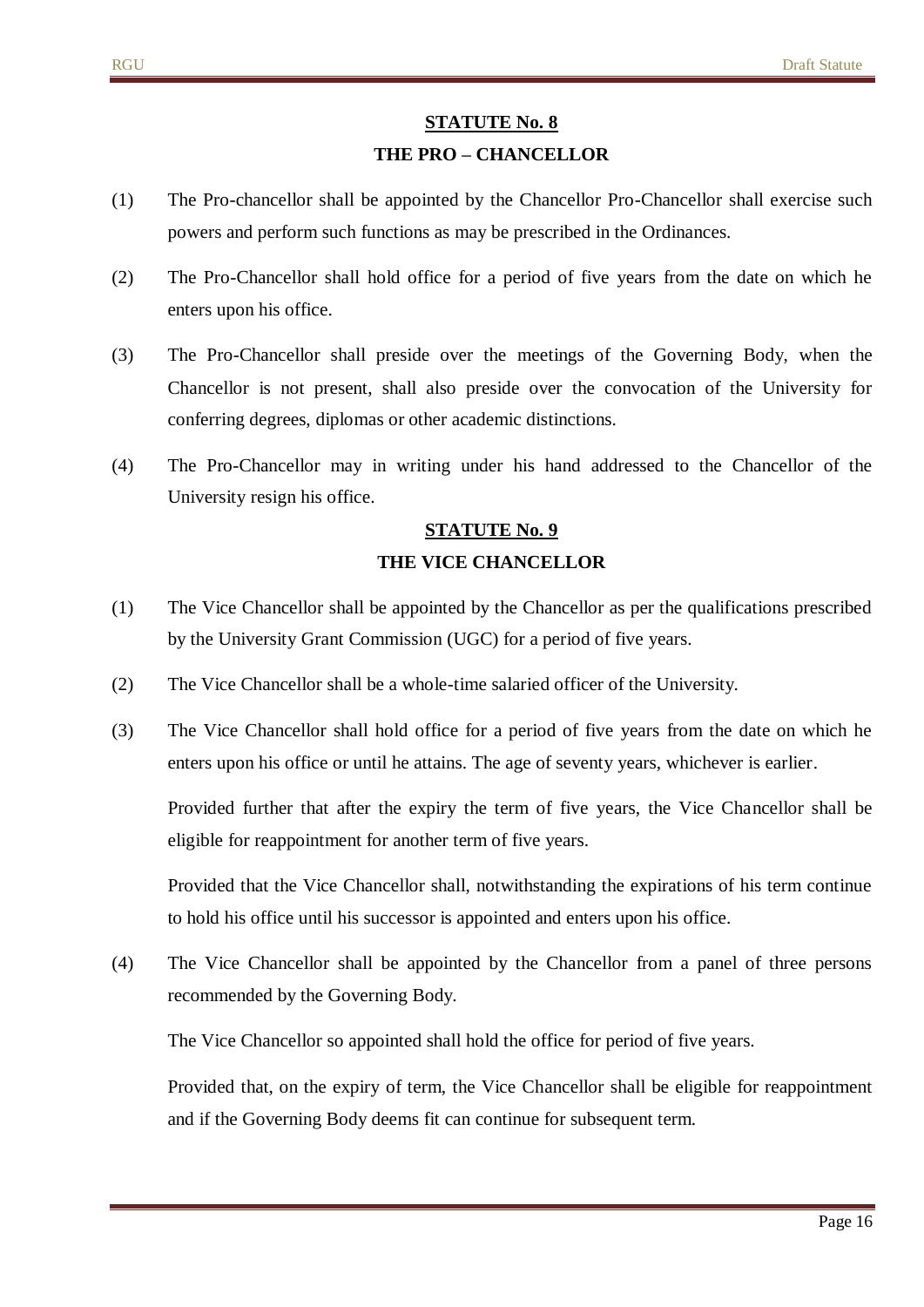## STATUTE No. 8

### THE PRO – CHANCELLOR

(1) The Pro-chancellor shall be appointed by the Chancellor Pro-Chancellor shall exercise such powers and perform such functions as may be prescribed in the Ordinances.

(2) The Pro-Chancellor shall hold office for a period of five years from the date on which he enters upon his office.

(3) The Pro-Chancellor shall preside over the meetings of the Governing Body, when the Chancellor is not present, shall also preside over the convocation of the University for conferring degrees, diplomas or other academic distinctions.

(4) The Pro-Chancellor may in writing under his hand addressed to the Chancellor of the University resign his office.

## STATUTE No. 9

### THE VICE CHANCELLOR

(1) The Vice Chancellor shall be appointed by the Chancellor as per the qualifications prescribed by the University Grant Commission (UGC) for a period of five years.

(2) The Vice Chancellor shall be a whole-time salaried officer of the University.

(3) The Vice Chancellor shall hold office for a period of five years from the date on which he enters upon his office or until he attains. The age of seventy years, whichever is earlier.

Provided further that after the expiry the term of five years, the Vice Chancellor shall be eligible for reappointment for another term of five years.

Provided that the Vice Chancellor shall, notwithstanding the expirations of his term continue to hold his office until his successor is appointed and enters upon his office.

(4) The Vice Chancellor shall be appointed by the Chancellor from a panel of three persons recommended by the Governing Body.

The Vice Chancellor so appointed shall hold the office for period of five years.

Provided that, on the expiry of term, the Vice Chancellor shall be eligible for reappointment and if the Governing Body deems fit can continue for subsequent term.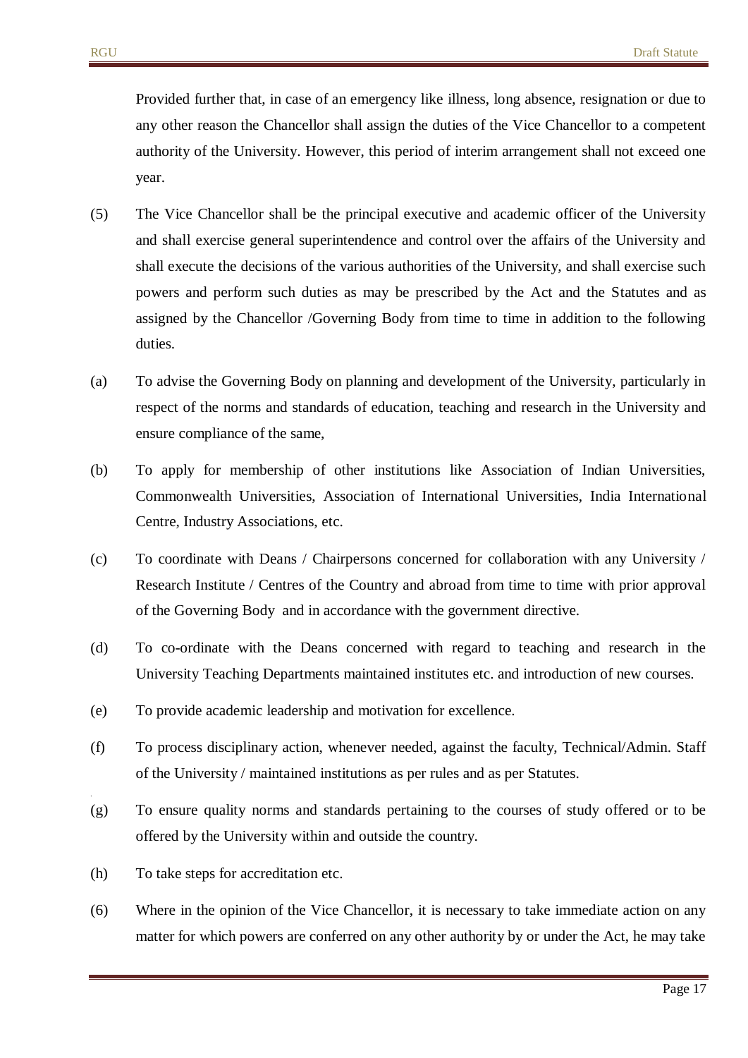Provided further that, in case of an emergency like illness, long absence, resignation or due to any other reason the Chancellor shall assign the duties of the Vice Chancellor to a competent authority of the University. However, this period of interim arrangement shall not exceed one year.

(5) The Vice Chancellor shall be the principal executive and academic officer of the University and shall exercise general superintendence and control over the affairs of the University and shall execute the decisions of the various authorities of the University, and shall exercise such powers and perform such duties as may be prescribed by the Act and the Statutes and as assigned by the Chancellor /Governing Body from time to time in addition to the following duties.

(a) To advise the Governing Body on planning and development of the University, particularly in respect of the norms and standards of education, teaching and research in the University and ensure compliance of the same,

(b) To apply for membership of other institutions like Association of Indian Universities, Commonwealth Universities, Association of International Universities, India International Centre, Industry Associations, etc.

(c) To coordinate with Deans / Chairpersons concerned for collaboration with any University / Research Institute / Centres of the Country and abroad from time to time with prior approval of the Governing Body and in accordance with the government directive.

(d) To co-ordinate with the Deans concerned with regard to teaching and research in the University Teaching Departments maintained institutes etc. and introduction of new courses.

(e) To provide academic leadership and motivation for excellence.

(f) To process disciplinary action, whenever needed, against the faculty, Technical/Admin. Staff of the University / maintained institutions as per rules and as per Statutes.

(g) To ensure quality norms and standards pertaining to the courses of study offered or to be offered by the University within and outside the country.

(h) To take steps for accreditation etc.

(6) Where in the opinion of the Vice Chancellor, it is necessary to take immediate action on any matter for which powers are conferred on any other authority by or under the Act, he may take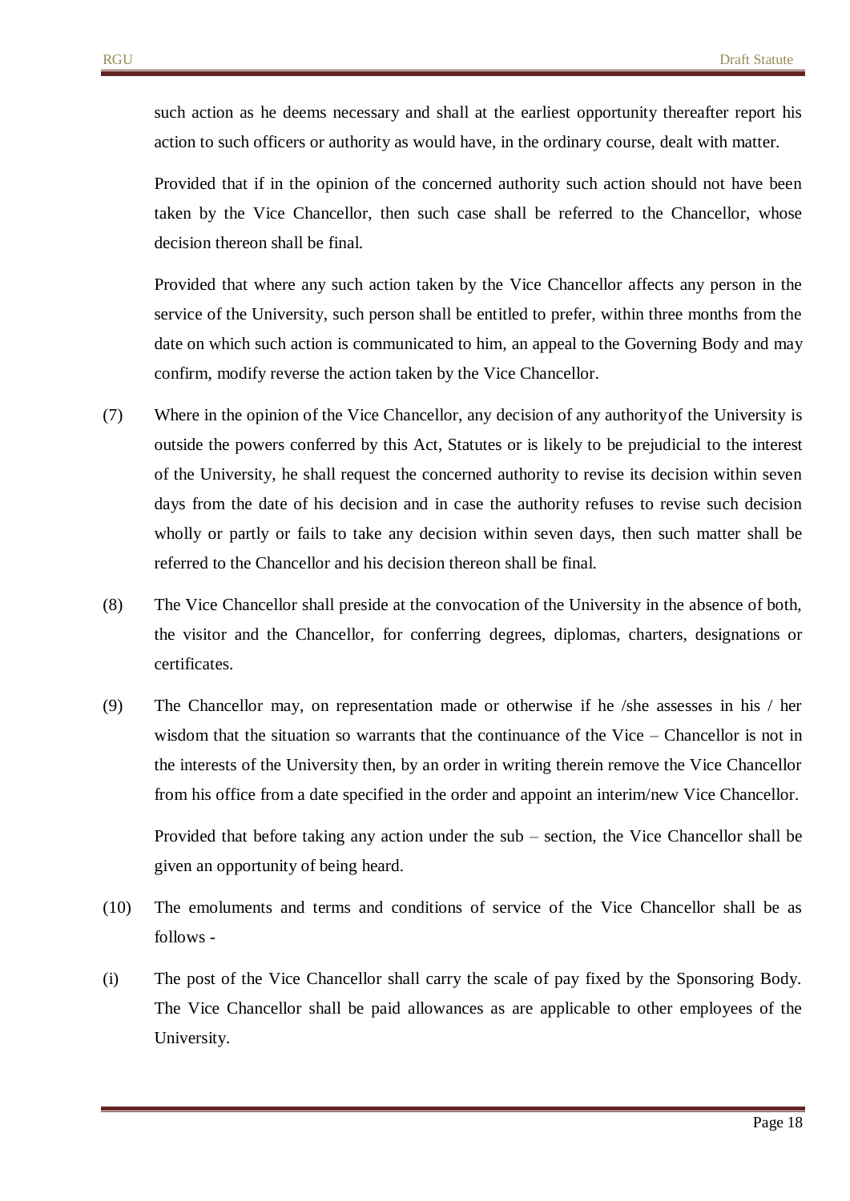such action as he deems necessary and shall at the earliest opportunity thereafter report his action to such officers or authority as would have, in the ordinary course, dealt with matter.

Provided that if in the opinion of the concerned authority such action should not have been taken by the Vice Chancellor, then such case shall be referred to the Chancellor, whose decision thereon shall be final.

Provided that where any such action taken by the Vice Chancellor affects any person in the service of the University, such person shall be entitled to prefer, within three months from the date on which such action is communicated to him, an appeal to the Governing Body and may confirm, modify reverse the action taken by the Vice Chancellor.

(7) Where in the opinion of the Vice Chancellor, any decision of any authorityof the University is outside the powers conferred by this Act, Statutes or is likely to be prejudicial to the interest of the University, he shall request the concerned authority to revise its decision within seven days from the date of his decision and in case the authority refuses to revise such decision wholly or partly or fails to take any decision within seven days, then such matter shall be referred to the Chancellor and his decision thereon shall be final.

(8) The Vice Chancellor shall preside at the convocation of the University in the absence of both, the visitor and the Chancellor, for conferring degrees, diplomas, charters, designations or certificates.

(9) The Chancellor may, on representation made or otherwise if he /she assesses in his / her wisdom that the situation so warrants that the continuance of the Vice – Chancellor is not in the interests of the University then, by an order in writing therein remove the Vice Chancellor from his office from a date specified in the order and appoint an interim/new Vice Chancellor.

Provided that before taking any action under the sub – section, the Vice Chancellor shall be given an opportunity of being heard.

(10) The emoluments and terms and conditions of service of the Vice Chancellor shall be as follows -

(i) The post of the Vice Chancellor shall carry the scale of pay fixed by the Sponsoring Body. The Vice Chancellor shall be paid allowances as are applicable to other employees of the University.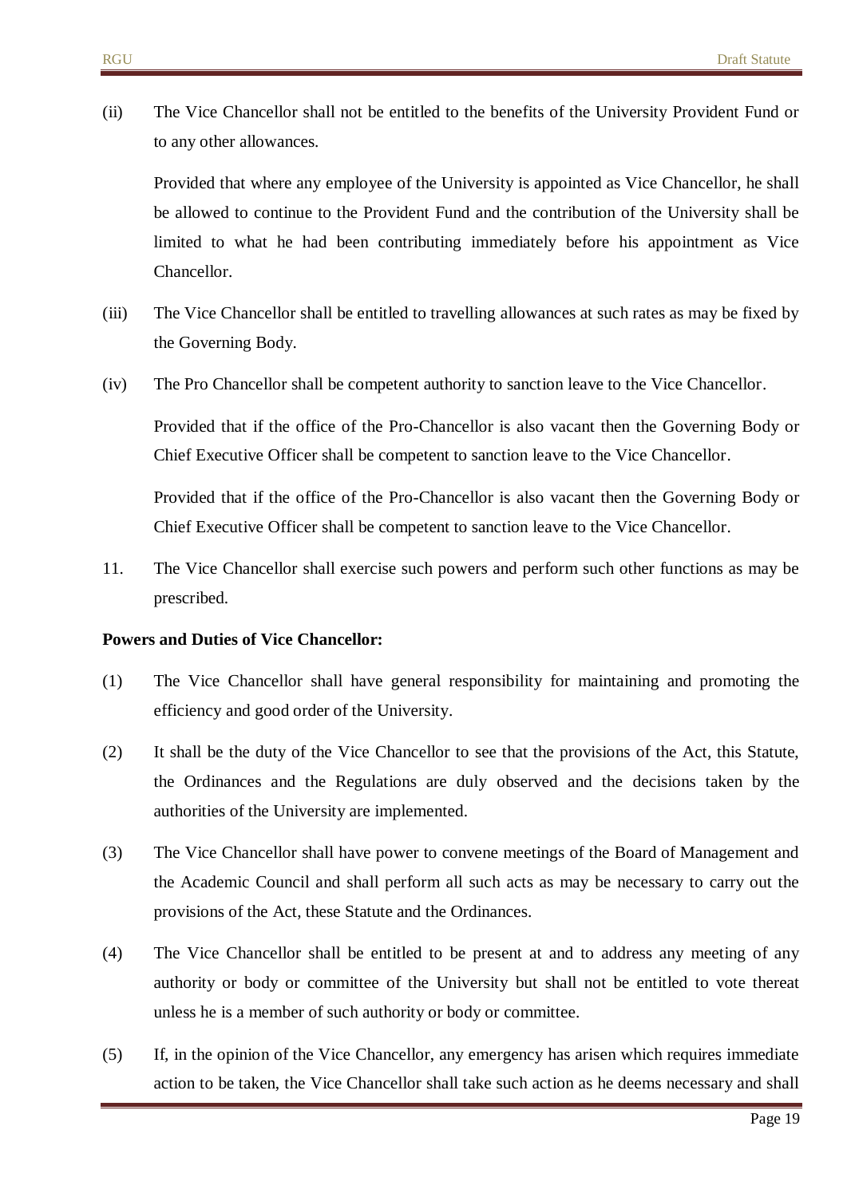(ii) The Vice Chancellor shall not be entitled to the benefits of the University Provident Fund or to any other allowances.

Provided that where any employee of the University is appointed as Vice Chancellor, he shall be allowed to continue to the Provident Fund and the contribution of the University shall be limited to what he had been contributing immediately before his appointment as Vice Chancellor.

(iii) The Vice Chancellor shall be entitled to travelling allowances at such rates as may be fixed by the Governing Body.

(iv) The Pro Chancellor shall be competent authority to sanction leave to the Vice Chancellor.

Provided that if the office of the Pro-Chancellor is also vacant then the Governing Body or Chief Executive Officer shall be competent to sanction leave to the Vice Chancellor.

Provided that if the office of the Pro-Chancellor is also vacant then the Governing Body or Chief Executive Officer shall be competent to sanction leave to the Vice Chancellor.

11. The Vice Chancellor shall exercise such powers and perform such other functions as may be prescribed.

**Powers and Duties of Vice Chancellor:**

(1) The Vice Chancellor shall have general responsibility for maintaining and promoting the efficiency and good order of the University.

(2) It shall be the duty of the Vice Chancellor to see that the provisions of the Act, this Statute, the Ordinances and the Regulations are duly observed and the decisions taken by the authorities of the University are implemented.

(3) The Vice Chancellor shall have power to convene meetings of the Board of Management and the Academic Council and shall perform all such acts as may be necessary to carry out the provisions of the Act, these Statute and the Ordinances.

(4) The Vice Chancellor shall be entitled to be present at and to address any meeting of any authority or body or committee of the University but shall not be entitled to vote thereat unless he is a member of such authority or body or committee.

(5) If, in the opinion of the Vice Chancellor, any emergency has arisen which requires immediate action to be taken, the Vice Chancellor shall take such action as he deems necessary and shall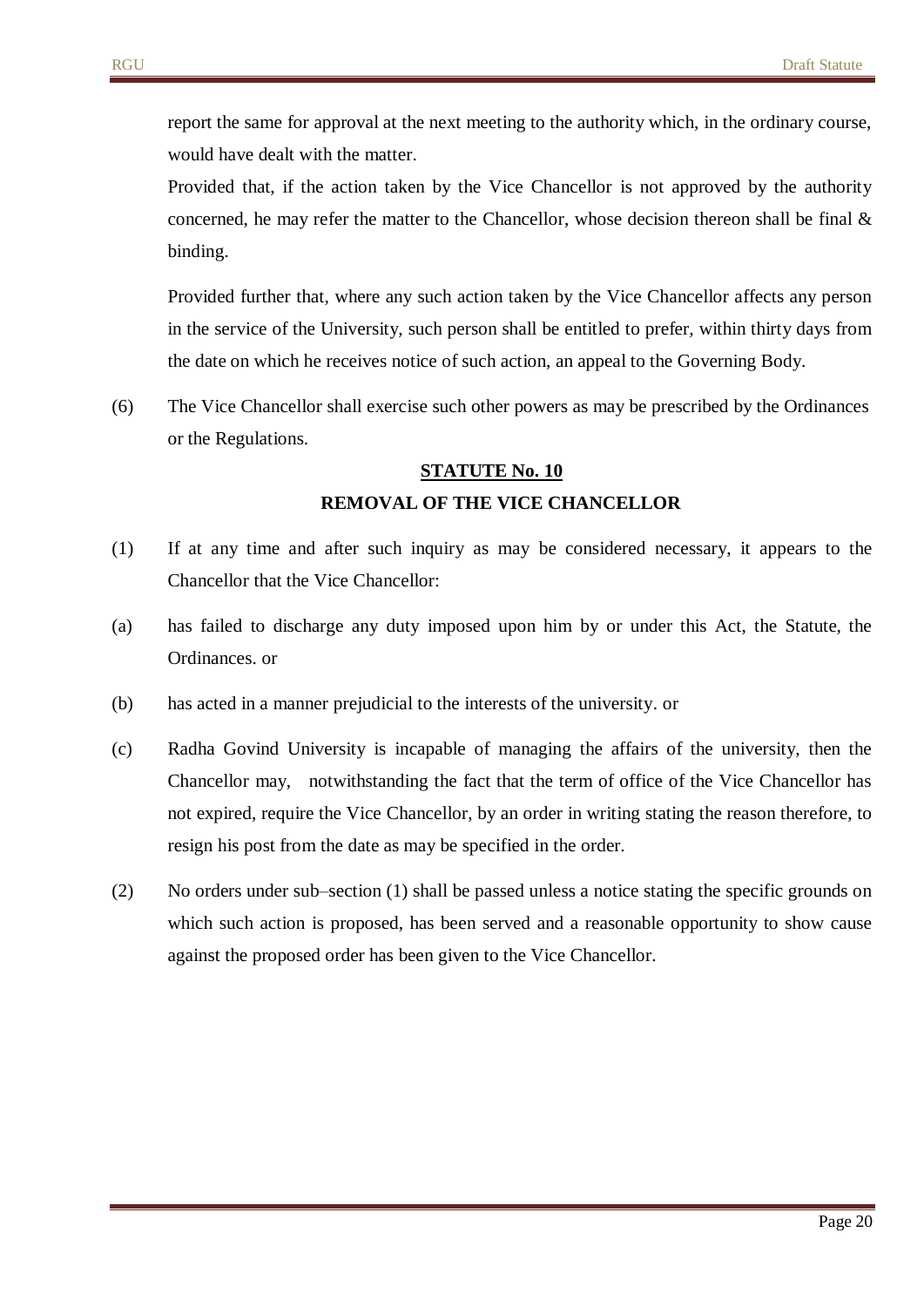report the same for approval at the next meeting to the authority which, in the ordinary course, would have dealt with the matter.

Provided that, if the action taken by the Vice Chancellor is not approved by the authority concerned, he may refer the matter to the Chancellor, whose decision thereon shall be final & binding.

Provided further that, where any such action taken by the Vice Chancellor affects any person in the service of the University, such person shall be entitled to prefer, within thirty days from the date on which he receives notice of such action, an appeal to the Governing Body.

(6) The Vice Chancellor shall exercise such other powers as may be prescribed by the Ordinances or the Regulations.

## STATUTE No. 10

## REMOVAL OF THE VICE CHANCELLOR

(1) If at any time and after such inquiry as may be considered necessary, it appears to the Chancellor that the Vice Chancellor:

(a) has failed to discharge any duty imposed upon him by or under this Act, the Statute, the Ordinances. or

(b) has acted in a manner prejudicial to the interests of the university. or

(c) Radha Govind University is incapable of managing the affairs of the university, then the Chancellor may, notwithstanding the fact that the term of office of the Vice Chancellor has not expired, require the Vice Chancellor, by an order in writing stating the reason therefore, to resign his post from the date as may be specified in the order.

(2) No orders under sub–section (1) shall be passed unless a notice stating the specific grounds on which such action is proposed, has been served and a reasonable opportunity to show cause against the proposed order has been given to the Vice Chancellor.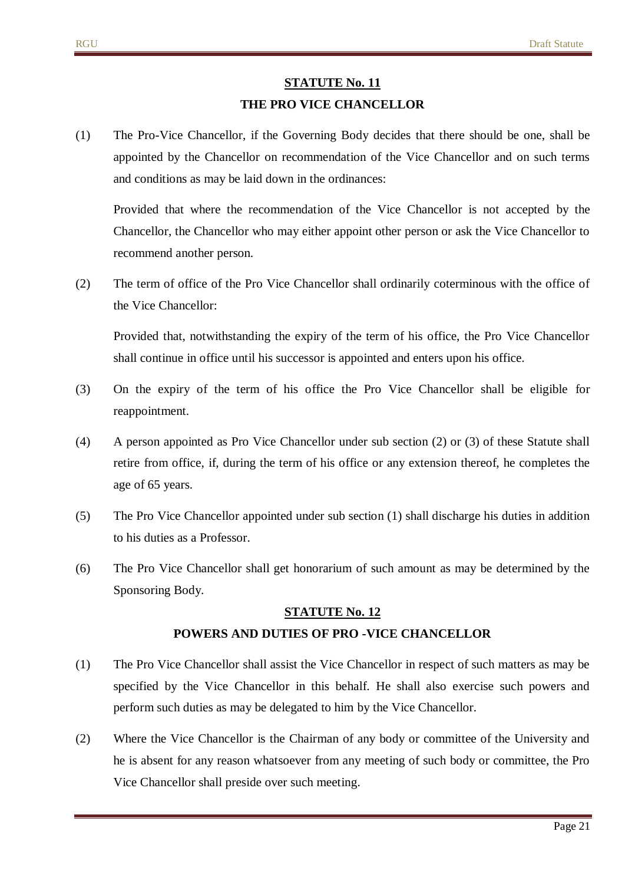## STATUTE No. 11

### THE PRO VICE CHANCELLOR

(1) The Pro-Vice Chancellor, if the Governing Body decides that there should be one, shall be appointed by the Chancellor on recommendation of the Vice Chancellor and on such terms and conditions as may be laid down in the ordinances:

Provided that where the recommendation of the Vice Chancellor is not accepted by the Chancellor, the Chancellor who may either appoint other person or ask the Vice Chancellor to recommend another person.

(2) The term of office of the Pro Vice Chancellor shall ordinarily coterminous with the office of the Vice Chancellor:

Provided that, notwithstanding the expiry of the term of his office, the Pro Vice Chancellor shall continue in office until his successor is appointed and enters upon his office.

(3) On the expiry of the term of his office the Pro Vice Chancellor shall be eligible for reappointment.

(4) A person appointed as Pro Vice Chancellor under sub section (2) or (3) of these Statute shall retire from office, if, during the term of his office or any extension thereof, he completes the age of 65 years.

(5) The Pro Vice Chancellor appointed under sub section (1) shall discharge his duties in addition to his duties as a Professor.

(6) The Pro Vice Chancellor shall get honorarium of such amount as may be determined by the Sponsoring Body.

## STATUTE No. 12

### POWERS AND DUTIES OF PRO -VICE CHANCELLOR

(1) The Pro Vice Chancellor shall assist the Vice Chancellor in respect of such matters as may be specified by the Vice Chancellor in this behalf. He shall also exercise such powers and perform such duties as may be delegated to him by the Vice Chancellor.

(2) Where the Vice Chancellor is the Chairman of any body or committee of the University and he is absent for any reason whatsoever from any meeting of such body or committee, the Pro Vice Chancellor shall preside over such meeting.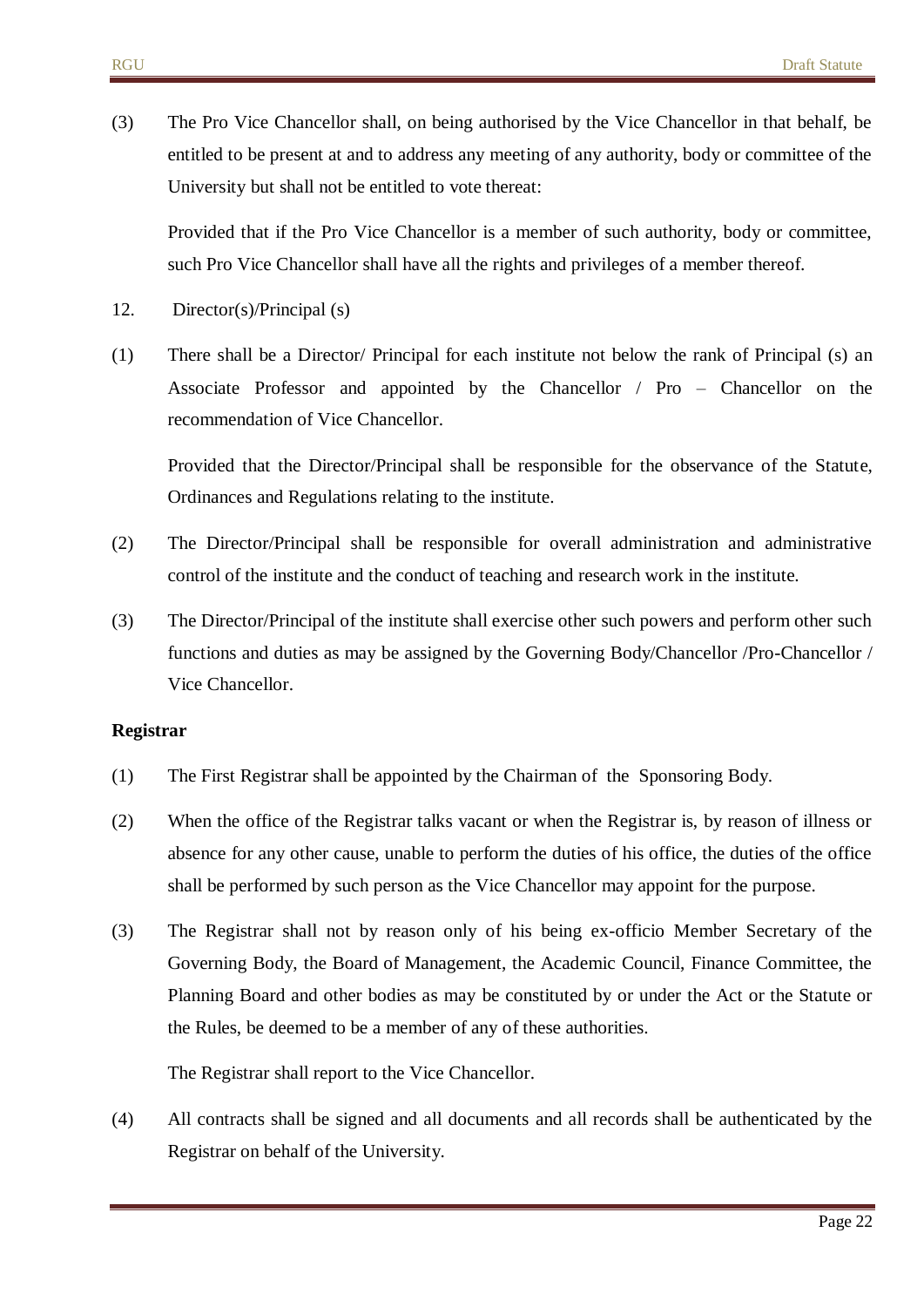(3) The Pro Vice Chancellor shall, on being authorised by the Vice Chancellor in that behalf, be entitled to be present at and to address any meeting of any authority, body or committee of the University but shall not be entitled to vote thereat:

Provided that if the Pro Vice Chancellor is a member of such authority, body or committee, such Pro Vice Chancellor shall have all the rights and privileges of a member thereof.

12. Director(s)/Principal (s)

(1) There shall be a Director/ Principal for each institute not below the rank of Principal (s) an Associate Professor and appointed by the Chancellor / Pro – Chancellor on the recommendation of Vice Chancellor.

Provided that the Director/Principal shall be responsible for the observance of the Statute, Ordinances and Regulations relating to the institute.

(2) The Director/Principal shall be responsible for overall administration and administrative control of the institute and the conduct of teaching and research work in the institute.

(3) The Director/Principal of the institute shall exercise other such powers and perform other such functions and duties as may be assigned by the Governing Body/Chancellor /Pro-Chancellor / Vice Chancellor.

**Registrar**

(1) The First Registrar shall be appointed by the Chairman of the Sponsoring Body.

(2) When the office of the Registrar talks vacant or when the Registrar is, by reason of illness or absence for any other cause, unable to perform the duties of his office, the duties of the office shall be performed by such person as the Vice Chancellor may appoint for the purpose.

(3) The Registrar shall not by reason only of his being ex-officio Member Secretary of the Governing Body, the Board of Management, the Academic Council, Finance Committee, the Planning Board and other bodies as may be constituted by or under the Act or the Statute or the Rules, be deemed to be a member of any of these authorities.

The Registrar shall report to the Vice Chancellor.

(4) All contracts shall be signed and all documents and all records shall be authenticated by the Registrar on behalf of the University.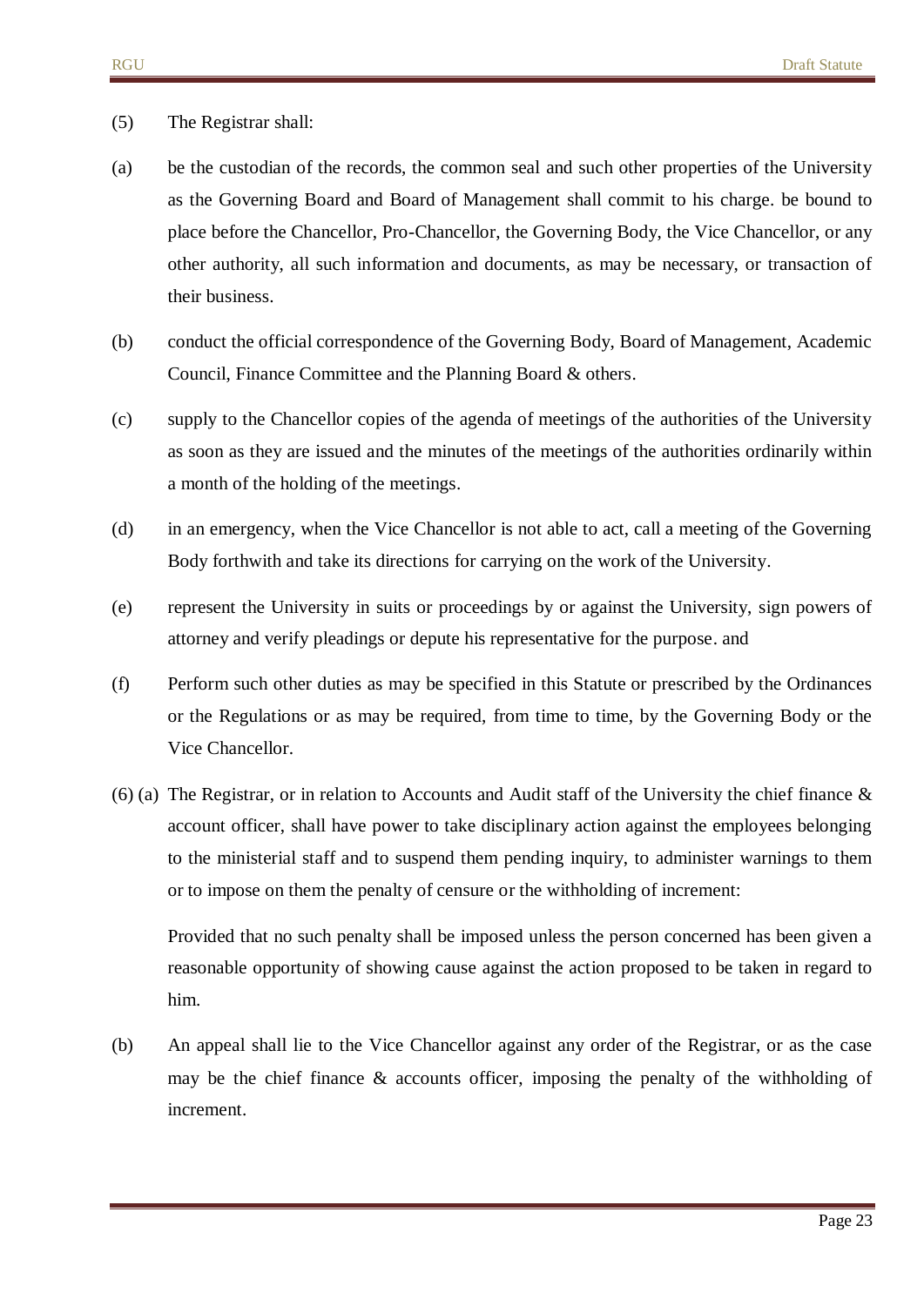(5) The Registrar shall:

(a) be the custodian of the records, the common seal and such other properties of the University as the Governing Board and Board of Management shall commit to his charge. be bound to place before the Chancellor, Pro-Chancellor, the Governing Body, the Vice Chancellor, or any other authority, all such information and documents, as may be necessary, or transaction of their business.

(b) conduct the official correspondence of the Governing Body, Board of Management, Academic Council, Finance Committee and the Planning Board & others.

(c) supply to the Chancellor copies of the agenda of meetings of the authorities of the University as soon as they are issued and the minutes of the meetings of the authorities ordinarily within a month of the holding of the meetings.

(d) in an emergency, when the Vice Chancellor is not able to act, call a meeting of the Governing Body forthwith and take its directions for carrying on the work of the University.

(e) represent the University in suits or proceedings by or against the University, sign powers of attorney and verify pleadings or depute his representative for the purpose. and

(f) Perform such other duties as may be specified in this Statute or prescribed by the Ordinances or the Regulations or as may be required, from time to time, by the Governing Body or the Vice Chancellor.

(6) (a) The Registrar, or in relation to Accounts and Audit staff of the University the chief finance & account officer, shall have power to take disciplinary action against the employees belonging to the ministerial staff and to suspend them pending inquiry, to administer warnings to them or to impose on them the penalty of censure or the withholding of increment:

Provided that no such penalty shall be imposed unless the person concerned has been given a reasonable opportunity of showing cause against the action proposed to be taken in regard to him.

(b) An appeal shall lie to the Vice Chancellor against any order of the Registrar, or as the case may be the chief finance & accounts officer, imposing the penalty of the withholding of increment.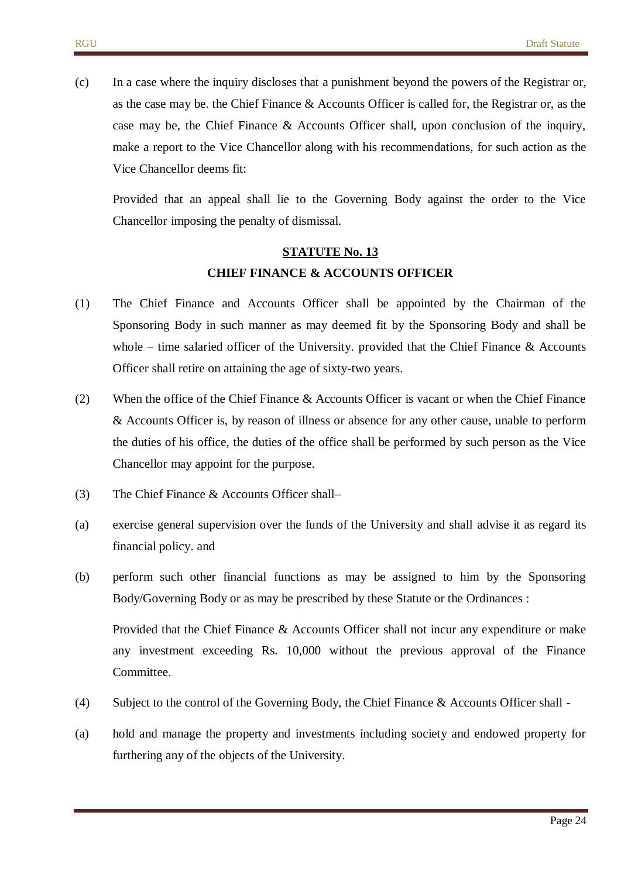(c) In a case where the inquiry discloses that a punishment beyond the powers of the Registrar or, as the case may be. the Chief Finance & Accounts Officer is called for, the Registrar or, as the case may be, the Chief Finance & Accounts Officer shall, upon conclusion of the inquiry, make a report to the Vice Chancellor along with his recommendations, for such action as the Vice Chancellor deems fit:

Provided that an appeal shall lie to the Governing Body against the order to the Vice Chancellor imposing the penalty of dismissal.

## STATUTE No. 13

## CHIEF FINANCE & ACCOUNTS OFFICER

(1) The Chief Finance and Accounts Officer shall be appointed by the Chairman of the Sponsoring Body in such manner as may deemed fit by the Sponsoring Body and shall be whole – time salaried officer of the University. provided that the Chief Finance & Accounts Officer shall retire on attaining the age of sixty-two years.

(2) When the office of the Chief Finance & Accounts Officer is vacant or when the Chief Finance & Accounts Officer is, by reason of illness or absence for any other cause, unable to perform the duties of his office, the duties of the office shall be performed by such person as the Vice Chancellor may appoint for the purpose.

(3) The Chief Finance & Accounts Officer shall–

(a) exercise general supervision over the funds of the University and shall advise it as regard its financial policy. and

(b) perform such other financial functions as may be assigned to him by the Sponsoring Body/Governing Body or as may be prescribed by these Statute or the Ordinances :

Provided that the Chief Finance & Accounts Officer shall not incur any expenditure or make any investment exceeding Rs. 10,000 without the previous approval of the Finance Committee.

(4) Subject to the control of the Governing Body, the Chief Finance & Accounts Officer shall -

(a) hold and manage the property and investments including society and endowed property for furthering any of the objects of the University.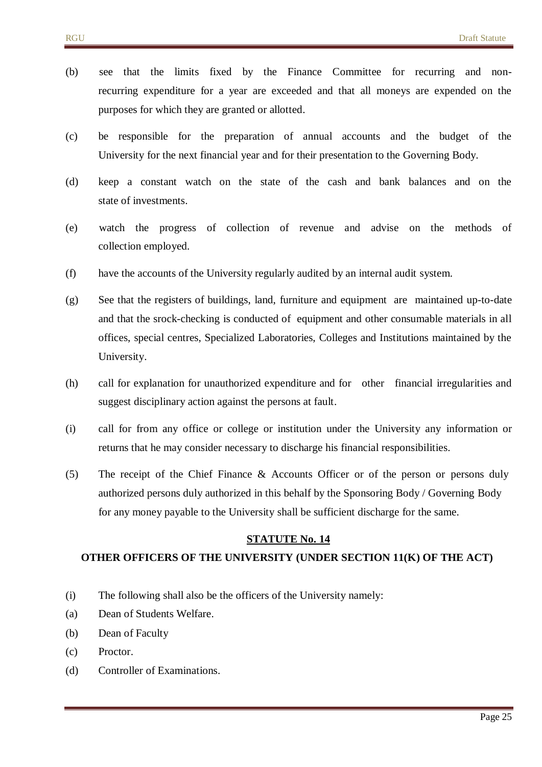(b) see that the limits fixed by the Finance Committee for recurring and non-recurring expenditure for a year are exceeded and that all moneys are expended on the purposes for which they are granted or allotted.

(c) be responsible for the preparation of annual accounts and the budget of the University for the next financial year and for their presentation to the Governing Body.

(d) keep a constant watch on the state of the cash and bank balances and on the state of investments.

(e) watch the progress of collection of revenue and advise on the methods of collection employed.

(f) have the accounts of the University regularly audited by an internal audit system.

(g) See that the registers of buildings, land, furniture and equipment are maintained up-to-date and that the srock-checking is conducted of equipment and other consumable materials in all offices, special centres, Specialized Laboratories, Colleges and Institutions maintained by the University.

(h) call for explanation for unauthorized expenditure and for other financial irregularities and suggest disciplinary action against the persons at fault.

(i) call for from any office or college or institution under the University any information or returns that he may consider necessary to discharge his financial responsibilities.

(5) The receipt of the Chief Finance & Accounts Officer or of the person or persons duly authorized persons duly authorized in this behalf by the Sponsoring Body / Governing Body for any money payable to the University shall be sufficient discharge for the same.

## STATUTE No. 14

### OTHER OFFICERS OF THE UNIVERSITY (UNDER SECTION 11(K) OF THE ACT)

(i) The following shall also be the officers of the University namely:

(a) Dean of Students Welfare.

(b) Dean of Faculty

(c) Proctor.

(d) Controller of Examinations.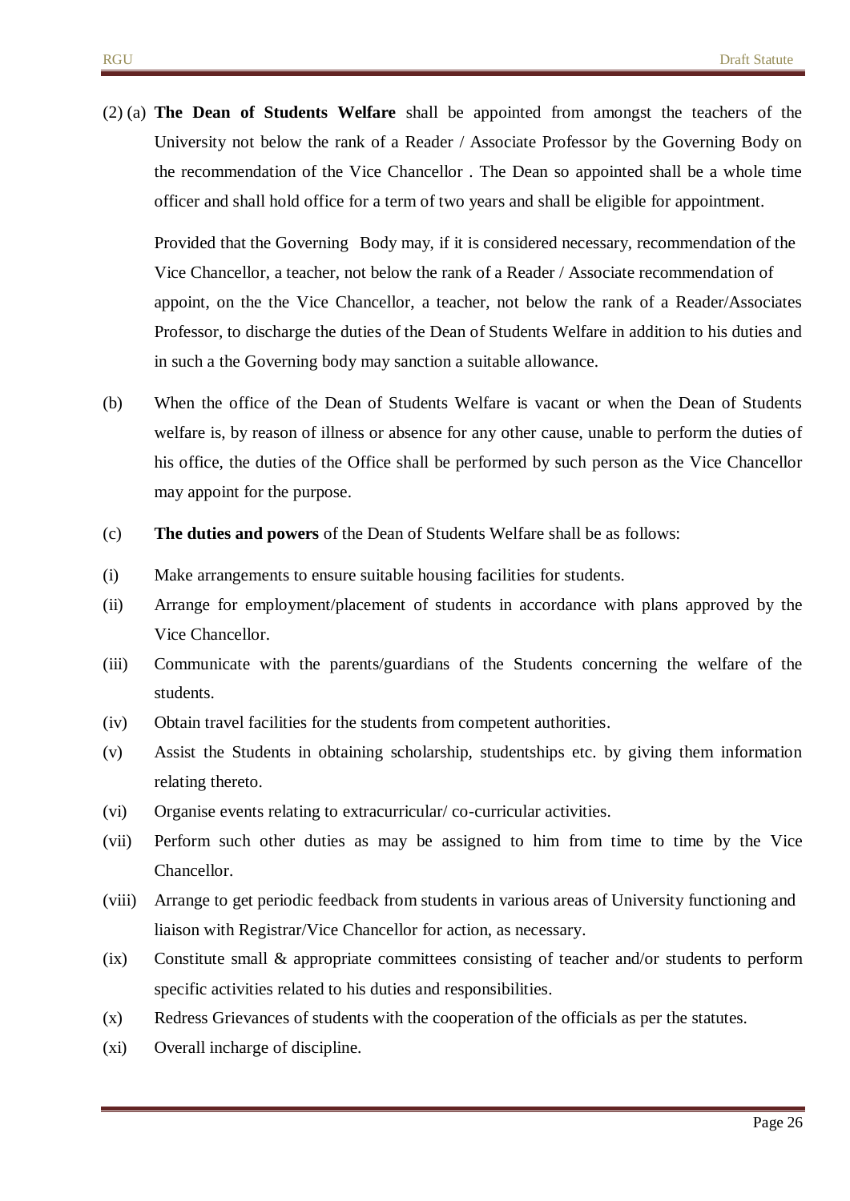(2) (a) **The Dean of Students Welfare** shall be appointed from amongst the teachers of the University not below the rank of a Reader / Associate Professor by the Governing Body on the recommendation of the Vice Chancellor . The Dean so appointed shall be a whole time officer and shall hold office for a term of two years and shall be eligible for appointment.

Provided that the Governing Body may, if it is considered necessary, recommendation of the Vice Chancellor, a teacher, not below the rank of a Reader / Associate recommendation of appoint, on the the Vice Chancellor, a teacher, not below the rank of a Reader/Associates Professor, to discharge the duties of the Dean of Students Welfare in addition to his duties and in such a the Governing body may sanction a suitable allowance.

(b) When the office of the Dean of Students Welfare is vacant or when the Dean of Students welfare is, by reason of illness or absence for any other cause, unable to perform the duties of his office, the duties of the Office shall be performed by such person as the Vice Chancellor may appoint for the purpose.

(c) **The duties and powers** of the Dean of Students Welfare shall be as follows:

(i) Make arrangements to ensure suitable housing facilities for students.

(ii) Arrange for employment/placement of students in accordance with plans approved by the Vice Chancellor.

(iii) Communicate with the parents/guardians of the Students concerning the welfare of the students.

(iv) Obtain travel facilities for the students from competent authorities.

(v) Assist the Students in obtaining scholarship, studentships etc. by giving them information relating thereto.

(vi) Organise events relating to extracurricular/ co-curricular activities.

(vii) Perform such other duties as may be assigned to him from time to time by the Vice Chancellor.

(viii) Arrange to get periodic feedback from students in various areas of University functioning and liaison with Registrar/Vice Chancellor for action, as necessary.

(ix) Constitute small & appropriate committees consisting of teacher and/or students to perform specific activities related to his duties and responsibilities.

(x) Redress Grievances of students with the cooperation of the officials as per the statutes.

(xi) Overall incharge of discipline.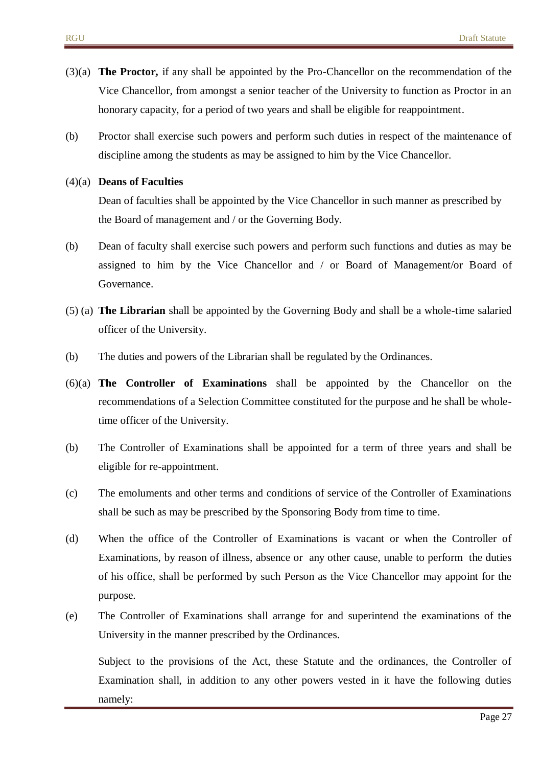(3)(a) **The Proctor,** if any shall be appointed by the Pro-Chancellor on the recommendation of the Vice Chancellor, from amongst a senior teacher of the University to function as Proctor in an honorary capacity, for a period of two years and shall be eligible for reappointment.

(b) Proctor shall exercise such powers and perform such duties in respect of the maintenance of discipline among the students as may be assigned to him by the Vice Chancellor.

(4)(a) **Deans of Faculties**

Dean of faculties shall be appointed by the Vice Chancellor in such manner as prescribed by the Board of management and / or the Governing Body.

(b) Dean of faculty shall exercise such powers and perform such functions and duties as may be assigned to him by the Vice Chancellor and / or Board of Management/or Board of Governance.

(5) (a) **The Librarian** shall be appointed by the Governing Body and shall be a whole-time salaried officer of the University.

(b) The duties and powers of the Librarian shall be regulated by the Ordinances.

(6)(a) **The Controller of Examinations** shall be appointed by the Chancellor on the recommendations of a Selection Committee constituted for the purpose and he shall be whole-time officer of the University.

(b) The Controller of Examinations shall be appointed for a term of three years and shall be eligible for re-appointment.

(c) The emoluments and other terms and conditions of service of the Controller of Examinations shall be such as may be prescribed by the Sponsoring Body from time to time.

(d) When the office of the Controller of Examinations is vacant or when the Controller of Examinations, by reason of illness, absence or any other cause, unable to perform the duties of his office, shall be performed by such Person as the Vice Chancellor may appoint for the purpose.

(e) The Controller of Examinations shall arrange for and superintend the examinations of the University in the manner prescribed by the Ordinances.

Subject to the provisions of the Act, these Statute and the ordinances, the Controller of Examination shall, in addition to any other powers vested in it have the following duties namely: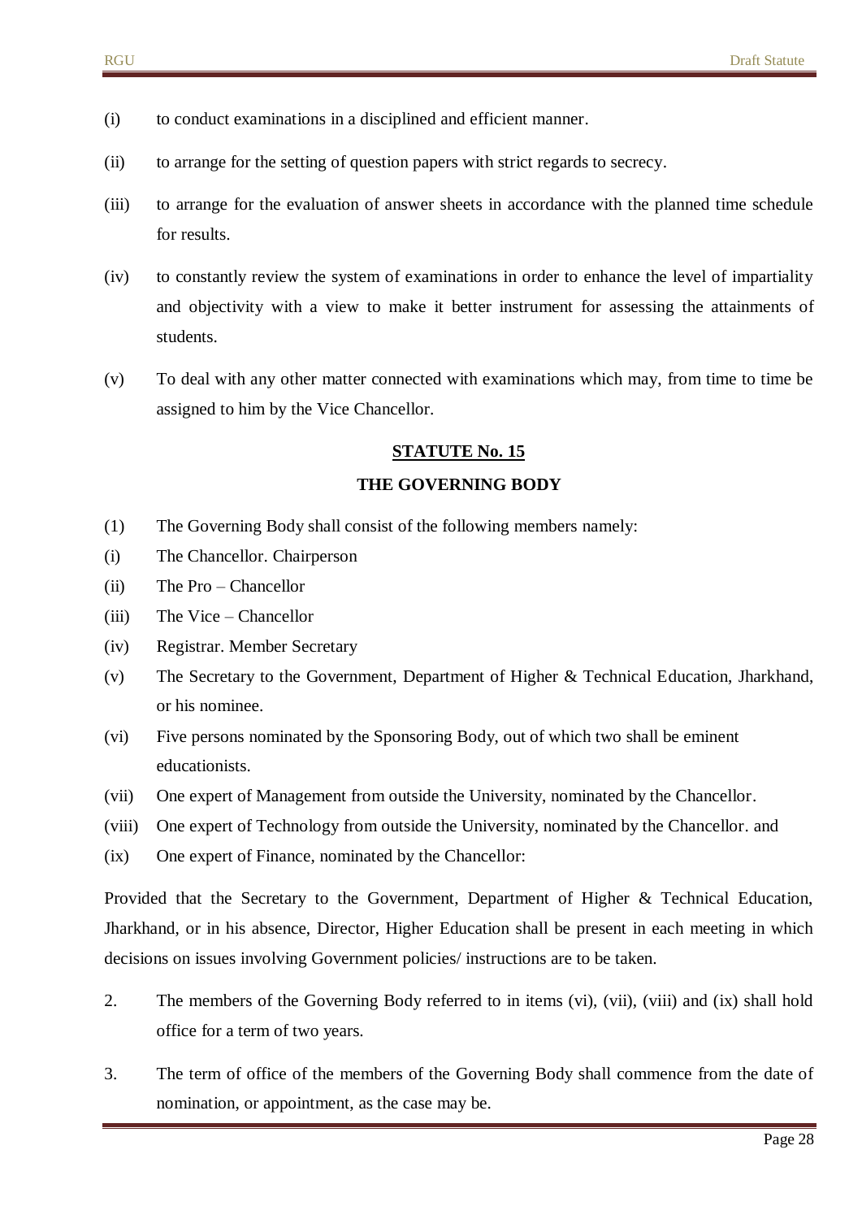(i) to conduct examinations in a disciplined and efficient manner.

(ii) to arrange for the setting of question papers with strict regards to secrecy.

(iii) to arrange for the evaluation of answer sheets in accordance with the planned time schedule for results.

(iv) to constantly review the system of examinations in order to enhance the level of impartiality and objectivity with a view to make it better instrument for assessing the attainments of students.

(v) To deal with any other matter connected with examinations which may, from time to time be assigned to him by the Vice Chancellor.

## STATUTE No. 15

## THE GOVERNING BODY

(1) The Governing Body shall consist of the following members namely:

(i) The Chancellor. Chairperson

(ii) The Pro – Chancellor

(iii) The Vice – Chancellor

(iv) Registrar. Member Secretary

(v) The Secretary to the Government, Department of Higher & Technical Education, Jharkhand, or his nominee.

(vi) Five persons nominated by the Sponsoring Body, out of which two shall be eminent educationists.

(vii) One expert of Management from outside the University, nominated by the Chancellor.

(viii) One expert of Technology from outside the University, nominated by the Chancellor. and

(ix) One expert of Finance, nominated by the Chancellor:

Provided that the Secretary to the Government, Department of Higher & Technical Education, Jharkhand, or in his absence, Director, Higher Education shall be present in each meeting in which decisions on issues involving Government policies/ instructions are to be taken.

2. The members of the Governing Body referred to in items (vi), (vii), (viii) and (ix) shall hold office for a term of two years.

3. The term of office of the members of the Governing Body shall commence from the date of nomination, or appointment, as the case may be.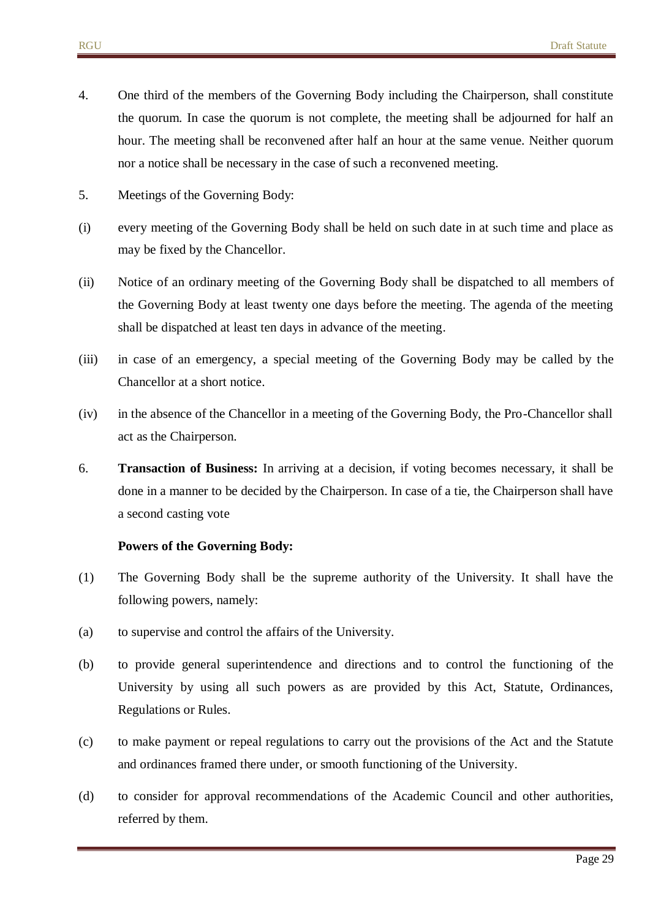4. One third of the members of the Governing Body including the Chairperson, shall constitute the quorum. In case the quorum is not complete, the meeting shall be adjourned for half an hour. The meeting shall be reconvened after half an hour at the same venue. Neither quorum nor a notice shall be necessary in the case of such a reconvened meeting.

5. Meetings of the Governing Body:

(i) every meeting of the Governing Body shall be held on such date in at such time and place as may be fixed by the Chancellor.

(ii) Notice of an ordinary meeting of the Governing Body shall be dispatched to all members of the Governing Body at least twenty one days before the meeting. The agenda of the meeting shall be dispatched at least ten days in advance of the meeting.

(iii) in case of an emergency, a special meeting of the Governing Body may be called by the Chancellor at a short notice.

(iv) in the absence of the Chancellor in a meeting of the Governing Body, the Pro-Chancellor shall act as the Chairperson.

6. **Transaction of Business:** In arriving at a decision, if voting becomes necessary, it shall be done in a manner to be decided by the Chairperson. In case of a tie, the Chairperson shall have a second casting vote

**Powers of the Governing Body:**

(1) The Governing Body shall be the supreme authority of the University. It shall have the following powers, namely:

(a) to supervise and control the affairs of the University.

(b) to provide general superintendence and directions and to control the functioning of the University by using all such powers as are provided by this Act, Statute, Ordinances, Regulations or Rules.

(c) to make payment or repeal regulations to carry out the provisions of the Act and the Statute and ordinances framed there under, or smooth functioning of the University.

(d) to consider for approval recommendations of the Academic Council and other authorities, referred by them.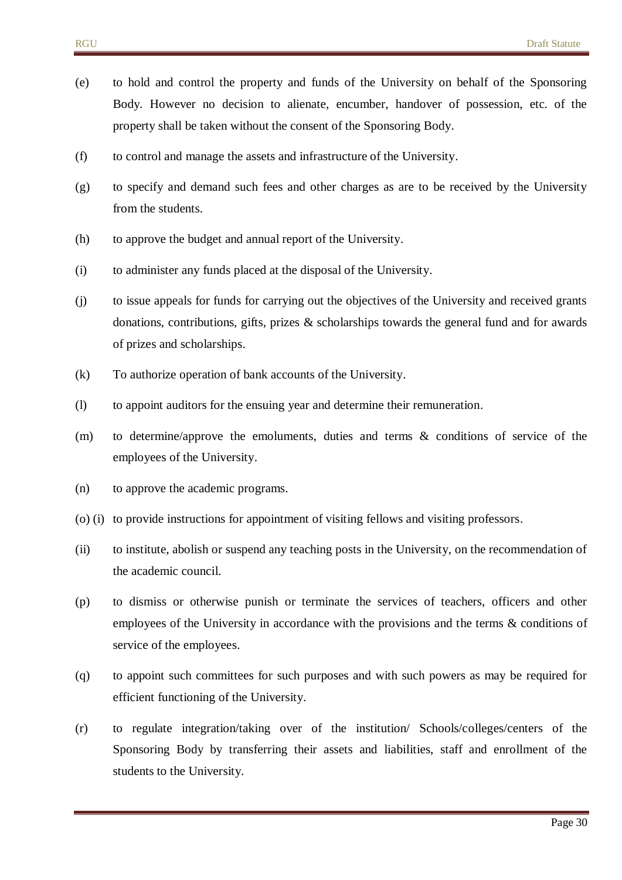(e) to hold and control the property and funds of the University on behalf of the Sponsoring Body. However no decision to alienate, encumber, handover of possession, etc. of the property shall be taken without the consent of the Sponsoring Body.

(f) to control and manage the assets and infrastructure of the University.

(g) to specify and demand such fees and other charges as are to be received by the University from the students.

(h) to approve the budget and annual report of the University.

(i) to administer any funds placed at the disposal of the University.

(j) to issue appeals for funds for carrying out the objectives of the University and received grants donations, contributions, gifts, prizes & scholarships towards the general fund and for awards of prizes and scholarships.

(k) To authorize operation of bank accounts of the University.

(l) to appoint auditors for the ensuing year and determine their remuneration.

(m) to determine/approve the emoluments, duties and terms & conditions of service of the employees of the University.

(n) to approve the academic programs.

(o) (i) to provide instructions for appointment of visiting fellows and visiting professors.

(ii) to institute, abolish or suspend any teaching posts in the University, on the recommendation of the academic council.

(p) to dismiss or otherwise punish or terminate the services of teachers, officers and other employees of the University in accordance with the provisions and the terms & conditions of service of the employees.

(q) to appoint such committees for such purposes and with such powers as may be required for efficient functioning of the University.

(r) to regulate integration/taking over of the institution/ Schools/colleges/centers of the Sponsoring Body by transferring their assets and liabilities, staff and enrollment of the students to the University.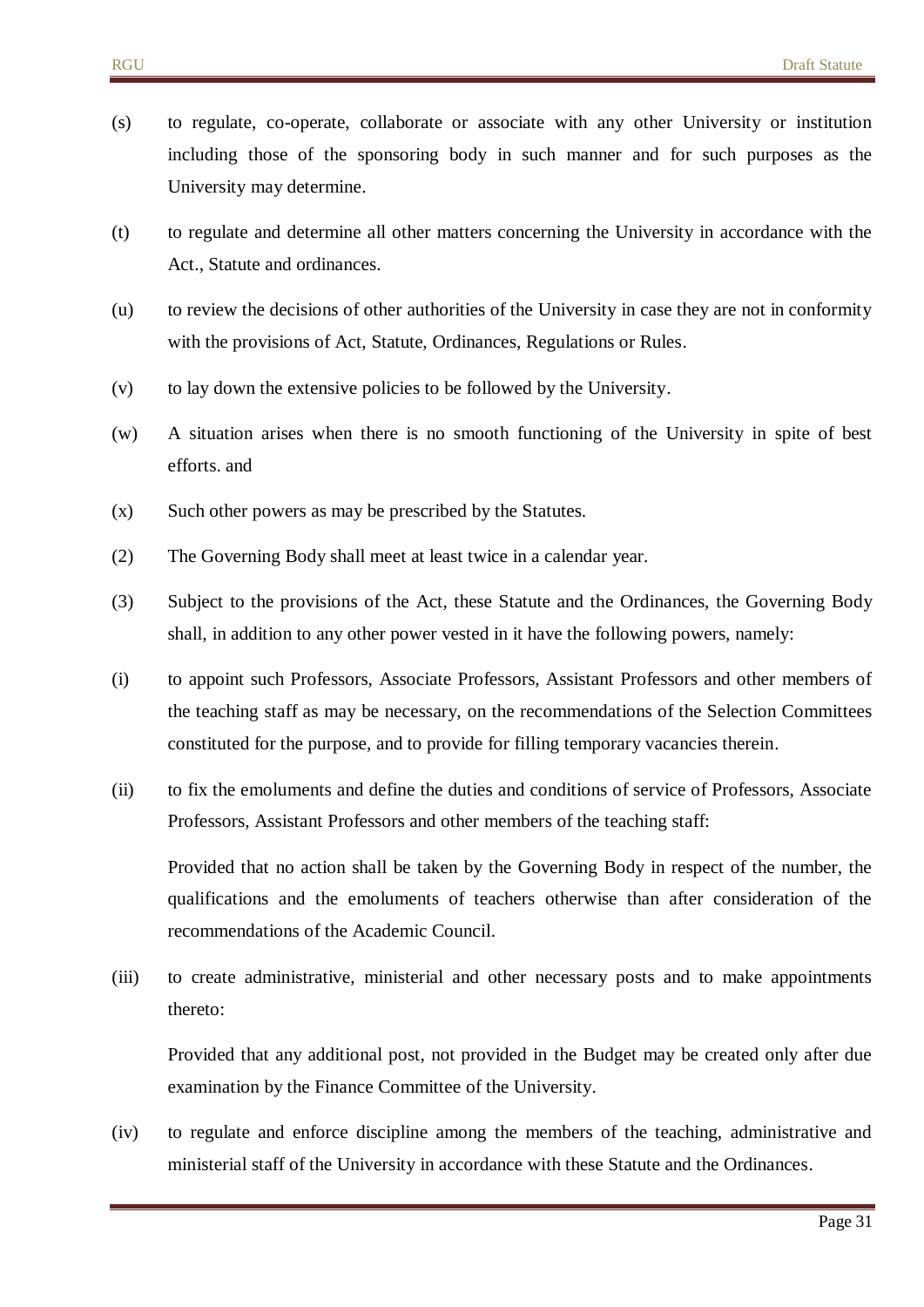(s) to regulate, co-operate, collaborate or associate with any other University or institution including those of the sponsoring body in such manner and for such purposes as the University may determine.

(t) to regulate and determine all other matters concerning the University in accordance with the Act., Statute and ordinances.

(u) to review the decisions of other authorities of the University in case they are not in conformity with the provisions of Act, Statute, Ordinances, Regulations or Rules.

(v) to lay down the extensive policies to be followed by the University.

(w) A situation arises when there is no smooth functioning of the University in spite of best efforts. and

(x) Such other powers as may be prescribed by the Statutes.

(2) The Governing Body shall meet at least twice in a calendar year.

(3) Subject to the provisions of the Act, these Statute and the Ordinances, the Governing Body shall, in addition to any other power vested in it have the following powers, namely:

(i) to appoint such Professors, Associate Professors, Assistant Professors and other members of the teaching staff as may be necessary, on the recommendations of the Selection Committees constituted for the purpose, and to provide for filling temporary vacancies therein.

(ii) to fix the emoluments and define the duties and conditions of service of Professors, Associate Professors, Assistant Professors and other members of the teaching staff:

Provided that no action shall be taken by the Governing Body in respect of the number, the qualifications and the emoluments of teachers otherwise than after consideration of the recommendations of the Academic Council.

(iii) to create administrative, ministerial and other necessary posts and to make appointments thereto:

Provided that any additional post, not provided in the Budget may be created only after due examination by the Finance Committee of the University.

(iv) to regulate and enforce discipline among the members of the teaching, administrative and ministerial staff of the University in accordance with these Statute and the Ordinances.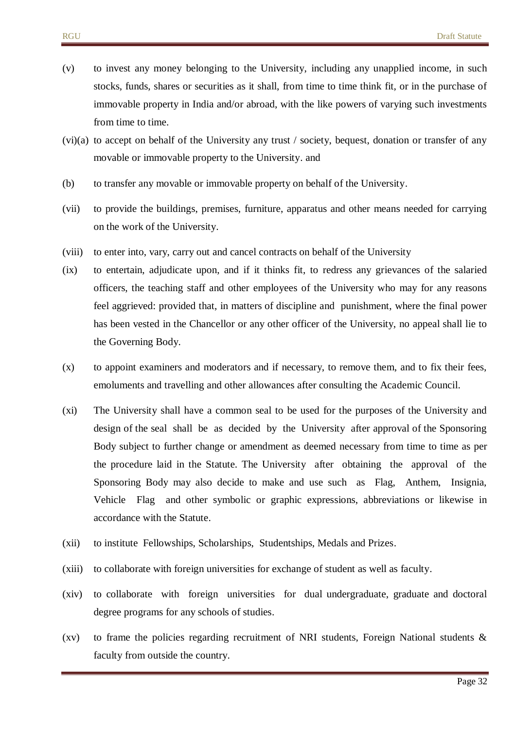(v) to invest any money belonging to the University, including any unapplied income, in such stocks, funds, shares or securities as it shall, from time to time think fit, or in the purchase of immovable property in India and/or abroad, with the like powers of varying such investments from time to time.

(vi)(a) to accept on behalf of the University any trust / society, bequest, donation or transfer of any movable or immovable property to the University. and

(b) to transfer any movable or immovable property on behalf of the University.

(vii) to provide the buildings, premises, furniture, apparatus and other means needed for carrying on the work of the University.

(viii) to enter into, vary, carry out and cancel contracts on behalf of the University

(ix) to entertain, adjudicate upon, and if it thinks fit, to redress any grievances of the salaried officers, the teaching staff and other employees of the University who may for any reasons feel aggrieved: provided that, in matters of discipline and punishment, where the final power has been vested in the Chancellor or any other officer of the University, no appeal shall lie to the Governing Body.

(x) to appoint examiners and moderators and if necessary, to remove them, and to fix their fees, emoluments and travelling and other allowances after consulting the Academic Council.

(xi) The University shall have a common seal to be used for the purposes of the University and design of the seal shall be as decided by the University after approval of the Sponsoring Body subject to further change or amendment as deemed necessary from time to time as per the procedure laid in the Statute. The University after obtaining the approval of the Sponsoring Body may also decide to make and use such as Flag, Anthem, Insignia, Vehicle Flag and other symbolic or graphic expressions, abbreviations or likewise in accordance with the Statute.

(xii) to institute Fellowships, Scholarships, Studentships, Medals and Prizes.

(xiii) to collaborate with foreign universities for exchange of student as well as faculty.

(xiv) to collaborate with foreign universities for dual undergraduate, graduate and doctoral degree programs for any schools of studies.

(xv) to frame the policies regarding recruitment of NRI students, Foreign National students & faculty from outside the country.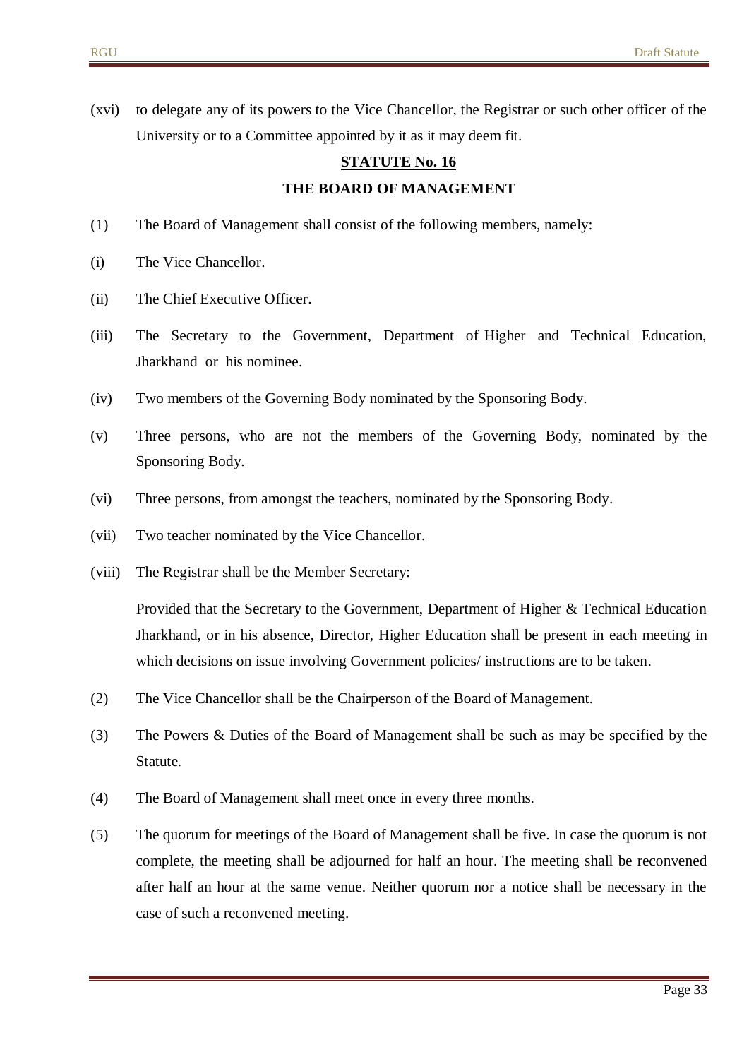(xvi) to delegate any of its powers to the Vice Chancellor, the Registrar or such other officer of the University or to a Committee appointed by it as it may deem fit.

## STATUTE No. 16

### THE BOARD OF MANAGEMENT

(1) The Board of Management shall consist of the following members, namely:

(i) The Vice Chancellor.

(ii) The Chief Executive Officer.

(iii) The Secretary to the Government, Department of Higher and Technical Education, Jharkhand or his nominee.

(iv) Two members of the Governing Body nominated by the Sponsoring Body.

(v) Three persons, who are not the members of the Governing Body, nominated by the Sponsoring Body.

(vi) Three persons, from amongst the teachers, nominated by the Sponsoring Body.

(vii) Two teacher nominated by the Vice Chancellor.

(viii) The Registrar shall be the Member Secretary:

Provided that the Secretary to the Government, Department of Higher & Technical Education Jharkhand, or in his absence, Director, Higher Education shall be present in each meeting in which decisions on issue involving Government policies/ instructions are to be taken.

(2) The Vice Chancellor shall be the Chairperson of the Board of Management.

(3) The Powers & Duties of the Board of Management shall be such as may be specified by the Statute.

(4) The Board of Management shall meet once in every three months.

(5) The quorum for meetings of the Board of Management shall be five. In case the quorum is not complete, the meeting shall be adjourned for half an hour. The meeting shall be reconvened after half an hour at the same venue. Neither quorum nor a notice shall be necessary in the case of such a reconvened meeting.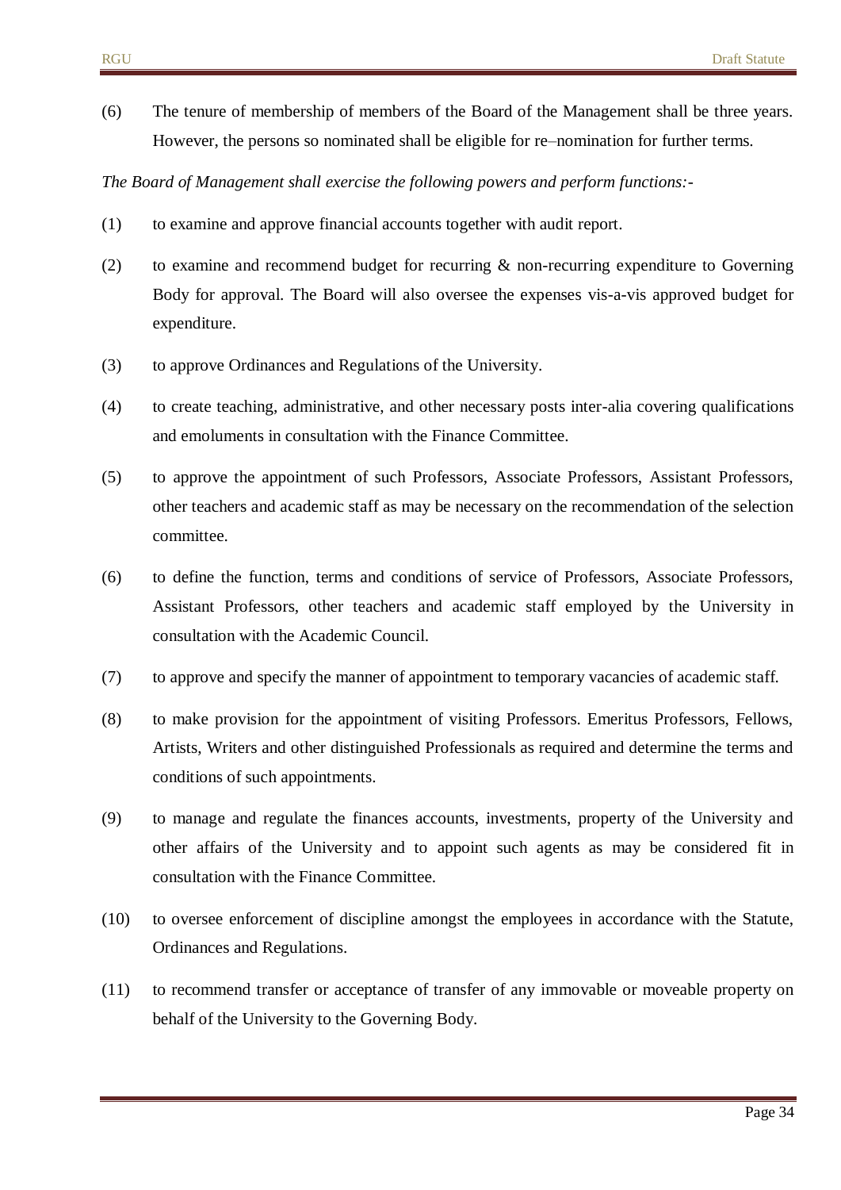(6) The tenure of membership of members of the Board of the Management shall be three years. However, the persons so nominated shall be eligible for re–nomination for further terms.

*The Board of Management shall exercise the following powers and perform functions:-*

(1) to examine and approve financial accounts together with audit report.

(2) to examine and recommend budget for recurring & non-recurring expenditure to Governing Body for approval. The Board will also oversee the expenses vis-a-vis approved budget for expenditure.

(3) to approve Ordinances and Regulations of the University.

(4) to create teaching, administrative, and other necessary posts inter-alia covering qualifications and emoluments in consultation with the Finance Committee.

(5) to approve the appointment of such Professors, Associate Professors, Assistant Professors, other teachers and academic staff as may be necessary on the recommendation of the selection committee.

(6) to define the function, terms and conditions of service of Professors, Associate Professors, Assistant Professors, other teachers and academic staff employed by the University in consultation with the Academic Council.

(7) to approve and specify the manner of appointment to temporary vacancies of academic staff.

(8) to make provision for the appointment of visiting Professors. Emeritus Professors, Fellows, Artists, Writers and other distinguished Professionals as required and determine the terms and conditions of such appointments.

(9) to manage and regulate the finances accounts, investments, property of the University and other affairs of the University and to appoint such agents as may be considered fit in consultation with the Finance Committee.

(10) to oversee enforcement of discipline amongst the employees in accordance with the Statute, Ordinances and Regulations.

(11) to recommend transfer or acceptance of transfer of any immovable or moveable property on behalf of the University to the Governing Body.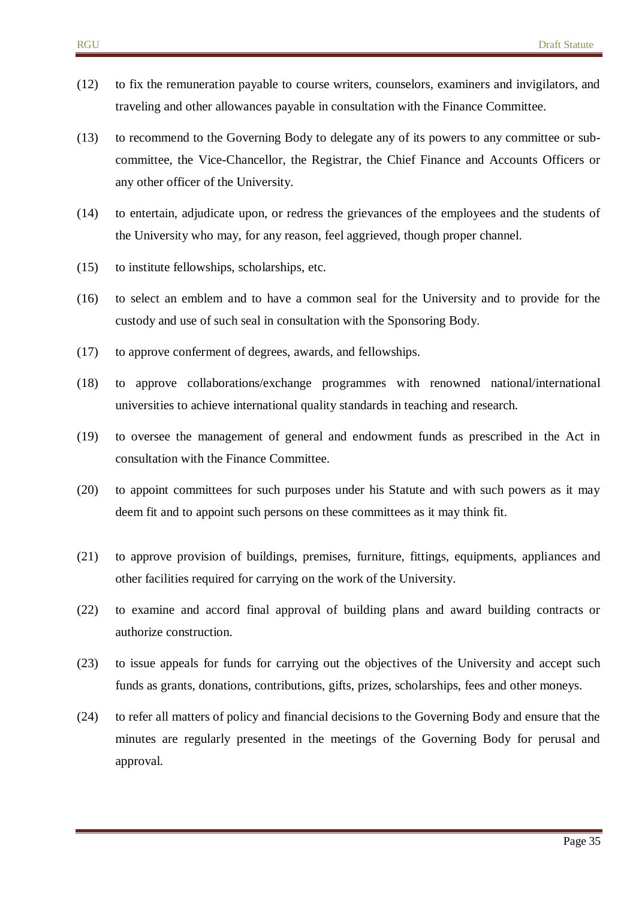(12) to fix the remuneration payable to course writers, counselors, examiners and invigilators, and traveling and other allowances payable in consultation with the Finance Committee.

(13) to recommend to the Governing Body to delegate any of its powers to any committee or sub-committee, the Vice-Chancellor, the Registrar, the Chief Finance and Accounts Officers or any other officer of the University.

(14) to entertain, adjudicate upon, or redress the grievances of the employees and the students of the University who may, for any reason, feel aggrieved, though proper channel.

(15) to institute fellowships, scholarships, etc.

(16) to select an emblem and to have a common seal for the University and to provide for the custody and use of such seal in consultation with the Sponsoring Body.

(17) to approve conferment of degrees, awards, and fellowships.

(18) to approve collaborations/exchange programmes with renowned national/international universities to achieve international quality standards in teaching and research.

(19) to oversee the management of general and endowment funds as prescribed in the Act in consultation with the Finance Committee.

(20) to appoint committees for such purposes under his Statute and with such powers as it may deem fit and to appoint such persons on these committees as it may think fit.

(21) to approve provision of buildings, premises, furniture, fittings, equipments, appliances and other facilities required for carrying on the work of the University.

(22) to examine and accord final approval of building plans and award building contracts or authorize construction.

(23) to issue appeals for funds for carrying out the objectives of the University and accept such funds as grants, donations, contributions, gifts, prizes, scholarships, fees and other moneys.

(24) to refer all matters of policy and financial decisions to the Governing Body and ensure that the minutes are regularly presented in the meetings of the Governing Body for perusal and approval.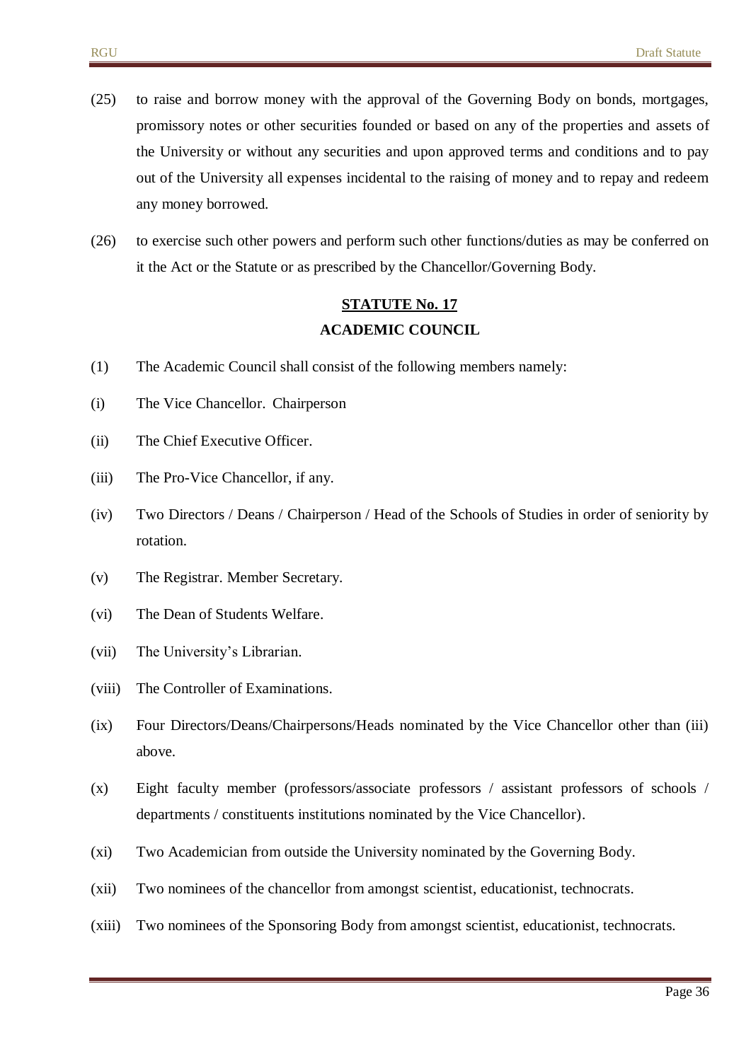(25) to raise and borrow money with the approval of the Governing Body on bonds, mortgages, promissory notes or other securities founded or based on any of the properties and assets of the University or without any securities and upon approved terms and conditions and to pay out of the University all expenses incidental to the raising of money and to repay and redeem any money borrowed.

(26) to exercise such other powers and perform such other functions/duties as may be conferred on it the Act or the Statute or as prescribed by the Chancellor/Governing Body.

## **STATUTE No. 17**

## **ACADEMIC COUNCIL**

(1) The Academic Council shall consist of the following members namely:

(i) The Vice Chancellor. Chairperson

(ii) The Chief Executive Officer.

(iii) The Pro-Vice Chancellor, if any.

(iv) Two Directors / Deans / Chairperson / Head of the Schools of Studies in order of seniority by rotation.

(v) The Registrar. Member Secretary.

(vi) The Dean of Students Welfare.

(vii) The University's Librarian.

(viii) The Controller of Examinations.

(ix) Four Directors/Deans/Chairpersons/Heads nominated by the Vice Chancellor other than (iii) above.

(x) Eight faculty member (professors/associate professors / assistant professors of schools / departments / constituents institutions nominated by the Vice Chancellor).

(xi) Two Academician from outside the University nominated by the Governing Body.

(xii) Two nominees of the chancellor from amongst scientist, educationist, technocrats.

(xiii) Two nominees of the Sponsoring Body from amongst scientist, educationist, technocrats.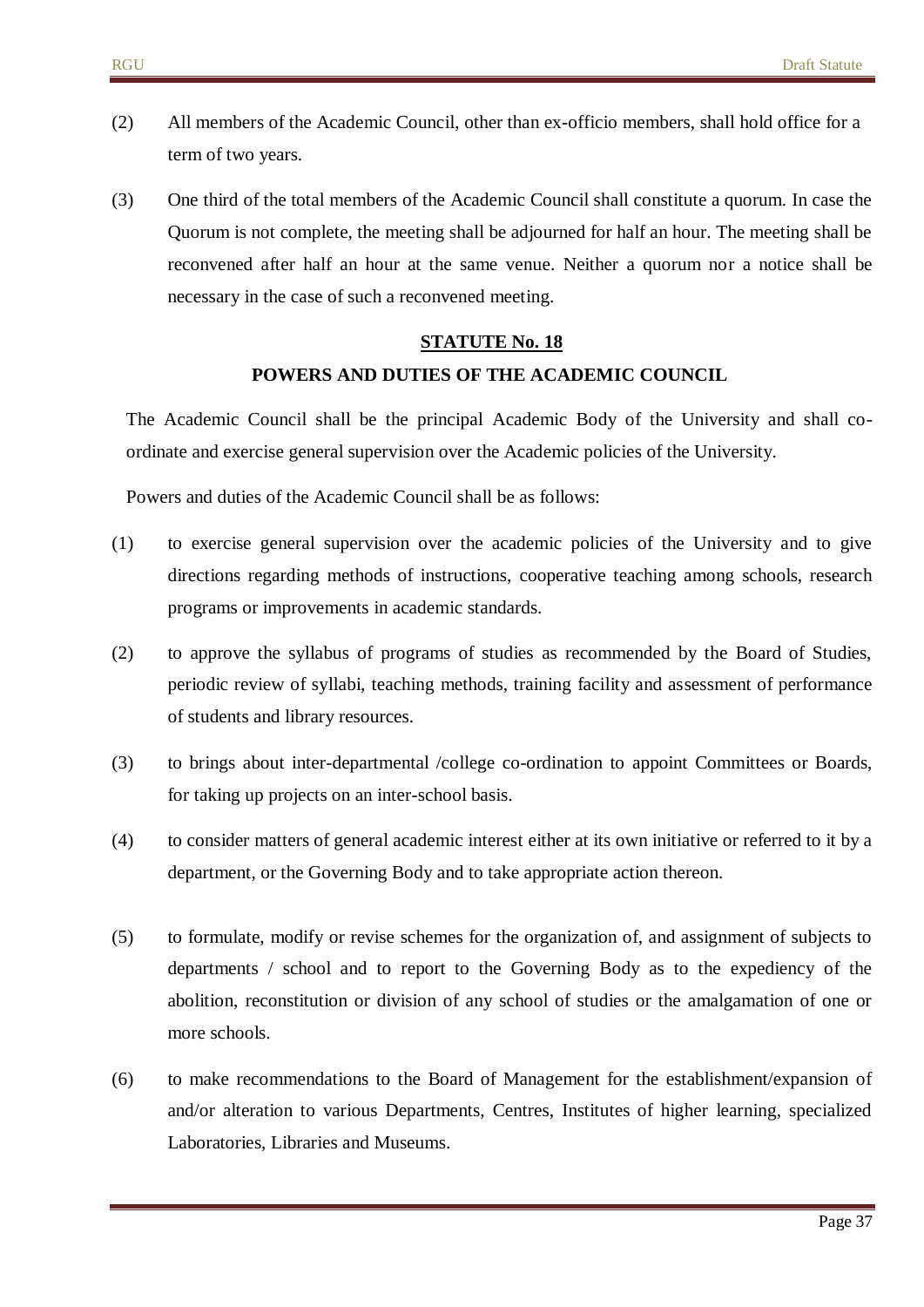(2) All members of the Academic Council, other than ex-officio members, shall hold office for a term of two years.

(3) One third of the total members of the Academic Council shall constitute a quorum. In case the Quorum is not complete, the meeting shall be adjourned for half an hour. The meeting shall be reconvened after half an hour at the same venue. Neither a quorum nor a notice shall be necessary in the case of such a reconvened meeting.

## STATUTE No. 18

### POWERS AND DUTIES OF THE ACADEMIC COUNCIL

The Academic Council shall be the principal Academic Body of the University and shall co-ordinate and exercise general supervision over the Academic policies of the University.

Powers and duties of the Academic Council shall be as follows:

(1) to exercise general supervision over the academic policies of the University and to give directions regarding methods of instructions, cooperative teaching among schools, research programs or improvements in academic standards.

(2) to approve the syllabus of programs of studies as recommended by the Board of Studies, periodic review of syllabi, teaching methods, training facility and assessment of performance of students and library resources.

(3) to brings about inter-departmental /college co-ordination to appoint Committees or Boards, for taking up projects on an inter-school basis.

(4) to consider matters of general academic interest either at its own initiative or referred to it by a department, or the Governing Body and to take appropriate action thereon.

(5) to formulate, modify or revise schemes for the organization of, and assignment of subjects to departments / school and to report to the Governing Body as to the expediency of the abolition, reconstitution or division of any school of studies or the amalgamation of one or more schools.

(6) to make recommendations to the Board of Management for the establishment/expansion of and/or alteration to various Departments, Centres, Institutes of higher learning, specialized Laboratories, Libraries and Museums.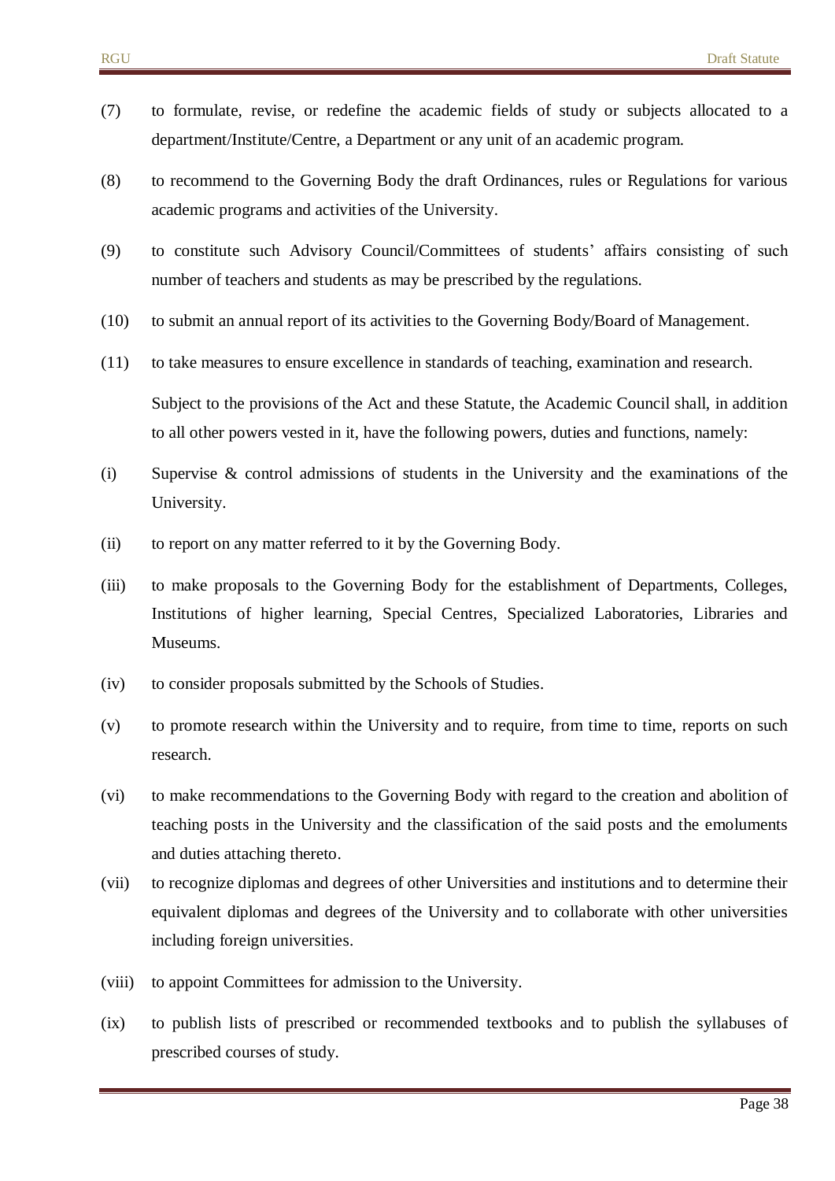(7) to formulate, revise, or redefine the academic fields of study or subjects allocated to a department/Institute/Centre, a Department or any unit of an academic program.

(8) to recommend to the Governing Body the draft Ordinances, rules or Regulations for various academic programs and activities of the University.

(9) to constitute such Advisory Council/Committees of students' affairs consisting of such number of teachers and students as may be prescribed by the regulations.

(10) to submit an annual report of its activities to the Governing Body/Board of Management.

(11) to take measures to ensure excellence in standards of teaching, examination and research.

Subject to the provisions of the Act and these Statute, the Academic Council shall, in addition to all other powers vested in it, have the following powers, duties and functions, namely:

(i) Supervise & control admissions of students in the University and the examinations of the University.

(ii) to report on any matter referred to it by the Governing Body.

(iii) to make proposals to the Governing Body for the establishment of Departments, Colleges, Institutions of higher learning, Special Centres, Specialized Laboratories, Libraries and Museums.

(iv) to consider proposals submitted by the Schools of Studies.

(v) to promote research within the University and to require, from time to time, reports on such research.

(vi) to make recommendations to the Governing Body with regard to the creation and abolition of teaching posts in the University and the classification of the said posts and the emoluments and duties attaching thereto.

(vii) to recognize diplomas and degrees of other Universities and institutions and to determine their equivalent diplomas and degrees of the University and to collaborate with other universities including foreign universities.

(viii) to appoint Committees for admission to the University.

(ix) to publish lists of prescribed or recommended textbooks and to publish the syllabuses of prescribed courses of study.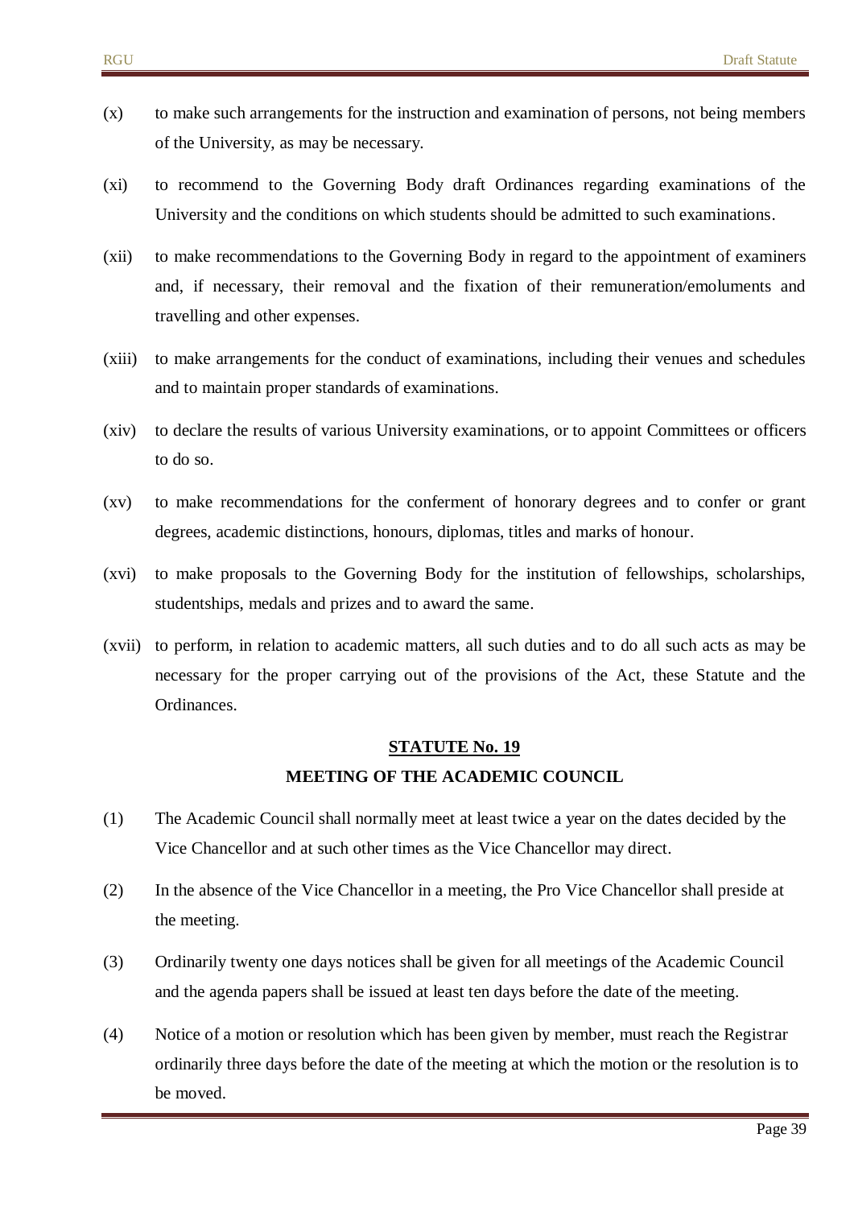(x) to make such arrangements for the instruction and examination of persons, not being members of the University, as may be necessary.

(xi) to recommend to the Governing Body draft Ordinances regarding examinations of the University and the conditions on which students should be admitted to such examinations.

(xii) to make recommendations to the Governing Body in regard to the appointment of examiners and, if necessary, their removal and the fixation of their remuneration/emoluments and travelling and other expenses.

(xiii) to make arrangements for the conduct of examinations, including their venues and schedules and to maintain proper standards of examinations.

(xiv) to declare the results of various University examinations, or to appoint Committees or officers to do so.

(xv) to make recommendations for the conferment of honorary degrees and to confer or grant degrees, academic distinctions, honours, diplomas, titles and marks of honour.

(xvi) to make proposals to the Governing Body for the institution of fellowships, scholarships, studentships, medals and prizes and to award the same.

(xvii) to perform, in relation to academic matters, all such duties and to do all such acts as may be necessary for the proper carrying out of the provisions of the Act, these Statute and the Ordinances.

## STATUTE No. 19

## MEETING OF THE ACADEMIC COUNCIL

(1) The Academic Council shall normally meet at least twice a year on the dates decided by the Vice Chancellor and at such other times as the Vice Chancellor may direct.

(2) In the absence of the Vice Chancellor in a meeting, the Pro Vice Chancellor shall preside at the meeting.

(3) Ordinarily twenty one days notices shall be given for all meetings of the Academic Council and the agenda papers shall be issued at least ten days before the date of the meeting.

(4) Notice of a motion or resolution which has been given by member, must reach the Registrar ordinarily three days before the date of the meeting at which the motion or the resolution is to be moved.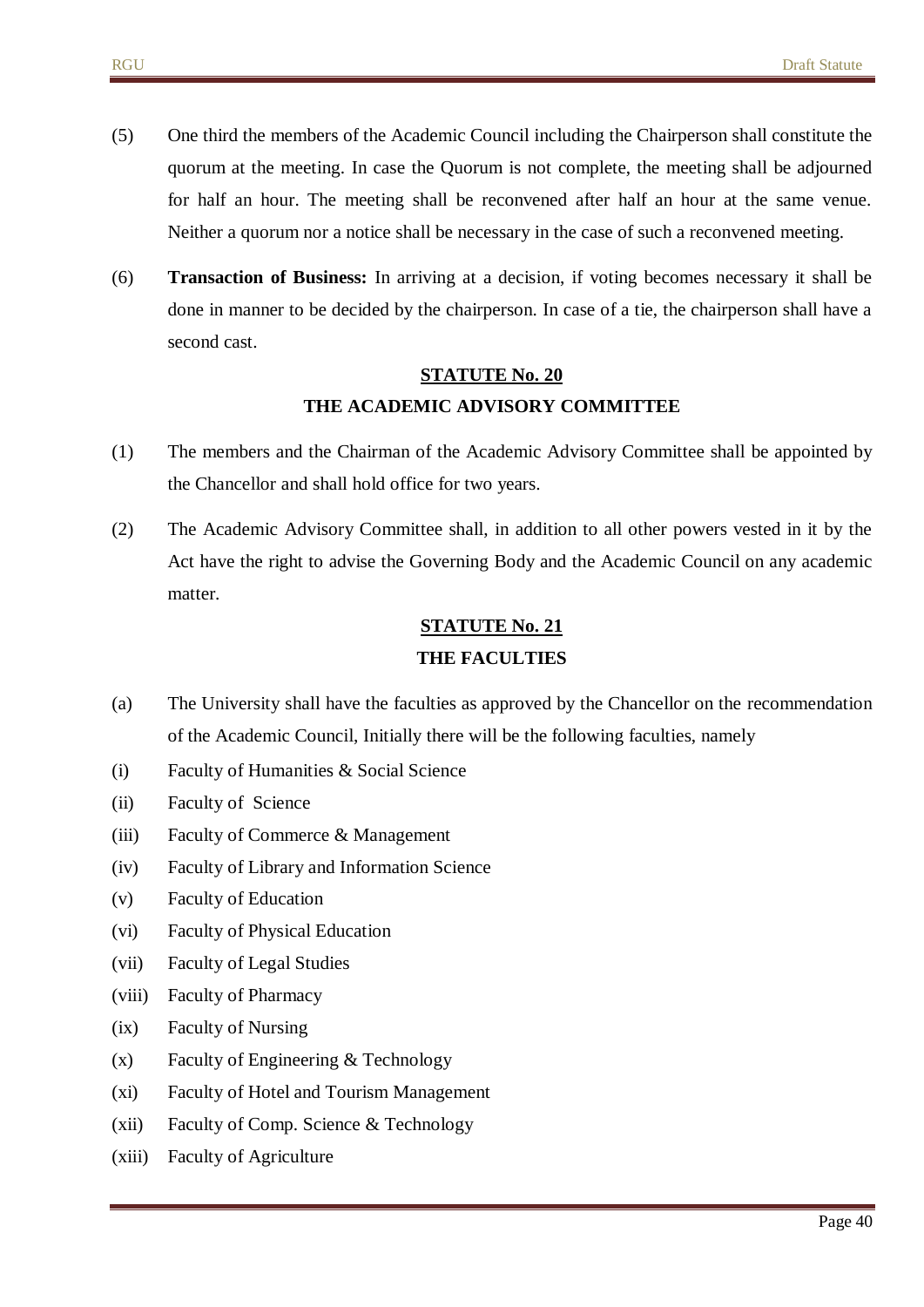(5) One third the members of the Academic Council including the Chairperson shall constitute the quorum at the meeting. In case the Quorum is not complete, the meeting shall be adjourned for half an hour. The meeting shall be reconvened after half an hour at the same venue. Neither a quorum nor a notice shall be necessary in the case of such a reconvened meeting.

(6) **Transaction of Business:** In arriving at a decision, if voting becomes necessary it shall be done in manner to be decided by the chairperson. In case of a tie, the chairperson shall have a second cast.

## STATUTE No. 20

## THE ACADEMIC ADVISORY COMMITTEE

(1) The members and the Chairman of the Academic Advisory Committee shall be appointed by the Chancellor and shall hold office for two years.

(2) The Academic Advisory Committee shall, in addition to all other powers vested in it by the Act have the right to advise the Governing Body and the Academic Council on any academic matter.

## STATUTE No. 21

## THE FACULTIES

(a) The University shall have the faculties as approved by the Chancellor on the recommendation of the Academic Council, Initially there will be the following faculties, namely

(i) Faculty of Humanities & Social Science

(ii) Faculty of Science

(iii) Faculty of Commerce & Management

(iv) Faculty of Library and Information Science

(v) Faculty of Education

(vi) Faculty of Physical Education

(vii) Faculty of Legal Studies

(viii) Faculty of Pharmacy

(ix) Faculty of Nursing

(x) Faculty of Engineering & Technology

(xi) Faculty of Hotel and Tourism Management

(xii) Faculty of Comp. Science & Technology

(xiii) Faculty of Agriculture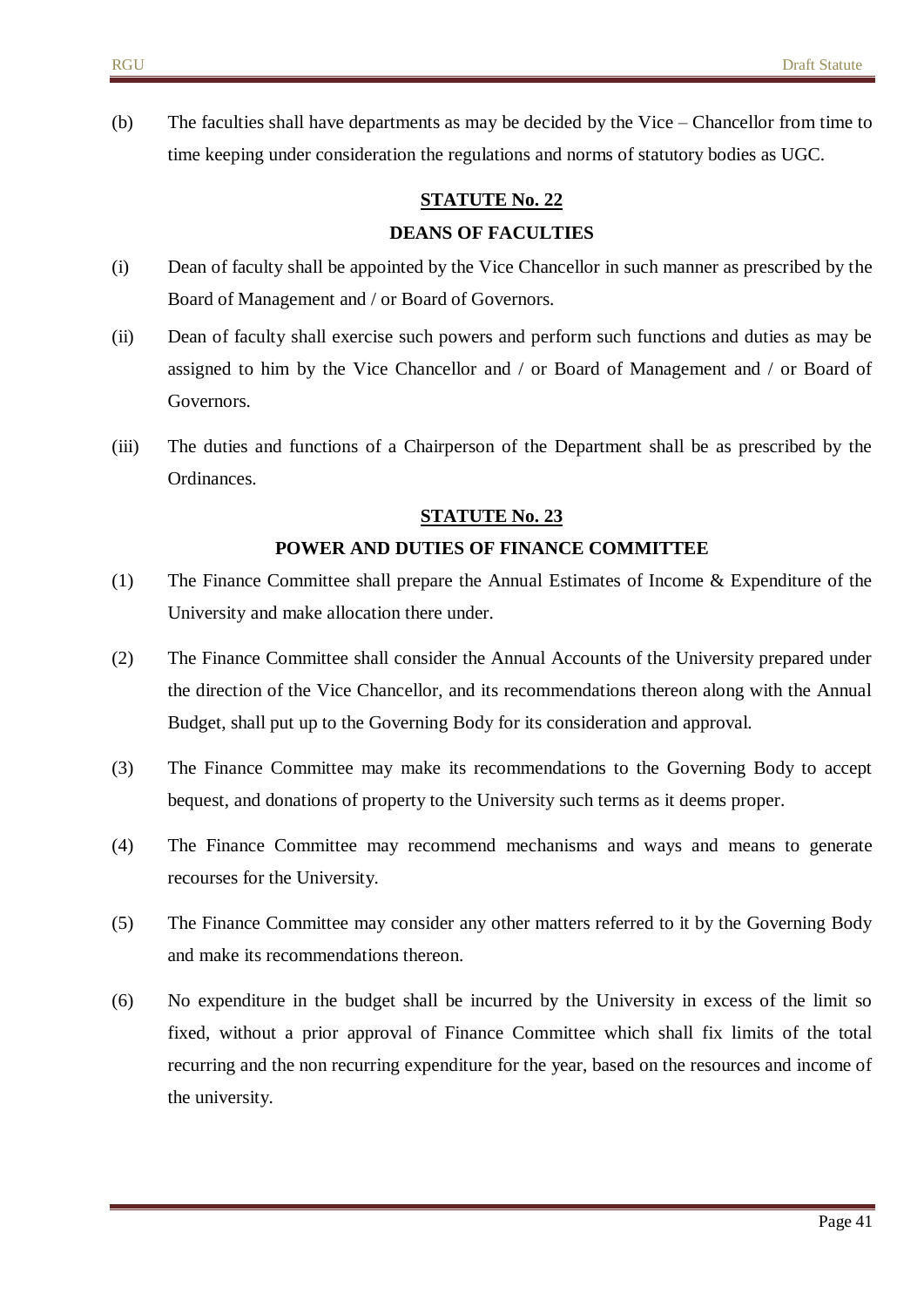(b) The faculties shall have departments as may be decided by the Vice – Chancellor from time to time keeping under consideration the regulations and norms of statutory bodies as UGC.

## STATUTE No. 22

### DEANS OF FACULTIES

(i) Dean of faculty shall be appointed by the Vice Chancellor in such manner as prescribed by the Board of Management and / or Board of Governors.

(ii) Dean of faculty shall exercise such powers and perform such functions and duties as may be assigned to him by the Vice Chancellor and / or Board of Management and / or Board of Governors.

(iii) The duties and functions of a Chairperson of the Department shall be as prescribed by the Ordinances.

## STATUTE No. 23

### POWER AND DUTIES OF FINANCE COMMITTEE

(1) The Finance Committee shall prepare the Annual Estimates of Income & Expenditure of the University and make allocation there under.

(2) The Finance Committee shall consider the Annual Accounts of the University prepared under the direction of the Vice Chancellor, and its recommendations thereon along with the Annual Budget, shall put up to the Governing Body for its consideration and approval.

(3) The Finance Committee may make its recommendations to the Governing Body to accept bequest, and donations of property to the University such terms as it deems proper.

(4) The Finance Committee may recommend mechanisms and ways and means to generate recourses for the University.

(5) The Finance Committee may consider any other matters referred to it by the Governing Body and make its recommendations thereon.

(6) No expenditure in the budget shall be incurred by the University in excess of the limit so fixed, without a prior approval of Finance Committee which shall fix limits of the total recurring and the non recurring expenditure for the year, based on the resources and income of the university.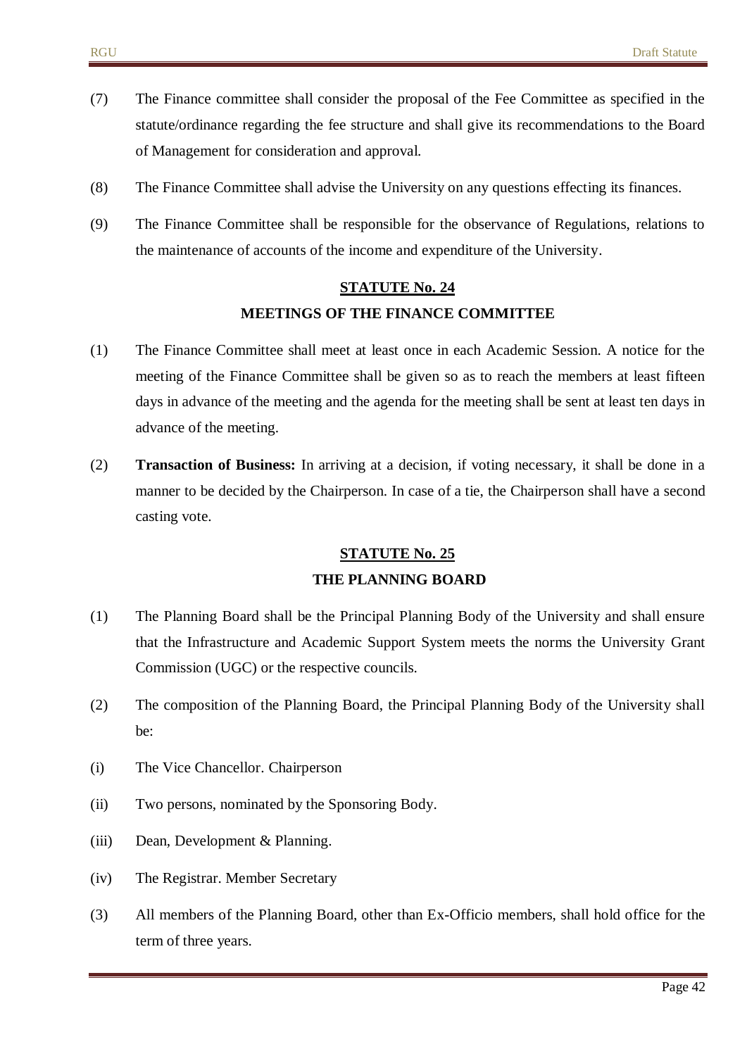(7) The Finance committee shall consider the proposal of the Fee Committee as specified in the statute/ordinance regarding the fee structure and shall give its recommendations to the Board of Management for consideration and approval.

(8) The Finance Committee shall advise the University on any questions effecting its finances.

(9) The Finance Committee shall be responsible for the observance of Regulations, relations to the maintenance of accounts of the income and expenditure of the University.

## STATUTE No. 24

## MEETINGS OF THE FINANCE COMMITTEE

(1) The Finance Committee shall meet at least once in each Academic Session. A notice for the meeting of the Finance Committee shall be given so as to reach the members at least fifteen days in advance of the meeting and the agenda for the meeting shall be sent at least ten days in advance of the meeting.

(2) **Transaction of Business:** In arriving at a decision, if voting necessary, it shall be done in a manner to be decided by the Chairperson. In case of a tie, the Chairperson shall have a second casting vote.

## STATUTE No. 25

## THE PLANNING BOARD

(1) The Planning Board shall be the Principal Planning Body of the University and shall ensure that the Infrastructure and Academic Support System meets the norms the University Grant Commission (UGC) or the respective councils.

(2) The composition of the Planning Board, the Principal Planning Body of the University shall be:

(i) The Vice Chancellor. Chairperson

(ii) Two persons, nominated by the Sponsoring Body.

(iii) Dean, Development & Planning.

(iv) The Registrar. Member Secretary

(3) All members of the Planning Board, other than Ex-Officio members, shall hold office for the term of three years.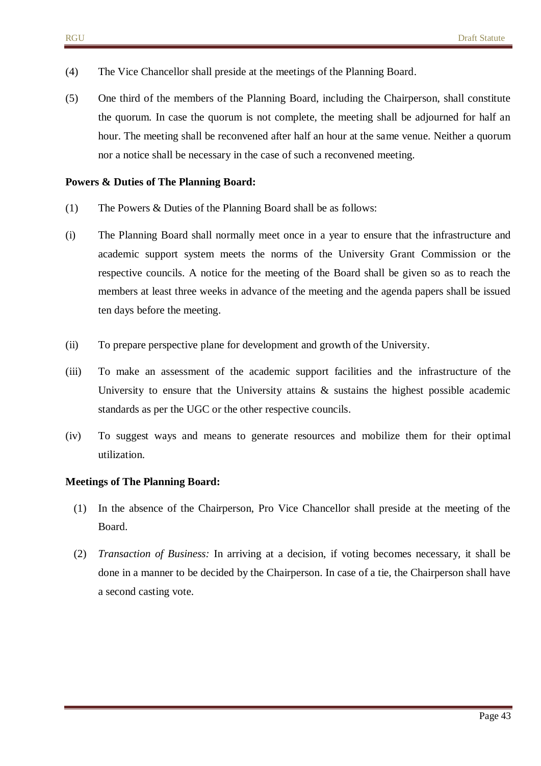(4) The Vice Chancellor shall preside at the meetings of the Planning Board.

(5) One third of the members of the Planning Board, including the Chairperson, shall constitute the quorum. In case the quorum is not complete, the meeting shall be adjourned for half an hour. The meeting shall be reconvened after half an hour at the same venue. Neither a quorum nor a notice shall be necessary in the case of such a reconvened meeting.

**Powers & Duties of The Planning Board:**

(1) The Powers & Duties of the Planning Board shall be as follows:

(i) The Planning Board shall normally meet once in a year to ensure that the infrastructure and academic support system meets the norms of the University Grant Commission or the respective councils. A notice for the meeting of the Board shall be given so as to reach the members at least three weeks in advance of the meeting and the agenda papers shall be issued ten days before the meeting.

(ii) To prepare perspective plane for development and growth of the University.

(iii) To make an assessment of the academic support facilities and the infrastructure of the University to ensure that the University attains & sustains the highest possible academic standards as per the UGC or the other respective councils.

(iv) To suggest ways and means to generate resources and mobilize them for their optimal utilization.

**Meetings of The Planning Board:**

(1) In the absence of the Chairperson, Pro Vice Chancellor shall preside at the meeting of the Board.

(2) *Transaction of Business:* In arriving at a decision, if voting becomes necessary, it shall be done in a manner to be decided by the Chairperson. In case of a tie, the Chairperson shall have a second casting vote.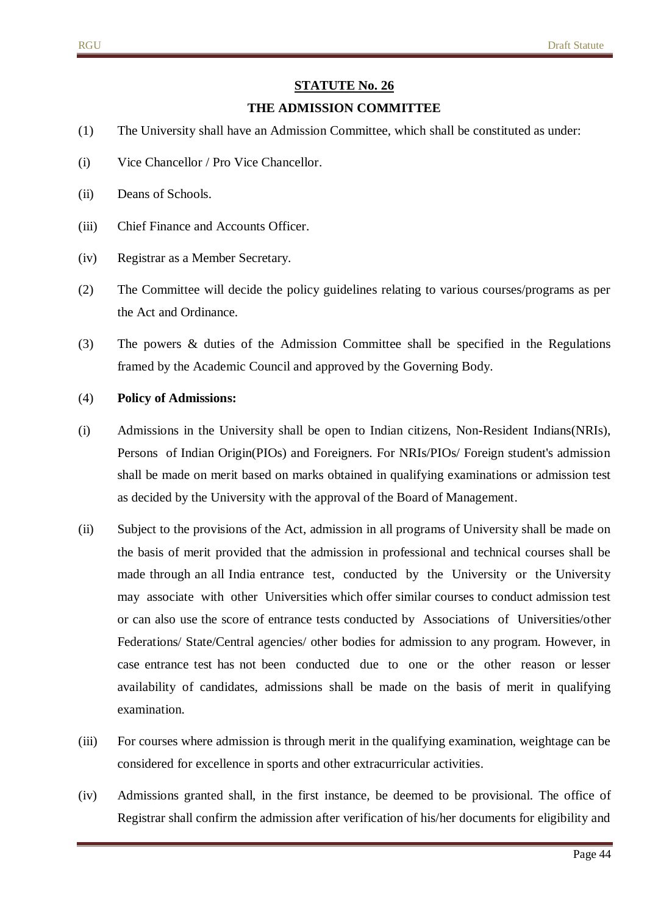## STATUTE No. 26

### THE ADMISSION COMMITTEE

(1) The University shall have an Admission Committee, which shall be constituted as under:

(i) Vice Chancellor / Pro Vice Chancellor.

(ii) Deans of Schools.

(iii) Chief Finance and Accounts Officer.

(iv) Registrar as a Member Secretary.

(2) The Committee will decide the policy guidelines relating to various courses/programs as per the Act and Ordinance.

(3) The powers & duties of the Admission Committee shall be specified in the Regulations framed by the Academic Council and approved by the Governing Body.

(4) **Policy of Admissions:**

(i) Admissions in the University shall be open to Indian citizens, Non-Resident Indians(NRIs), Persons of Indian Origin(PIOs) and Foreigners. For NRIs/PIOs/ Foreign student's admission shall be made on merit based on marks obtained in qualifying examinations or admission test as decided by the University with the approval of the Board of Management.

(ii) Subject to the provisions of the Act, admission in all programs of University shall be made on the basis of merit provided that the admission in professional and technical courses shall be made through an all India entrance test, conducted by the University or the University may associate with other Universities which offer similar courses to conduct admission test or can also use the score of entrance tests conducted by Associations of Universities/other Federations/ State/Central agencies/ other bodies for admission to any program. However, in case entrance test has not been conducted due to one or the other reason or lesser availability of candidates, admissions shall be made on the basis of merit in qualifying examination.

(iii) For courses where admission is through merit in the qualifying examination, weightage can be considered for excellence in sports and other extracurricular activities.

(iv) Admissions granted shall, in the first instance, be deemed to be provisional. The office of Registrar shall confirm the admission after verification of his/her documents for eligibility and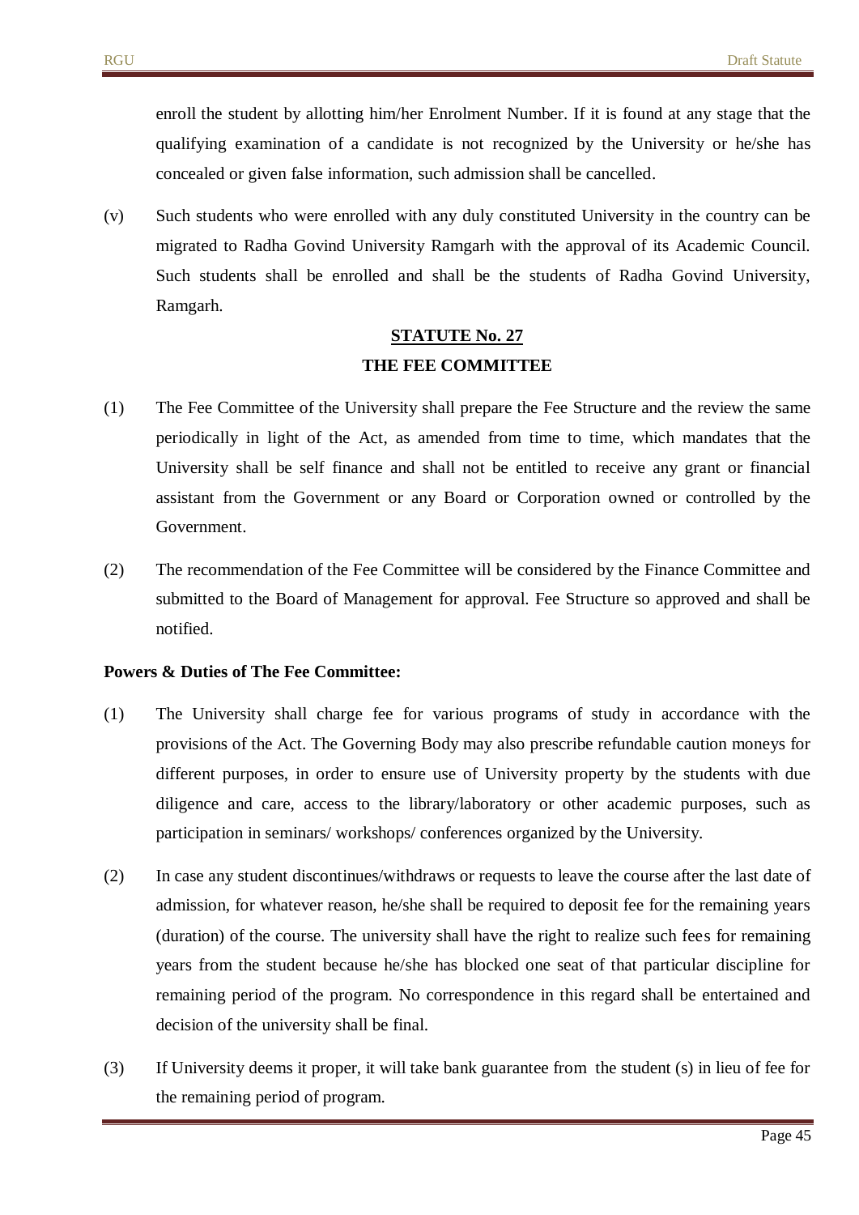enroll the student by allotting him/her Enrolment Number. If it is found at any stage that the qualifying examination of a candidate is not recognized by the University or he/she has concealed or given false information, such admission shall be cancelled.

(v) Such students who were enrolled with any duly constituted University in the country can be migrated to Radha Govind University Ramgarh with the approval of its Academic Council. Such students shall be enrolled and shall be the students of Radha Govind University, Ramgarh.

## STATUTE No. 27

## THE FEE COMMITTEE

(1) The Fee Committee of the University shall prepare the Fee Structure and the review the same periodically in light of the Act, as amended from time to time, which mandates that the University shall be self finance and shall not be entitled to receive any grant or financial assistant from the Government or any Board or Corporation owned or controlled by the Government.

(2) The recommendation of the Fee Committee will be considered by the Finance Committee and submitted to the Board of Management for approval. Fee Structure so approved and shall be notified.

**Powers & Duties of The Fee Committee:**

(1) The University shall charge fee for various programs of study in accordance with the provisions of the Act. The Governing Body may also prescribe refundable caution moneys for different purposes, in order to ensure use of University property by the students with due diligence and care, access to the library/laboratory or other academic purposes, such as participation in seminars/ workshops/ conferences organized by the University.

(2) In case any student discontinues/withdraws or requests to leave the course after the last date of admission, for whatever reason, he/she shall be required to deposit fee for the remaining years (duration) of the course. The university shall have the right to realize such fees for remaining years from the student because he/she has blocked one seat of that particular discipline for remaining period of the program. No correspondence in this regard shall be entertained and decision of the university shall be final.

(3) If University deems it proper, it will take bank guarantee from the student (s) in lieu of fee for the remaining period of program.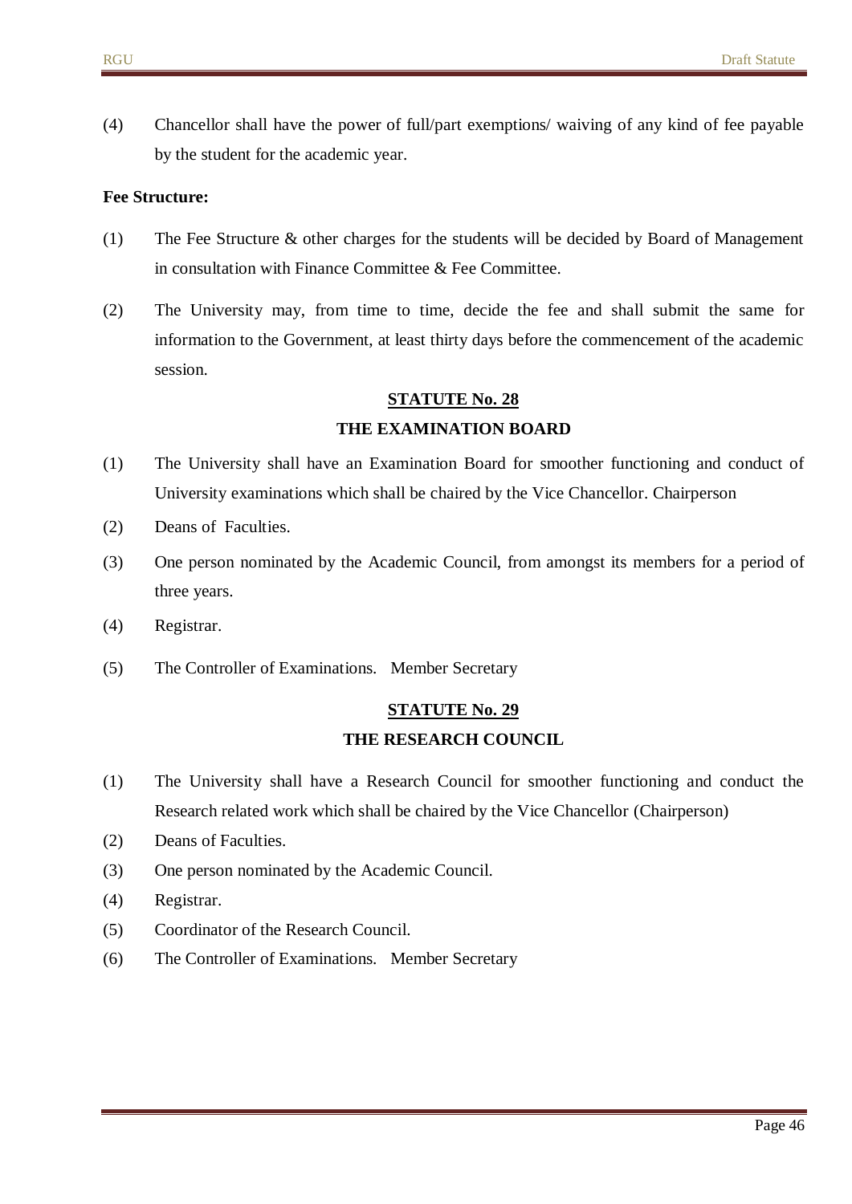(4) Chancellor shall have the power of full/part exemptions/ waiving of any kind of fee payable by the student for the academic year.

**Fee Structure:**

(1) The Fee Structure & other charges for the students will be decided by Board of Management in consultation with Finance Committee & Fee Committee.

(2) The University may, from time to time, decide the fee and shall submit the same for information to the Government, at least thirty days before the commencement of the academic session.

## STATUTE No. 28

## THE EXAMINATION BOARD

(1) The University shall have an Examination Board for smoother functioning and conduct of University examinations which shall be chaired by the Vice Chancellor. Chairperson

(2) Deans of Faculties.

(3) One person nominated by the Academic Council, from amongst its members for a period of three years.

(4) Registrar.

(5) The Controller of Examinations. Member Secretary

## STATUTE No. 29

## THE RESEARCH COUNCIL

(1) The University shall have a Research Council for smoother functioning and conduct the Research related work which shall be chaired by the Vice Chancellor (Chairperson)

(2) Deans of Faculties.

(3) One person nominated by the Academic Council.

(4) Registrar.

(5) Coordinator of the Research Council.

(6) The Controller of Examinations. Member Secretary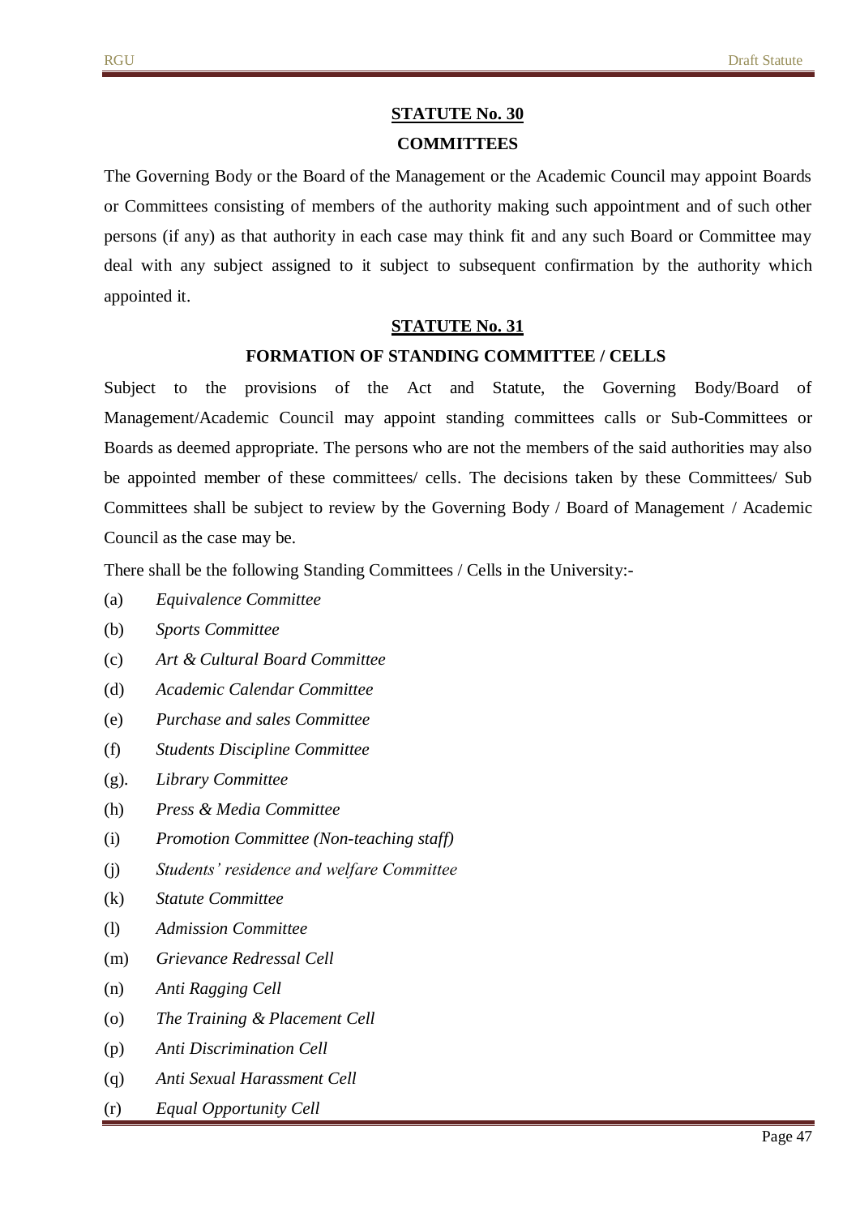## STATUTE No. 30

### COMMITTEES

The Governing Body or the Board of the Management or the Academic Council may appoint Boards or Committees consisting of members of the authority making such appointment and of such other persons (if any) as that authority in each case may think fit and any such Board or Committee may deal with any subject assigned to it subject to subsequent confirmation by the authority which appointed it.

## STATUTE No. 31

### FORMATION OF STANDING COMMITTEE / CELLS

Subject to the provisions of the Act and Statute, the Governing Body/Board of Management/Academic Council may appoint standing committees calls or Sub-Committees or Boards as deemed appropriate. The persons who are not the members of the said authorities may also be appointed member of these committees/ cells. The decisions taken by these Committees/ Sub Committees shall be subject to review by the Governing Body / Board of Management / Academic Council as the case may be.

There shall be the following Standing Committees / Cells in the University:-

(a) *Equivalence Committee*

(b) *Sports Committee*

(c) *Art & Cultural Board Committee*

(d) *Academic Calendar Committee*

(e) *Purchase and sales Committee*

(f) *Students Discipline Committee*

(g). *Library Committee*

(h) *Press & Media Committee*

(i) *Promotion Committee (Non-teaching staff)*

(j) *Students' residence and welfare Committee*

(k) *Statute Committee*

(l) *Admission Committee*

(m) *Grievance Redressal Cell*

(n) *Anti Ragging Cell*

(o) *The Training & Placement Cell*

(p) *Anti Discrimination Cell*

(q) *Anti Sexual Harassment Cell*

(r) *Equal Opportunity Cell*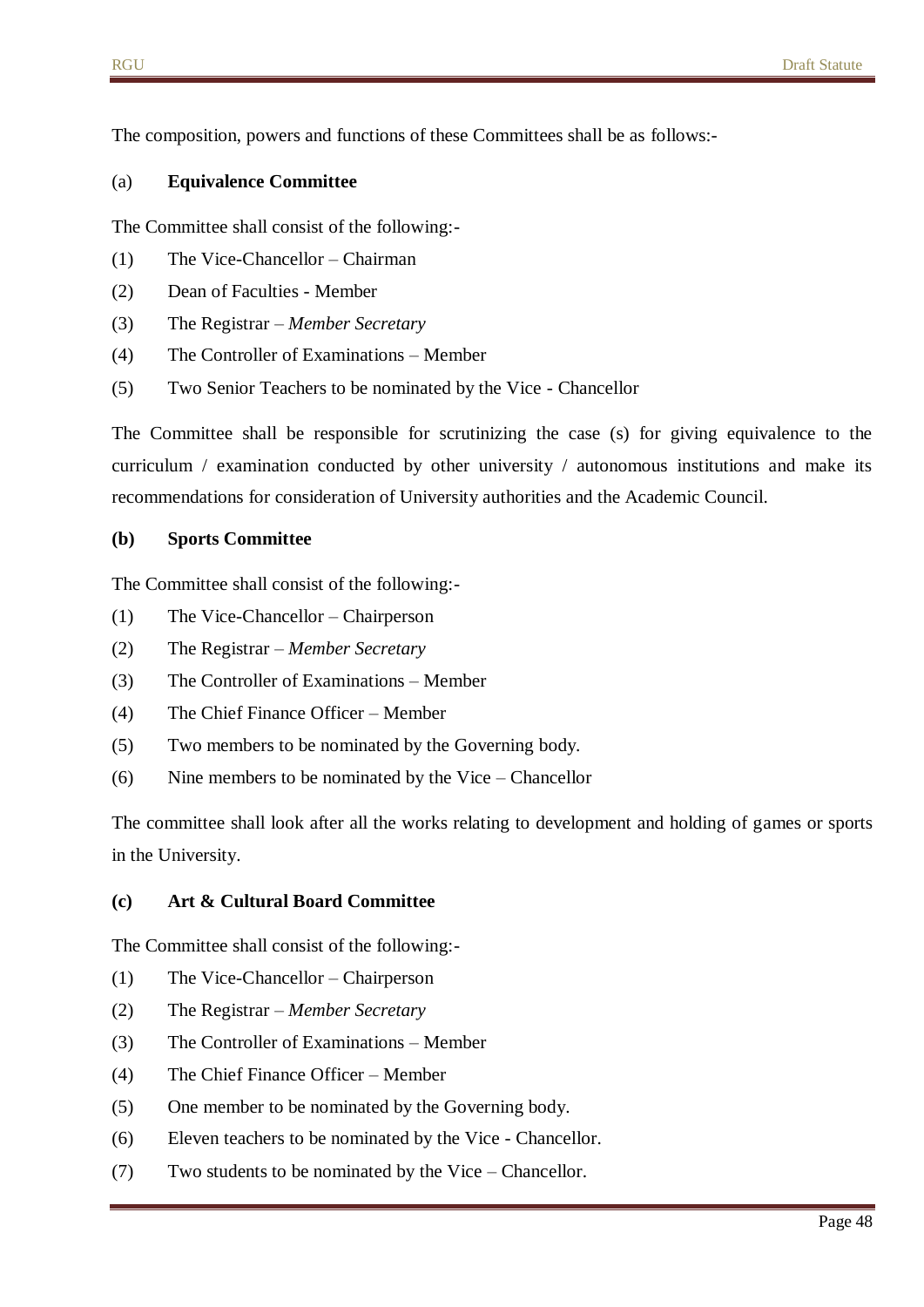The composition, powers and functions of these Committees shall be as follows:-

(a) **Equivalence Committee**

The Committee shall consist of the following:-

(1) The Vice-Chancellor – Chairman

(2) Dean of Faculties - Member

(3) The Registrar – *Member Secretary*

(4) The Controller of Examinations – Member

(5) Two Senior Teachers to be nominated by the Vice - Chancellor

The Committee shall be responsible for scrutinizing the case (s) for giving equivalence to the curriculum / examination conducted by other university / autonomous institutions and make its recommendations for consideration of University authorities and the Academic Council.

**(b) Sports Committee**

The Committee shall consist of the following:-

(1) The Vice-Chancellor – Chairperson

(2) The Registrar – *Member Secretary*

(3) The Controller of Examinations – Member

(4) The Chief Finance Officer – Member

(5) Two members to be nominated by the Governing body.

(6) Nine members to be nominated by the Vice – Chancellor

The committee shall look after all the works relating to development and holding of games or sports in the University.

**(c) Art & Cultural Board Committee**

The Committee shall consist of the following:-

(1) The Vice-Chancellor – Chairperson

(2) The Registrar – *Member Secretary*

(3) The Controller of Examinations – Member

(4) The Chief Finance Officer – Member

(5) One member to be nominated by the Governing body.

(6) Eleven teachers to be nominated by the Vice - Chancellor.

(7) Two students to be nominated by the Vice – Chancellor.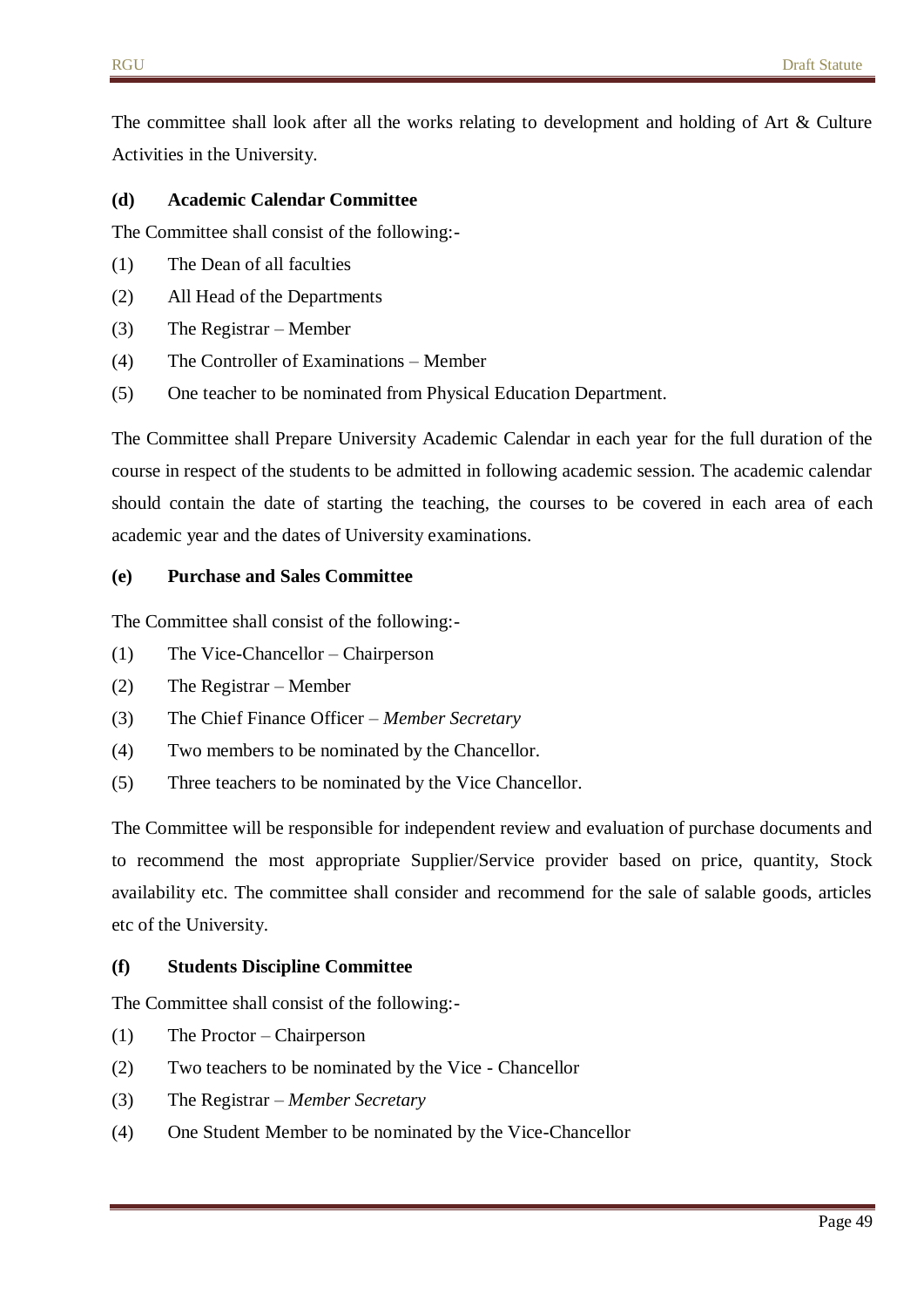The committee shall look after all the works relating to development and holding of Art & Culture Activities in the University.

#### (d) Academic Calendar Committee

The Committee shall consist of the following:-

(1) The Dean of all faculties

(2) All Head of the Departments

(3) The Registrar – Member

(4) The Controller of Examinations – Member

(5) One teacher to be nominated from Physical Education Department.

The Committee shall Prepare University Academic Calendar in each year for the full duration of the course in respect of the students to be admitted in following academic session. The academic calendar should contain the date of starting the teaching, the courses to be covered in each area of each academic year and the dates of University examinations.

#### (e) Purchase and Sales Committee

The Committee shall consist of the following:-

(1) The Vice-Chancellor – Chairperson

(2) The Registrar – Member

(3) The Chief Finance Officer – *Member Secretary*

(4) Two members to be nominated by the Chancellor.

(5) Three teachers to be nominated by the Vice Chancellor.

The Committee will be responsible for independent review and evaluation of purchase documents and to recommend the most appropriate Supplier/Service provider based on price, quantity, Stock availability etc. The committee shall consider and recommend for the sale of salable goods, articles etc of the University.

#### (f) Students Discipline Committee

The Committee shall consist of the following:-

(1) The Proctor – Chairperson

(2) Two teachers to be nominated by the Vice - Chancellor

(3) The Registrar – *Member Secretary*

(4) One Student Member to be nominated by the Vice-Chancellor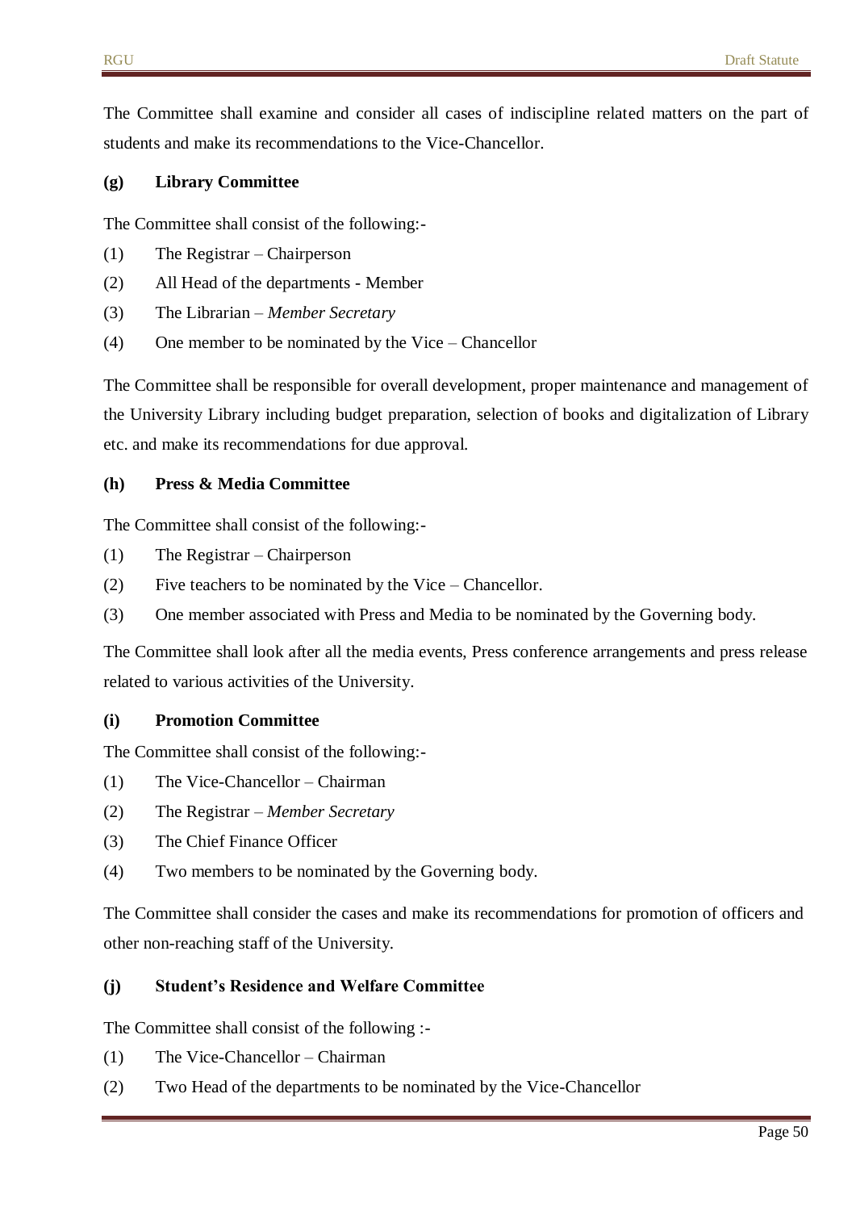The Committee shall examine and consider all cases of indiscipline related matters on the part of students and make its recommendations to the Vice-Chancellor.

**(g) Library Committee**

The Committee shall consist of the following:-

(1) The Registrar – Chairperson

(2) All Head of the departments - Member

(3) The Librarian – *Member Secretary*

(4) One member to be nominated by the Vice – Chancellor

The Committee shall be responsible for overall development, proper maintenance and management of the University Library including budget preparation, selection of books and digitalization of Library etc. and make its recommendations for due approval.

**(h) Press & Media Committee**

The Committee shall consist of the following:-

(1) The Registrar – Chairperson

(2) Five teachers to be nominated by the Vice – Chancellor.

(3) One member associated with Press and Media to be nominated by the Governing body.

The Committee shall look after all the media events, Press conference arrangements and press release related to various activities of the University.

**(i) Promotion Committee**

The Committee shall consist of the following:-

(1) The Vice-Chancellor – Chairman

(2) The Registrar – *Member Secretary*

(3) The Chief Finance Officer

(4) Two members to be nominated by the Governing body.

The Committee shall consider the cases and make its recommendations for promotion of officers and other non-reaching staff of the University.

**(j) Student's Residence and Welfare Committee**

The Committee shall consist of the following :-

(1) The Vice-Chancellor – Chairman

(2) Two Head of the departments to be nominated by the Vice-Chancellor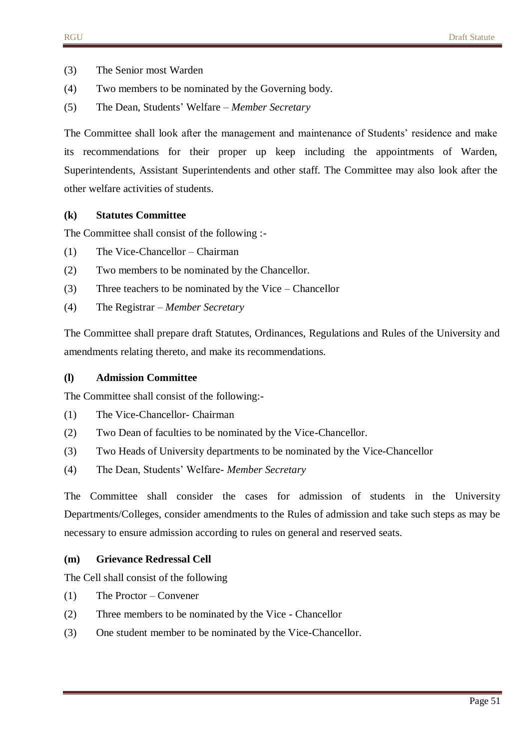(3) The Senior most Warden

(4) Two members to be nominated by the Governing body.

(5) The Dean, Students' Welfare – *Member Secretary*

The Committee shall look after the management and maintenance of Students' residence and make its recommendations for their proper up keep including the appointments of Warden, Superintendents, Assistant Superintendents and other staff. The Committee may also look after the other welfare activities of students.

**(k) Statutes Committee**

The Committee shall consist of the following :-

(1) The Vice-Chancellor – Chairman

(2) Two members to be nominated by the Chancellor.

(3) Three teachers to be nominated by the Vice – Chancellor

(4) The Registrar – *Member Secretary*

The Committee shall prepare draft Statutes, Ordinances, Regulations and Rules of the University and amendments relating thereto, and make its recommendations.

**(l) Admission Committee**

The Committee shall consist of the following:-

(1) The Vice-Chancellor- Chairman

(2) Two Dean of faculties to be nominated by the Vice-Chancellor.

(3) Two Heads of University departments to be nominated by the Vice-Chancellor

(4) The Dean, Students' Welfare- *Member Secretary*

The Committee shall consider the cases for admission of students in the University Departments/Colleges, consider amendments to the Rules of admission and take such steps as may be necessary to ensure admission according to rules on general and reserved seats.

**(m) Grievance Redressal Cell**

The Cell shall consist of the following

(1) The Proctor – Convener

(2) Three members to be nominated by the Vice - Chancellor

(3) One student member to be nominated by the Vice-Chancellor.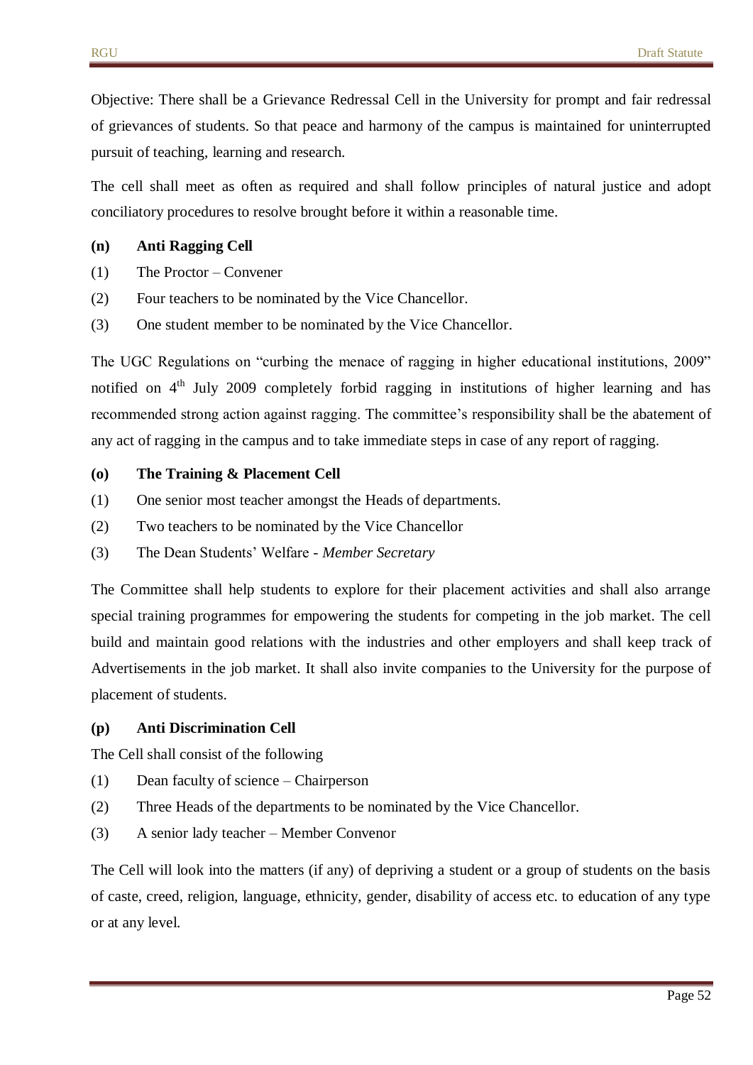Objective: There shall be a Grievance Redressal Cell in the University for prompt and fair redressal of grievances of students. So that peace and harmony of the campus is maintained for uninterrupted pursuit of teaching, learning and research.

The cell shall meet as often as required and shall follow principles of natural justice and adopt conciliatory procedures to resolve brought before it within a reasonable time.

**(n) Anti Ragging Cell**

(1) The Proctor – Convener

(2) Four teachers to be nominated by the Vice Chancellor.

(3) One student member to be nominated by the Vice Chancellor.

The UGC Regulations on "curbing the menace of ragging in higher educational institutions, 2009" notified on 4th July 2009 completely forbid ragging in institutions of higher learning and has recommended strong action against ragging. The committee's responsibility shall be the abatement of any act of ragging in the campus and to take immediate steps in case of any report of ragging.

**(o) The Training & Placement Cell**

(1) One senior most teacher amongst the Heads of departments.

(2) Two teachers to be nominated by the Vice Chancellor

(3) The Dean Students' Welfare - *Member Secretary*

The Committee shall help students to explore for their placement activities and shall also arrange special training programmes for empowering the students for competing in the job market. The cell build and maintain good relations with the industries and other employers and shall keep track of Advertisements in the job market. It shall also invite companies to the University for the purpose of placement of students.

**(p) Anti Discrimination Cell**

The Cell shall consist of the following

(1) Dean faculty of science – Chairperson

(2) Three Heads of the departments to be nominated by the Vice Chancellor.

(3) A senior lady teacher – Member Convenor

The Cell will look into the matters (if any) of depriving a student or a group of students on the basis of caste, creed, religion, language, ethnicity, gender, disability of access etc. to education of any type or at any level.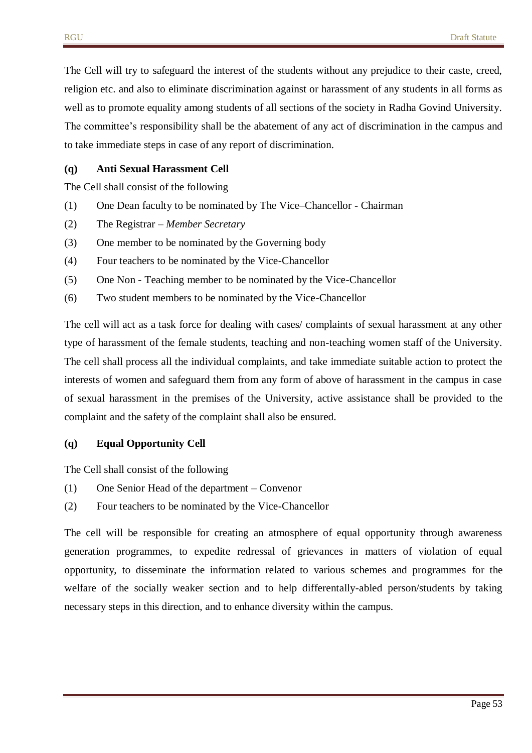The Cell will try to safeguard the interest of the students without any prejudice to their caste, creed, religion etc. and also to eliminate discrimination against or harassment of any students in all forms as well as to promote equality among students of all sections of the society in Radha Govind University. The committee's responsibility shall be the abatement of any act of discrimination in the campus and to take immediate steps in case of any report of discrimination.

**(q) Anti Sexual Harassment Cell**

The Cell shall consist of the following

(1) One Dean faculty to be nominated by The Vice–Chancellor - Chairman

(2) The Registrar – *Member Secretary*

(3) One member to be nominated by the Governing body

(4) Four teachers to be nominated by the Vice-Chancellor

(5) One Non - Teaching member to be nominated by the Vice-Chancellor

(6) Two student members to be nominated by the Vice-Chancellor

The cell will act as a task force for dealing with cases/ complaints of sexual harassment at any other type of harassment of the female students, teaching and non-teaching women staff of the University. The cell shall process all the individual complaints, and take immediate suitable action to protect the interests of women and safeguard them from any form of above of harassment in the campus in case of sexual harassment in the premises of the University, active assistance shall be provided to the complaint and the safety of the complaint shall also be ensured.

**(q) Equal Opportunity Cell**

The Cell shall consist of the following

(1) One Senior Head of the department – Convenor

(2) Four teachers to be nominated by the Vice-Chancellor

The cell will be responsible for creating an atmosphere of equal opportunity through awareness generation programmes, to expedite redressal of grievances in matters of violation of equal opportunity, to disseminate the information related to various schemes and programmes for the welfare of the socially weaker section and to help differentally-abled person/students by taking necessary steps in this direction, and to enhance diversity within the campus.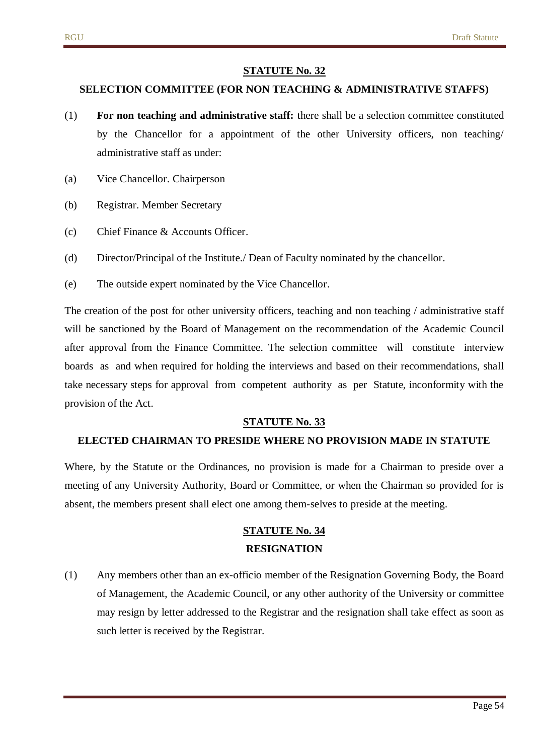## STATUTE No. 32

### SELECTION COMMITTEE (FOR NON TEACHING & ADMINISTRATIVE STAFFS)

(1) **For non teaching and administrative staff:** there shall be a selection committee constituted by the Chancellor for a appointment of the other University officers, non teaching/ administrative staff as under:

(a) Vice Chancellor. Chairperson

(b) Registrar. Member Secretary

(c) Chief Finance & Accounts Officer.

(d) Director/Principal of the Institute./ Dean of Faculty nominated by the chancellor.

(e) The outside expert nominated by the Vice Chancellor.

The creation of the post for other university officers, teaching and non teaching / administrative staff will be sanctioned by the Board of Management on the recommendation of the Academic Council after approval from the Finance Committee. The selection committee will constitute interview boards as and when required for holding the interviews and based on their recommendations, shall take necessary steps for approval from competent authority as per Statute, inconformity with the provision of the Act.

## STATUTE No. 33

### ELECTED CHAIRMAN TO PRESIDE WHERE NO PROVISION MADE IN STATUTE

Where, by the Statute or the Ordinances, no provision is made for a Chairman to preside over a meeting of any University Authority, Board or Committee, or when the Chairman so provided for is absent, the members present shall elect one among them-selves to preside at the meeting.

## STATUTE No. 34

### RESIGNATION

(1) Any members other than an ex-officio member of the Resignation Governing Body, the Board of Management, the Academic Council, or any other authority of the University or committee may resign by letter addressed to the Registrar and the resignation shall take effect as soon as such letter is received by the Registrar.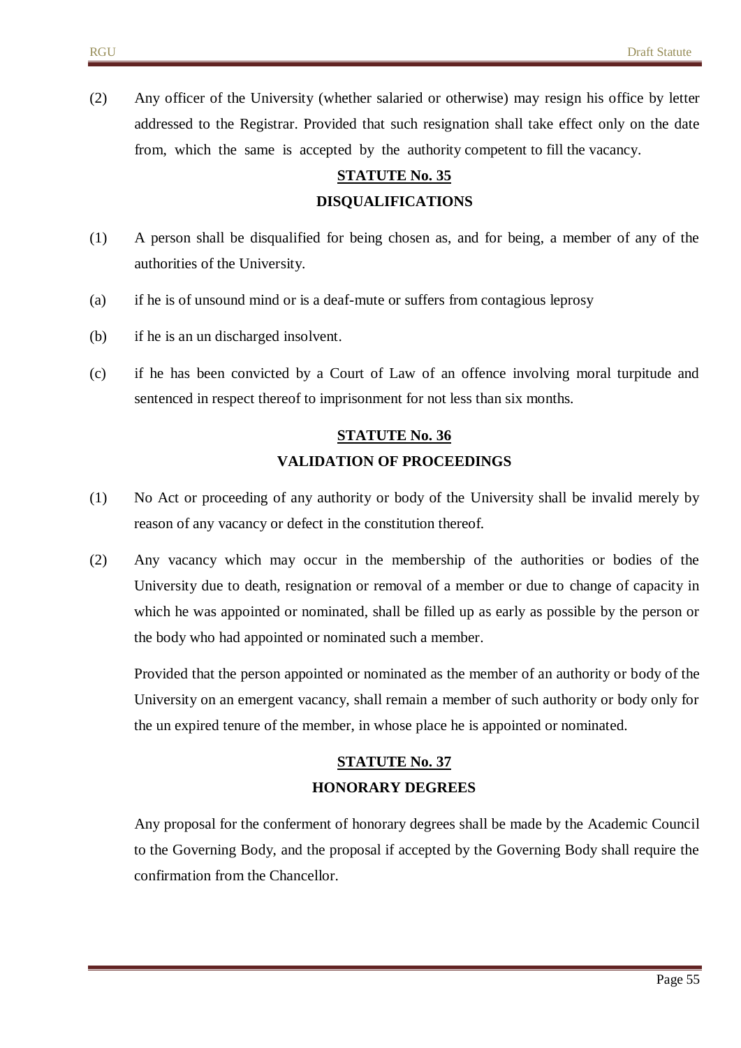(2) Any officer of the University (whether salaried or otherwise) may resign his office by letter addressed to the Registrar. Provided that such resignation shall take effect only on the date from, which the same is accepted by the authority competent to fill the vacancy.

## STATUTE No. 35

### DISQUALIFICATIONS

(1) A person shall be disqualified for being chosen as, and for being, a member of any of the authorities of the University.

(a) if he is of unsound mind or is a deaf-mute or suffers from contagious leprosy

(b) if he is an un discharged insolvent.

(c) if he has been convicted by a Court of Law of an offence involving moral turpitude and sentenced in respect thereof to imprisonment for not less than six months.

## STATUTE No. 36

### VALIDATION OF PROCEEDINGS

(1) No Act or proceeding of any authority or body of the University shall be invalid merely by reason of any vacancy or defect in the constitution thereof.

(2) Any vacancy which may occur in the membership of the authorities or bodies of the University due to death, resignation or removal of a member or due to change of capacity in which he was appointed or nominated, shall be filled up as early as possible by the person or the body who had appointed or nominated such a member.

Provided that the person appointed or nominated as the member of an authority or body of the University on an emergent vacancy, shall remain a member of such authority or body only for the un expired tenure of the member, in whose place he is appointed or nominated.

## STATUTE No. 37

### HONORARY DEGREES

Any proposal for the conferment of honorary degrees shall be made by the Academic Council to the Governing Body, and the proposal if accepted by the Governing Body shall require the confirmation from the Chancellor.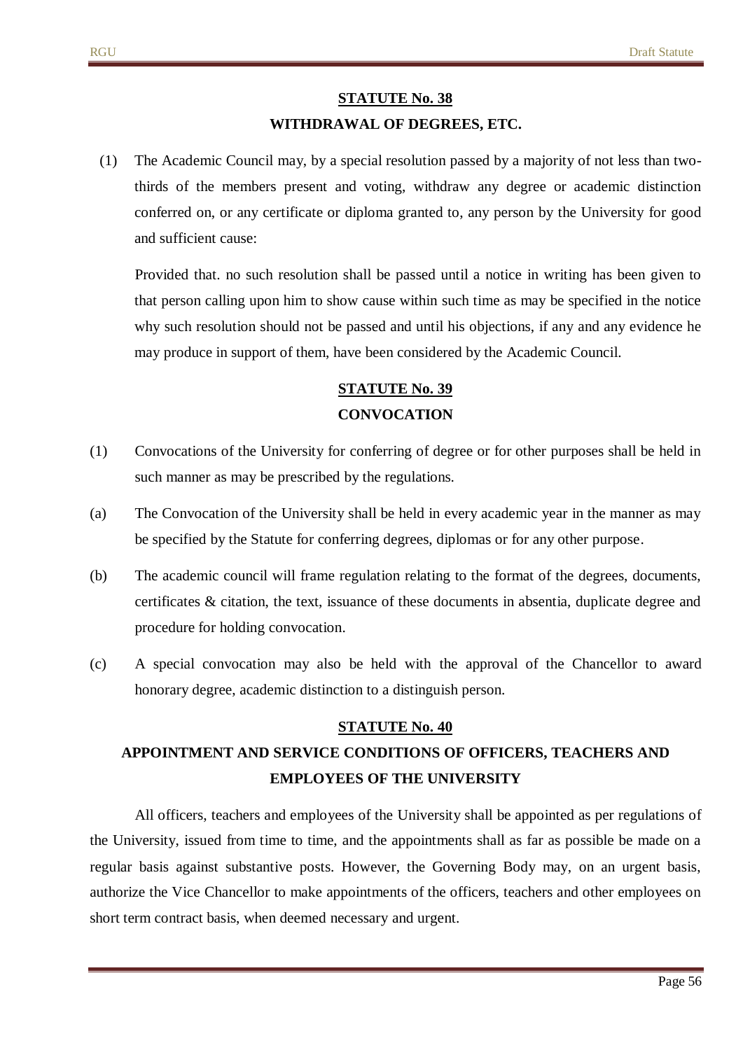## STATUTE No. 38

### WITHDRAWAL OF DEGREES, ETC.

(1) The Academic Council may, by a special resolution passed by a majority of not less than two-thirds of the members present and voting, withdraw any degree or academic distinction conferred on, or any certificate or diploma granted to, any person by the University for good and sufficient cause:

Provided that. no such resolution shall be passed until a notice in writing has been given to that person calling upon him to show cause within such time as may be specified in the notice why such resolution should not be passed and until his objections, if any and any evidence he may produce in support of them, have been considered by the Academic Council.

## STATUTE No. 39

### CONVOCATION

(1) Convocations of the University for conferring of degree or for other purposes shall be held in such manner as may be prescribed by the regulations.

(a) The Convocation of the University shall be held in every academic year in the manner as may be specified by the Statute for conferring degrees, diplomas or for any other purpose.

(b) The academic council will frame regulation relating to the format of the degrees, documents, certificates & citation, the text, issuance of these documents in absentia, duplicate degree and procedure for holding convocation.

(c) A special convocation may also be held with the approval of the Chancellor to award honorary degree, academic distinction to a distinguish person.

## STATUTE No. 40

### APPOINTMENT AND SERVICE CONDITIONS OF OFFICERS, TEACHERS AND EMPLOYEES OF THE UNIVERSITY

All officers, teachers and employees of the University shall be appointed as per regulations of the University, issued from time to time, and the appointments shall as far as possible be made on a regular basis against substantive posts. However, the Governing Body may, on an urgent basis, authorize the Vice Chancellor to make appointments of the officers, teachers and other employees on short term contract basis, when deemed necessary and urgent.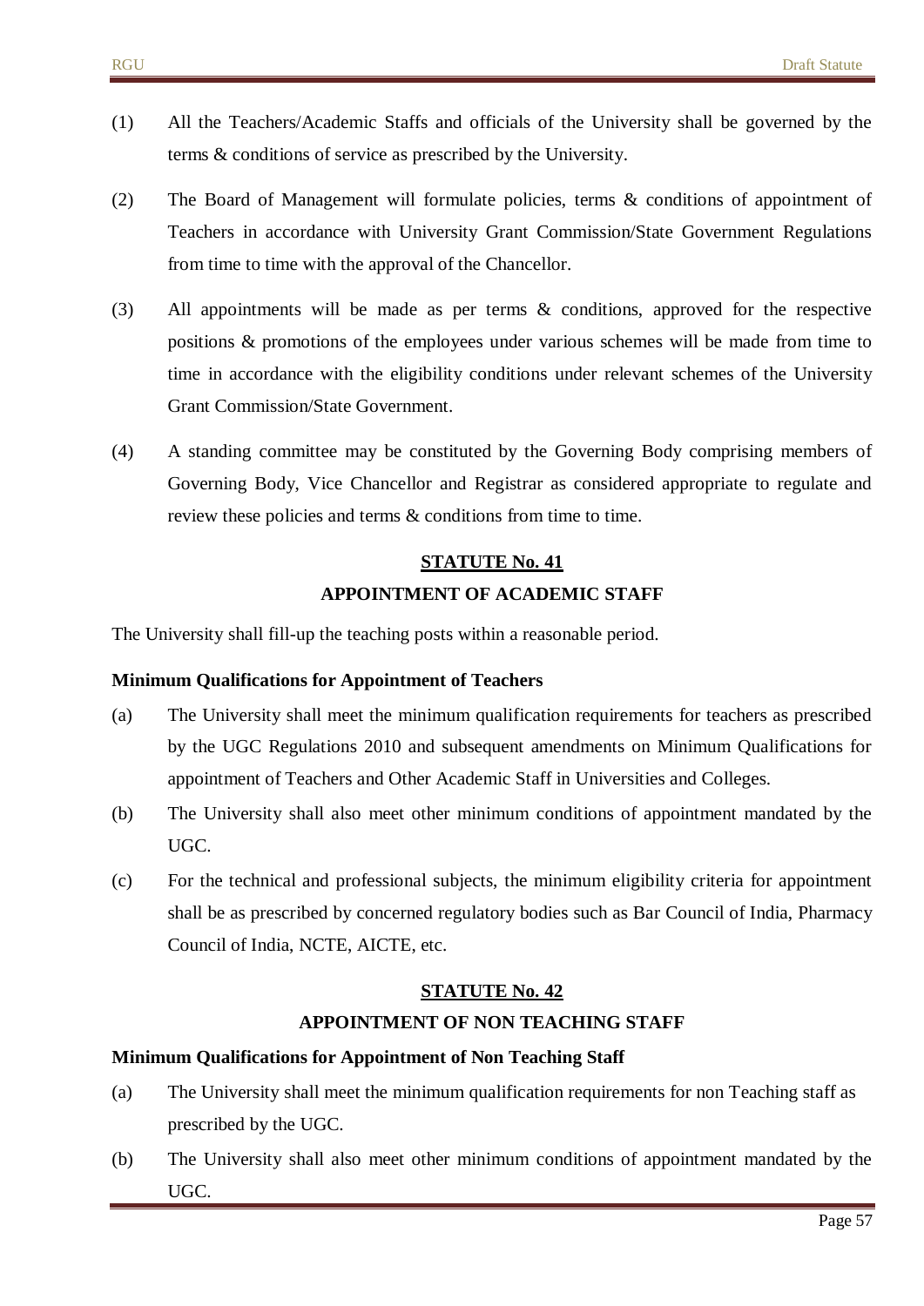(1) All the Teachers/Academic Staffs and officials of the University shall be governed by the terms & conditions of service as prescribed by the University.

(2) The Board of Management will formulate policies, terms & conditions of appointment of Teachers in accordance with University Grant Commission/State Government Regulations from time to time with the approval of the Chancellor.

(3) All appointments will be made as per terms & conditions, approved for the respective positions & promotions of the employees under various schemes will be made from time to time in accordance with the eligibility conditions under relevant schemes of the University Grant Commission/State Government.

(4) A standing committee may be constituted by the Governing Body comprising members of Governing Body, Vice Chancellor and Registrar as considered appropriate to regulate and review these policies and terms & conditions from time to time.

## STATUTE No. 41

## APPOINTMENT OF ACADEMIC STAFF

The University shall fill-up the teaching posts within a reasonable period.

**Minimum Qualifications for Appointment of Teachers**

(a) The University shall meet the minimum qualification requirements for teachers as prescribed by the UGC Regulations 2010 and subsequent amendments on Minimum Qualifications for appointment of Teachers and Other Academic Staff in Universities and Colleges.

(b) The University shall also meet other minimum conditions of appointment mandated by the UGC.

(c) For the technical and professional subjects, the minimum eligibility criteria for appointment shall be as prescribed by concerned regulatory bodies such as Bar Council of India, Pharmacy Council of India, NCTE, AICTE, etc.

## STATUTE No. 42

## APPOINTMENT OF NON TEACHING STAFF

**Minimum Qualifications for Appointment of Non Teaching Staff**

(a) The University shall meet the minimum qualification requirements for non Teaching staff as prescribed by the UGC.

(b) The University shall also meet other minimum conditions of appointment mandated by the UGC.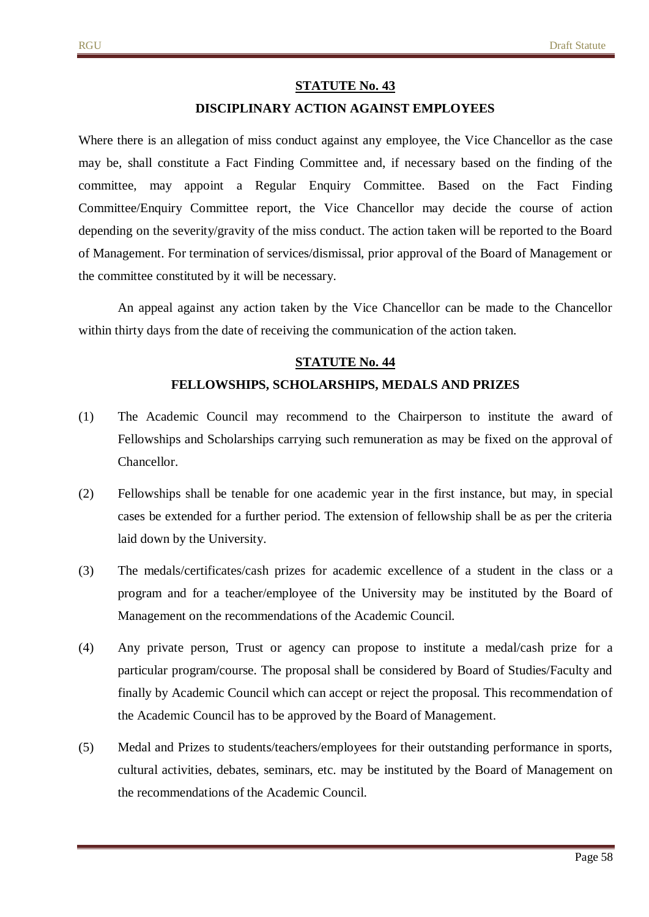## STATUTE No. 43

### DISCIPLINARY ACTION AGAINST EMPLOYEES

Where there is an allegation of miss conduct against any employee, the Vice Chancellor as the case may be, shall constitute a Fact Finding Committee and, if necessary based on the finding of the committee, may appoint a Regular Enquiry Committee. Based on the Fact Finding Committee/Enquiry Committee report, the Vice Chancellor may decide the course of action depending on the severity/gravity of the miss conduct. The action taken will be reported to the Board of Management. For termination of services/dismissal, prior approval of the Board of Management or the committee constituted by it will be necessary.

An appeal against any action taken by the Vice Chancellor can be made to the Chancellor within thirty days from the date of receiving the communication of the action taken.

## STATUTE No. 44

### FELLOWSHIPS, SCHOLARSHIPS, MEDALS AND PRIZES

(1) The Academic Council may recommend to the Chairperson to institute the award of Fellowships and Scholarships carrying such remuneration as may be fixed on the approval of Chancellor.

(2) Fellowships shall be tenable for one academic year in the first instance, but may, in special cases be extended for a further period. The extension of fellowship shall be as per the criteria laid down by the University.

(3) The medals/certificates/cash prizes for academic excellence of a student in the class or a program and for a teacher/employee of the University may be instituted by the Board of Management on the recommendations of the Academic Council.

(4) Any private person, Trust or agency can propose to institute a medal/cash prize for a particular program/course. The proposal shall be considered by Board of Studies/Faculty and finally by Academic Council which can accept or reject the proposal. This recommendation of the Academic Council has to be approved by the Board of Management.

(5) Medal and Prizes to students/teachers/employees for their outstanding performance in sports, cultural activities, debates, seminars, etc. may be instituted by the Board of Management on the recommendations of the Academic Council.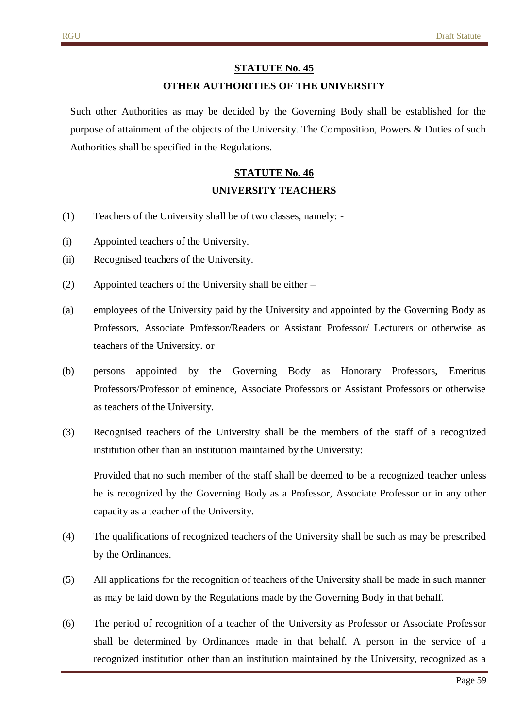## STATUTE No. 45

### OTHER AUTHORITIES OF THE UNIVERSITY

Such other Authorities as may be decided by the Governing Body shall be established for the purpose of attainment of the objects of the University. The Composition, Powers & Duties of such Authorities shall be specified in the Regulations.

## STATUTE No. 46

### UNIVERSITY TEACHERS

(1) Teachers of the University shall be of two classes, namely: -

(i) Appointed teachers of the University.

(ii) Recognised teachers of the University.

(2) Appointed teachers of the University shall be either –

(a) employees of the University paid by the University and appointed by the Governing Body as Professors, Associate Professor/Readers or Assistant Professor/ Lecturers or otherwise as teachers of the University. or

(b) persons appointed by the Governing Body as Honorary Professors, Emeritus Professors/Professor of eminence, Associate Professors or Assistant Professors or otherwise as teachers of the University.

(3) Recognised teachers of the University shall be the members of the staff of a recognized institution other than an institution maintained by the University:

Provided that no such member of the staff shall be deemed to be a recognized teacher unless he is recognized by the Governing Body as a Professor, Associate Professor or in any other capacity as a teacher of the University.

(4) The qualifications of recognized teachers of the University shall be such as may be prescribed by the Ordinances.

(5) All applications for the recognition of teachers of the University shall be made in such manner as may be laid down by the Regulations made by the Governing Body in that behalf.

(6) The period of recognition of a teacher of the University as Professor or Associate Professor shall be determined by Ordinances made in that behalf. A person in the service of a recognized institution other than an institution maintained by the University, recognized as a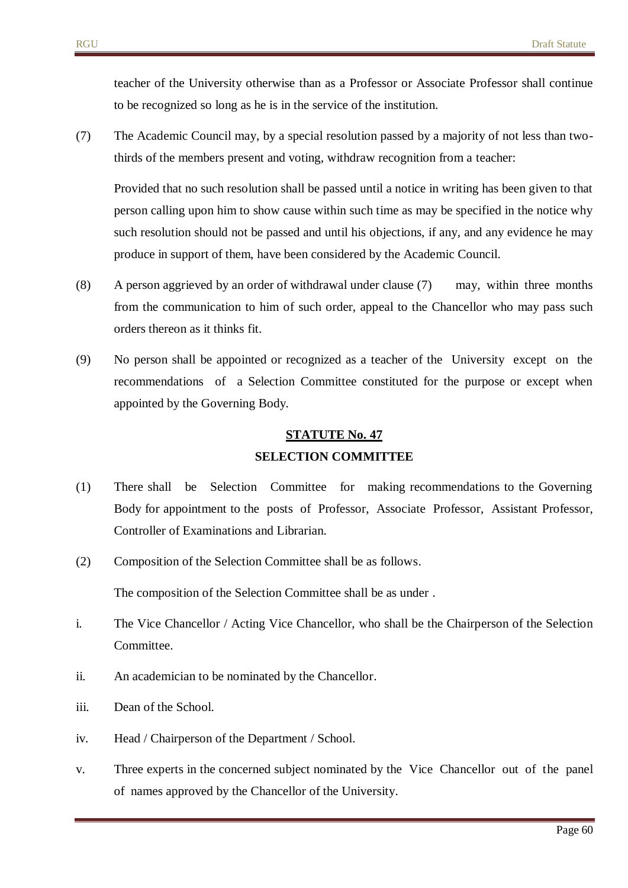teacher of the University otherwise than as a Professor or Associate Professor shall continue to be recognized so long as he is in the service of the institution.

(7) The Academic Council may, by a special resolution passed by a majority of not less than two-thirds of the members present and voting, withdraw recognition from a teacher:

Provided that no such resolution shall be passed until a notice in writing has been given to that person calling upon him to show cause within such time as may be specified in the notice why such resolution should not be passed and until his objections, if any, and any evidence he may produce in support of them, have been considered by the Academic Council.

(8) A person aggrieved by an order of withdrawal under clause (7) may, within three months from the communication to him of such order, appeal to the Chancellor who may pass such orders thereon as it thinks fit.

(9) No person shall be appointed or recognized as a teacher of the University except on the recommendations of a Selection Committee constituted for the purpose or except when appointed by the Governing Body.

## STATUTE No. 47

## SELECTION COMMITTEE

(1) There shall be Selection Committee for making recommendations to the Governing Body for appointment to the posts of Professor, Associate Professor, Assistant Professor, Controller of Examinations and Librarian.

(2) Composition of the Selection Committee shall be as follows.

The composition of the Selection Committee shall be as under .

i. The Vice Chancellor / Acting Vice Chancellor, who shall be the Chairperson of the Selection Committee.

ii. An academician to be nominated by the Chancellor.

iii. Dean of the School.

iv. Head / Chairperson of the Department / School.

v. Three experts in the concerned subject nominated by the Vice Chancellor out of the panel of names approved by the Chancellor of the University.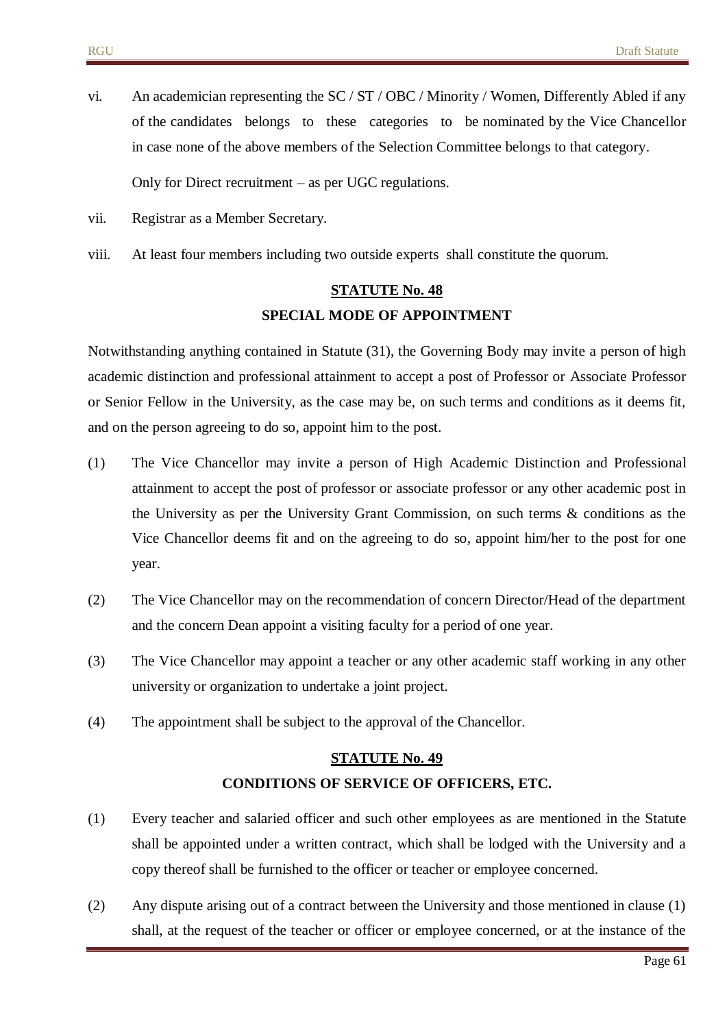vi. An academician representing the SC / ST / OBC / Minority / Women, Differently Abled if any of the candidates belongs to these categories to be nominated by the Vice Chancellor in case none of the above members of the Selection Committee belongs to that category.

    Only for Direct recruitment – as per UGC regulations.

vii. Registrar as a Member Secretary.

viii. At least four members including two outside experts shall constitute the quorum.

## STATUTE No. 48

### SPECIAL MODE OF APPOINTMENT

Notwithstanding anything contained in Statute (31), the Governing Body may invite a person of high academic distinction and professional attainment to accept a post of Professor or Associate Professor or Senior Fellow in the University, as the case may be, on such terms and conditions as it deems fit, and on the person agreeing to do so, appoint him to the post.

(1) The Vice Chancellor may invite a person of High Academic Distinction and Professional attainment to accept the post of professor or associate professor or any other academic post in the University as per the University Grant Commission, on such terms & conditions as the Vice Chancellor deems fit and on the agreeing to do so, appoint him/her to the post for one year.

(2) The Vice Chancellor may on the recommendation of concern Director/Head of the department and the concern Dean appoint a visiting faculty for a period of one year.

(3) The Vice Chancellor may appoint a teacher or any other academic staff working in any other university or organization to undertake a joint project.

(4) The appointment shall be subject to the approval of the Chancellor.

## STATUTE No. 49

### CONDITIONS OF SERVICE OF OFFICERS, ETC.

(1) Every teacher and salaried officer and such other employees as are mentioned in the Statute shall be appointed under a written contract, which shall be lodged with the University and a copy thereof shall be furnished to the officer or teacher or employee concerned.

(2) Any dispute arising out of a contract between the University and those mentioned in clause (1) shall, at the request of the teacher or officer or employee concerned, or at the instance of the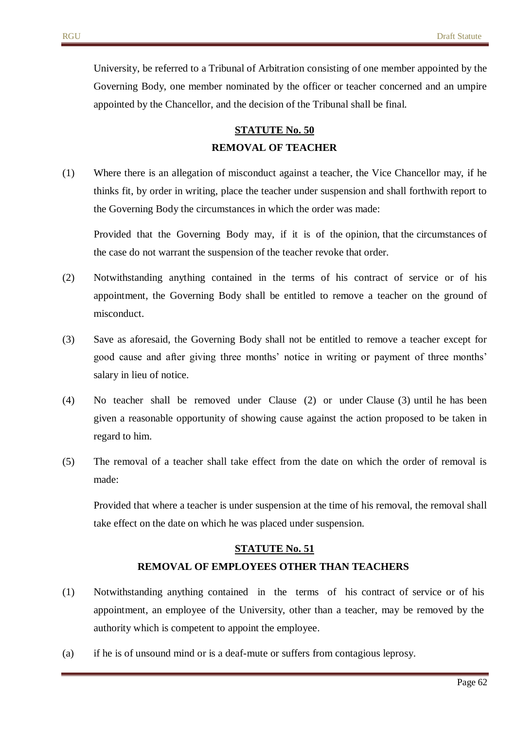University, be referred to a Tribunal of Arbitration consisting of one member appointed by the Governing Body, one member nominated by the officer or teacher concerned and an umpire appointed by the Chancellor, and the decision of the Tribunal shall be final.

## STATUTE No. 50

## REMOVAL OF TEACHER

(1) Where there is an allegation of misconduct against a teacher, the Vice Chancellor may, if he thinks fit, by order in writing, place the teacher under suspension and shall forthwith report to the Governing Body the circumstances in which the order was made:

Provided that the Governing Body may, if it is of the opinion, that the circumstances of the case do not warrant the suspension of the teacher revoke that order.

(2) Notwithstanding anything contained in the terms of his contract of service or of his appointment, the Governing Body shall be entitled to remove a teacher on the ground of misconduct.

(3) Save as aforesaid, the Governing Body shall not be entitled to remove a teacher except for good cause and after giving three months' notice in writing or payment of three months' salary in lieu of notice.

(4) No teacher shall be removed under Clause (2) or under Clause (3) until he has been given a reasonable opportunity of showing cause against the action proposed to be taken in regard to him.

(5) The removal of a teacher shall take effect from the date on which the order of removal is made:

Provided that where a teacher is under suspension at the time of his removal, the removal shall take effect on the date on which he was placed under suspension.

## STATUTE No. 51

## REMOVAL OF EMPLOYEES OTHER THAN TEACHERS

(1) Notwithstanding anything contained in the terms of his contract of service or of his appointment, an employee of the University, other than a teacher, may be removed by the authority which is competent to appoint the employee.

(a) if he is of unsound mind or is a deaf-mute or suffers from contagious leprosy.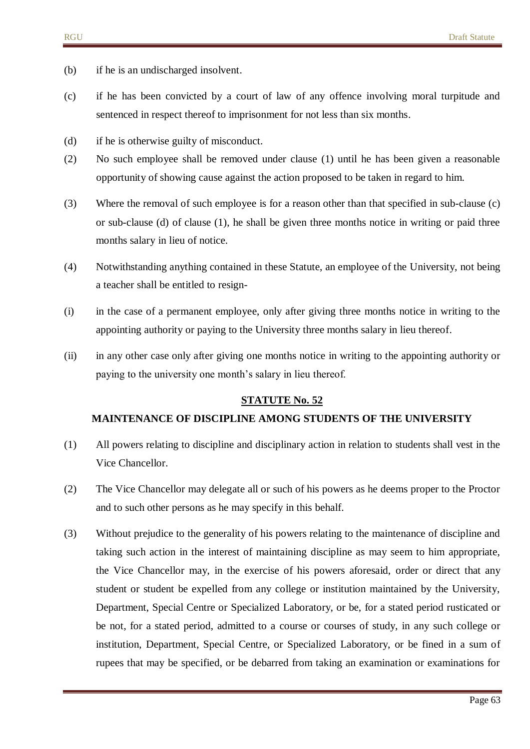(b) if he is an undischarged insolvent.

(c) if he has been convicted by a court of law of any offence involving moral turpitude and sentenced in respect thereof to imprisonment for not less than six months.

(d) if he is otherwise guilty of misconduct.

(2) No such employee shall be removed under clause (1) until he has been given a reasonable opportunity of showing cause against the action proposed to be taken in regard to him.

(3) Where the removal of such employee is for a reason other than that specified in sub-clause (c) or sub-clause (d) of clause (1), he shall be given three months notice in writing or paid three months salary in lieu of notice.

(4) Notwithstanding anything contained in these Statute, an employee of the University, not being a teacher shall be entitled to resign-

(i) in the case of a permanent employee, only after giving three months notice in writing to the appointing authority or paying to the University three months salary in lieu thereof.

(ii) in any other case only after giving one months notice in writing to the appointing authority or paying to the university one month's salary in lieu thereof.

## STATUTE No. 52

### MAINTENANCE OF DISCIPLINE AMONG STUDENTS OF THE UNIVERSITY

(1) All powers relating to discipline and disciplinary action in relation to students shall vest in the Vice Chancellor.

(2) The Vice Chancellor may delegate all or such of his powers as he deems proper to the Proctor and to such other persons as he may specify in this behalf.

(3) Without prejudice to the generality of his powers relating to the maintenance of discipline and taking such action in the interest of maintaining discipline as may seem to him appropriate, the Vice Chancellor may, in the exercise of his powers aforesaid, order or direct that any student or student be expelled from any college or institution maintained by the University, Department, Special Centre or Specialized Laboratory, or be, for a stated period rusticated or be not, for a stated period, admitted to a course or courses of study, in any such college or institution, Department, Special Centre, or Specialized Laboratory, or be fined in a sum of rupees that may be specified, or be debarred from taking an examination or examinations for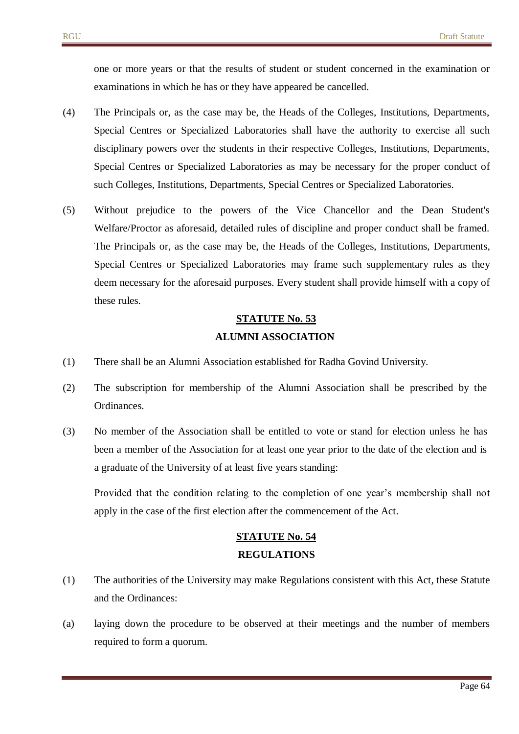one or more years or that the results of student or student concerned in the examination or examinations in which he has or they have appeared be cancelled.

(4) The Principals or, as the case may be, the Heads of the Colleges, Institutions, Departments, Special Centres or Specialized Laboratories shall have the authority to exercise all such disciplinary powers over the students in their respective Colleges, Institutions, Departments, Special Centres or Specialized Laboratories as may be necessary for the proper conduct of such Colleges, Institutions, Departments, Special Centres or Specialized Laboratories.

(5) Without prejudice to the powers of the Vice Chancellor and the Dean Student's Welfare/Proctor as aforesaid, detailed rules of discipline and proper conduct shall be framed. The Principals or, as the case may be, the Heads of the Colleges, Institutions, Departments, Special Centres or Specialized Laboratories may frame such supplementary rules as they deem necessary for the aforesaid purposes. Every student shall provide himself with a copy of these rules.

## STATUTE No. 53

## ALUMNI ASSOCIATION

(1) There shall be an Alumni Association established for Radha Govind University.

(2) The subscription for membership of the Alumni Association shall be prescribed by the Ordinances.

(3) No member of the Association shall be entitled to vote or stand for election unless he has been a member of the Association for at least one year prior to the date of the election and is a graduate of the University of at least five years standing:

Provided that the condition relating to the completion of one year's membership shall not apply in the case of the first election after the commencement of the Act.

## STATUTE No. 54

## REGULATIONS

(1) The authorities of the University may make Regulations consistent with this Act, these Statute and the Ordinances:

(a) laying down the procedure to be observed at their meetings and the number of members required to form a quorum.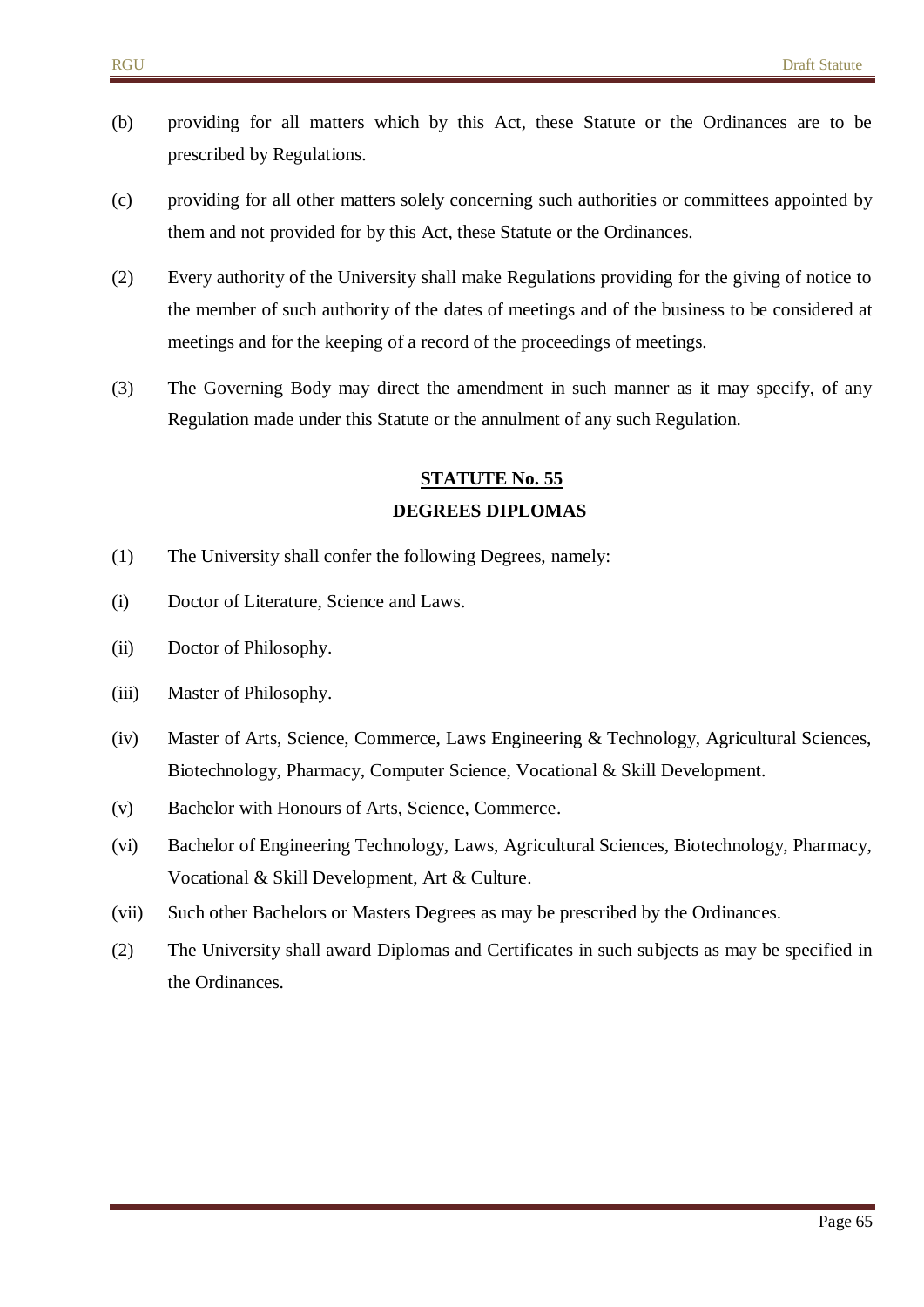(b) providing for all matters which by this Act, these Statute or the Ordinances are to be prescribed by Regulations.

(c) providing for all other matters solely concerning such authorities or committees appointed by them and not provided for by this Act, these Statute or the Ordinances.

(2) Every authority of the University shall make Regulations providing for the giving of notice to the member of such authority of the dates of meetings and of the business to be considered at meetings and for the keeping of a record of the proceedings of meetings.

(3) The Governing Body may direct the amendment in such manner as it may specify, of any Regulation made under this Statute or the annulment of any such Regulation.

## STATUTE No. 55

## DEGREES DIPLOMAS

(1) The University shall confer the following Degrees, namely:

(i) Doctor of Literature, Science and Laws.

(ii) Doctor of Philosophy.

(iii) Master of Philosophy.

(iv) Master of Arts, Science, Commerce, Laws Engineering & Technology, Agricultural Sciences, Biotechnology, Pharmacy, Computer Science, Vocational & Skill Development.

(v) Bachelor with Honours of Arts, Science, Commerce.

(vi) Bachelor of Engineering Technology, Laws, Agricultural Sciences, Biotechnology, Pharmacy, Vocational & Skill Development, Art & Culture.

(vii) Such other Bachelors or Masters Degrees as may be prescribed by the Ordinances.

(2) The University shall award Diplomas and Certificates in such subjects as may be specified in the Ordinances.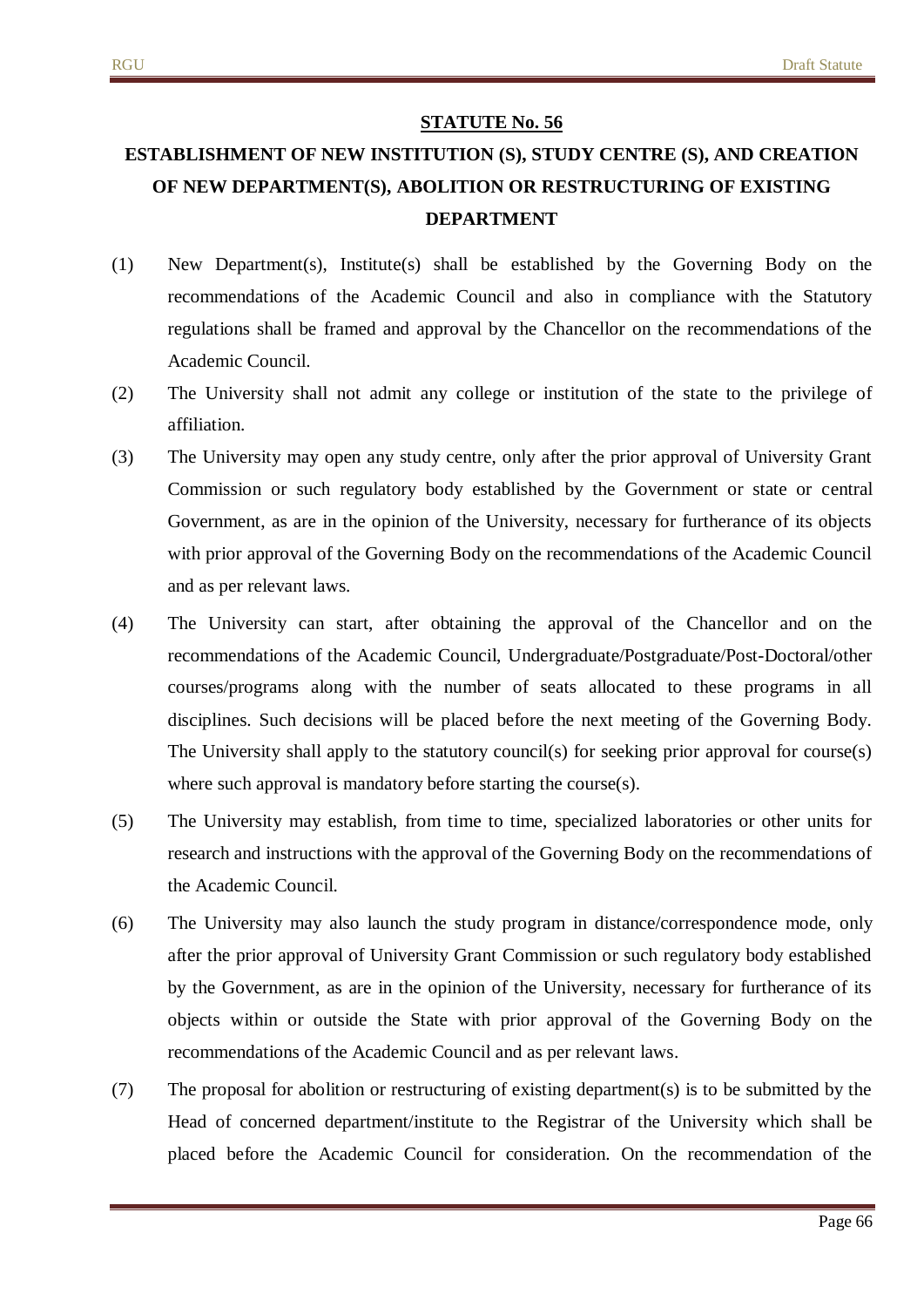**STATUTE No. 56**

**ESTABLISHMENT OF NEW INSTITUTION (S), STUDY CENTRE (S), AND CREATION OF NEW DEPARTMENT(S), ABOLITION OR RESTRUCTURING OF EXISTING DEPARTMENT**

(1) New Department(s), Institute(s) shall be established by the Governing Body on the recommendations of the Academic Council and also in compliance with the Statutory regulations shall be framed and approval by the Chancellor on the recommendations of the Academic Council.

(2) The University shall not admit any college or institution of the state to the privilege of affiliation.

(3) The University may open any study centre, only after the prior approval of University Grant Commission or such regulatory body established by the Government or state or central Government, as are in the opinion of the University, necessary for furtherance of its objects with prior approval of the Governing Body on the recommendations of the Academic Council and as per relevant laws.

(4) The University can start, after obtaining the approval of the Chancellor and on the recommendations of the Academic Council, Undergraduate/Postgraduate/Post-Doctoral/other courses/programs along with the number of seats allocated to these programs in all disciplines. Such decisions will be placed before the next meeting of the Governing Body. The University shall apply to the statutory council(s) for seeking prior approval for course(s) where such approval is mandatory before starting the course(s).

(5) The University may establish, from time to time, specialized laboratories or other units for research and instructions with the approval of the Governing Body on the recommendations of the Academic Council.

(6) The University may also launch the study program in distance/correspondence mode, only after the prior approval of University Grant Commission or such regulatory body established by the Government, as are in the opinion of the University, necessary for furtherance of its objects within or outside the State with prior approval of the Governing Body on the recommendations of the Academic Council and as per relevant laws.

(7) The proposal for abolition or restructuring of existing department(s) is to be submitted by the Head of concerned department/institute to the Registrar of the University which shall be placed before the Academic Council for consideration. On the recommendation of the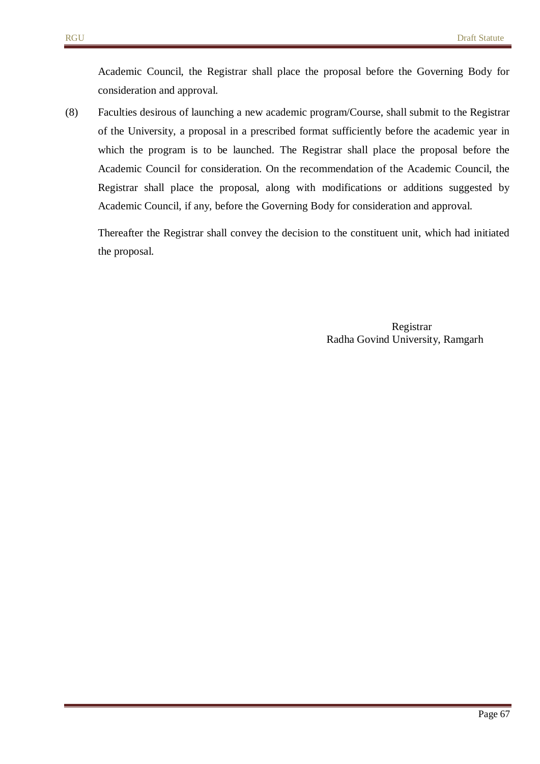Academic Council, the Registrar shall place the proposal before the Governing Body for consideration and approval.

(8) Faculties desirous of launching a new academic program/Course, shall submit to the Registrar of the University, a proposal in a prescribed format sufficiently before the academic year in which the program is to be launched. The Registrar shall place the proposal before the Academic Council for consideration. On the recommendation of the Academic Council, the Registrar shall place the proposal, along with modifications or additions suggested by Academic Council, if any, before the Governing Body for consideration and approval.

Thereafter the Registrar shall convey the decision to the constituent unit, which had initiated the proposal.

Registrar
Radha Govind University, Ramgarh